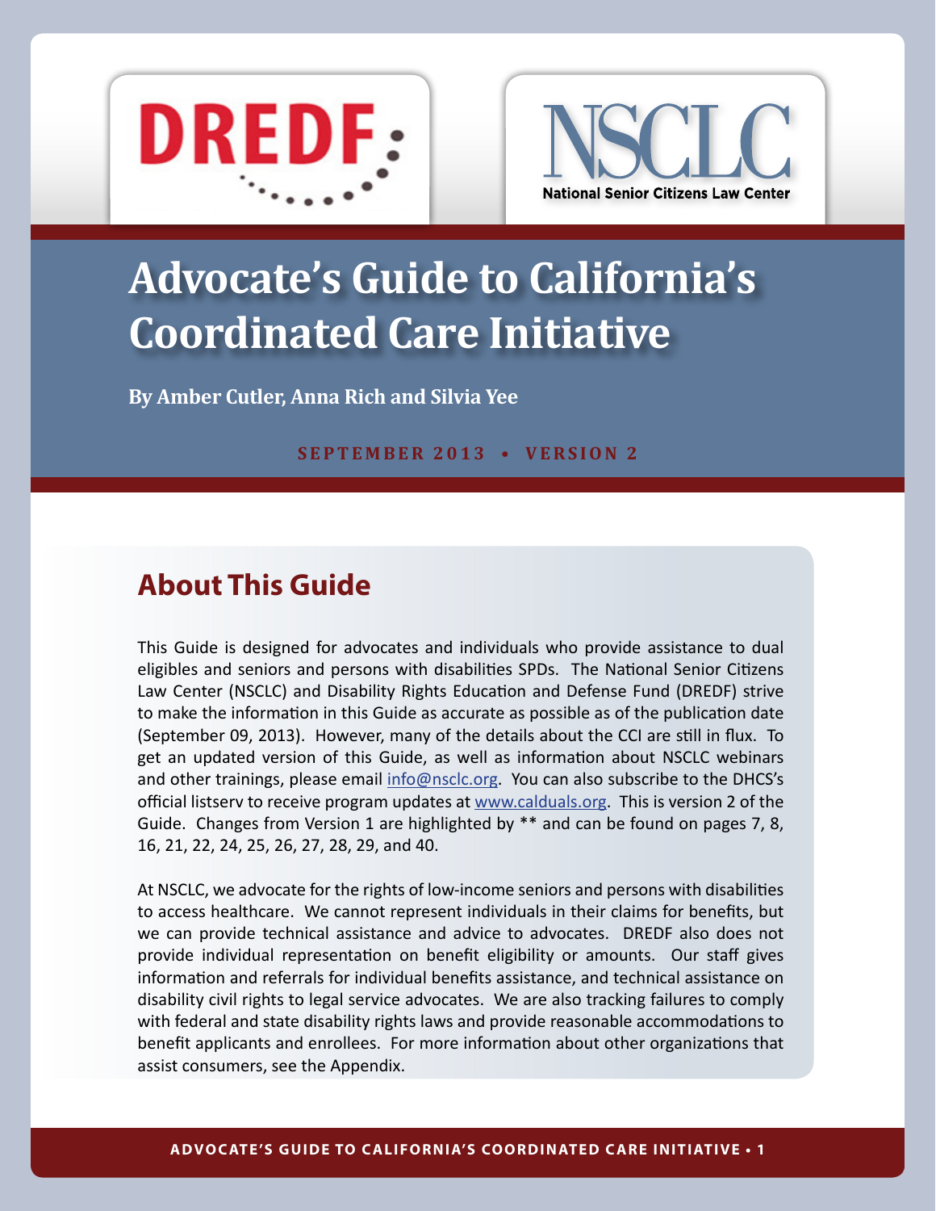DREDF

NSCLC
National Senior Citizens Law Center

# Advocate's Guide to California's Coordinated Care Initiative

**By Amber Cutler, Anna Rich and Silvia Yee**

**SEPTEMBER 2013 • VERSION 2**

## About This Guide

This Guide is designed for advocates and individuals who provide assistance to dual eligibles and seniors and persons with disabilities SPDs. The National Senior Citizens Law Center (NSCLC) and Disability Rights Education and Defense Fund (DREDF) strive to make the information in this Guide as accurate as possible as of the publication date (September 09, 2013). However, many of the details about the CCI are still in flux. To get an updated version of this Guide, as well as information about NSCLC webinars and other trainings, please email info@nsclc.org. You can also subscribe to the DHCS's official listserv to receive program updates at www.calduals.org. This is version 2 of the Guide. Changes from Version 1 are highlighted by ** and can be found on pages 7, 8, 16, 21, 22, 24, 25, 26, 27, 28, 29, and 40.

At NSCLC, we advocate for the rights of low-income seniors and persons with disabilities to access healthcare. We cannot represent individuals in their claims for benefits, but we can provide technical assistance and advice to advocates. DREDF also does not provide individual representation on benefit eligibility or amounts. Our staff gives information and referrals for individual benefits assistance, and technical assistance on disability civil rights to legal service advocates. We are also tracking failures to comply with federal and state disability rights laws and provide reasonable accommodations to benefit applicants and enrollees. For more information about other organizations that assist consumers, see the Appendix.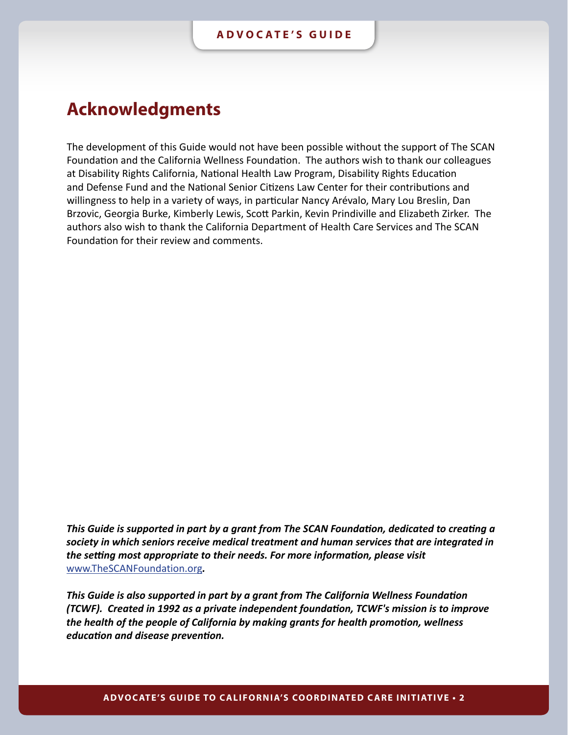## Acknowledgments

The development of this Guide would not have been possible without the support of The SCAN Foundation and the California Wellness Foundation. The authors wish to thank our colleagues at Disability Rights California, National Health Law Program, Disability Rights Education and Defense Fund and the National Senior Citizens Law Center for their contributions and willingness to help in a variety of ways, in particular Nancy Arévalo, Mary Lou Breslin, Dan Brzovic, Georgia Burke, Kimberly Lewis, Scott Parkin, Kevin Prindiville and Elizabeth Zirker. The authors also wish to thank the California Department of Health Care Services and The SCAN Foundation for their review and comments.

***This Guide is supported in part by a grant from The SCAN Foundation, dedicated to creating a society in which seniors receive medical treatment and human services that are integrated in the setting most appropriate to their needs. For more information, please visit*** [www.TheSCANFoundation.org](http://www.TheSCANFoundation.org)***.***

***This Guide is also supported in part by a grant from The California Wellness Foundation (TCWF). Created in 1992 as a private independent foundation, TCWF's mission is to improve the health of the people of California by making grants for health promotion, wellness education and disease prevention.***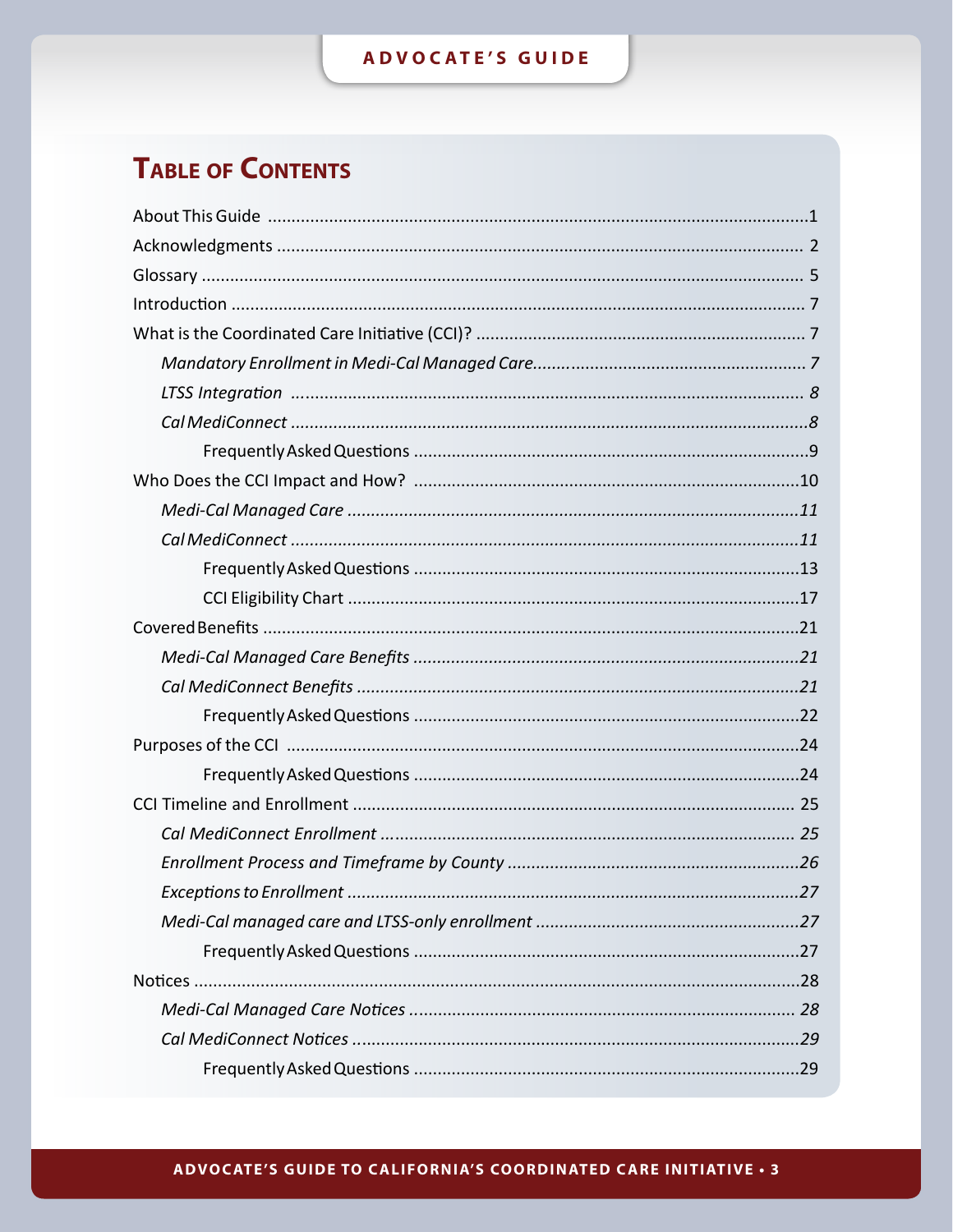# Table of Contents

About This Guide ....................................................................................................................1

Acknowledgments .................................................................................................................. 2

Glossary ................................................................................................................................. 5

Introduction ........................................................................................................................... 7

What is the Coordinated Care Initiative (CCI)? ....................................................................... 7

*Mandatory Enrollment in Medi-Cal Managed Care.......................................................... 7*

*LTSS Integration ............................................................................................................... 8*

*Cal MediConnect ...............................................................................................................8*

Frequently Asked Questions ....................................................................................9

Who Does the CCI Impact and How? ...................................................................................10

*Medi-Cal Managed Care ..................................................................................................11*

*Cal MediConnect ............................................................................................................11*

Frequently Asked Questions ..................................................................................13

CCI Eligibility Chart ................................................................................................17

Covered Benefits ...................................................................................................................21

*Medi-Cal Managed Care Benefits ...................................................................................21*

*Cal MediConnect Benefits ...............................................................................................21*

Frequently Asked Questions ..................................................................................22

Purposes of the CCI ..............................................................................................................24

Frequently Asked Questions ..................................................................................24

CCI Timeline and Enrollment ............................................................................................... 25

*Cal MediConnect Enrollment ......................................................................................... 25*

*Enrollment Process and Timeframe by County ..............................................................26*

*Exceptions to Enrollment ................................................................................................27*

*Medi-Cal managed care and LTSS-only enrollment ........................................................27*

Frequently Asked Questions ..................................................................................27

Notices ..................................................................................................................................28

*Medi-Cal Managed Care Notices ................................................................................... 28*

*Cal MediConnect Notices ...............................................................................................29*

Frequently Asked Questions ..................................................................................29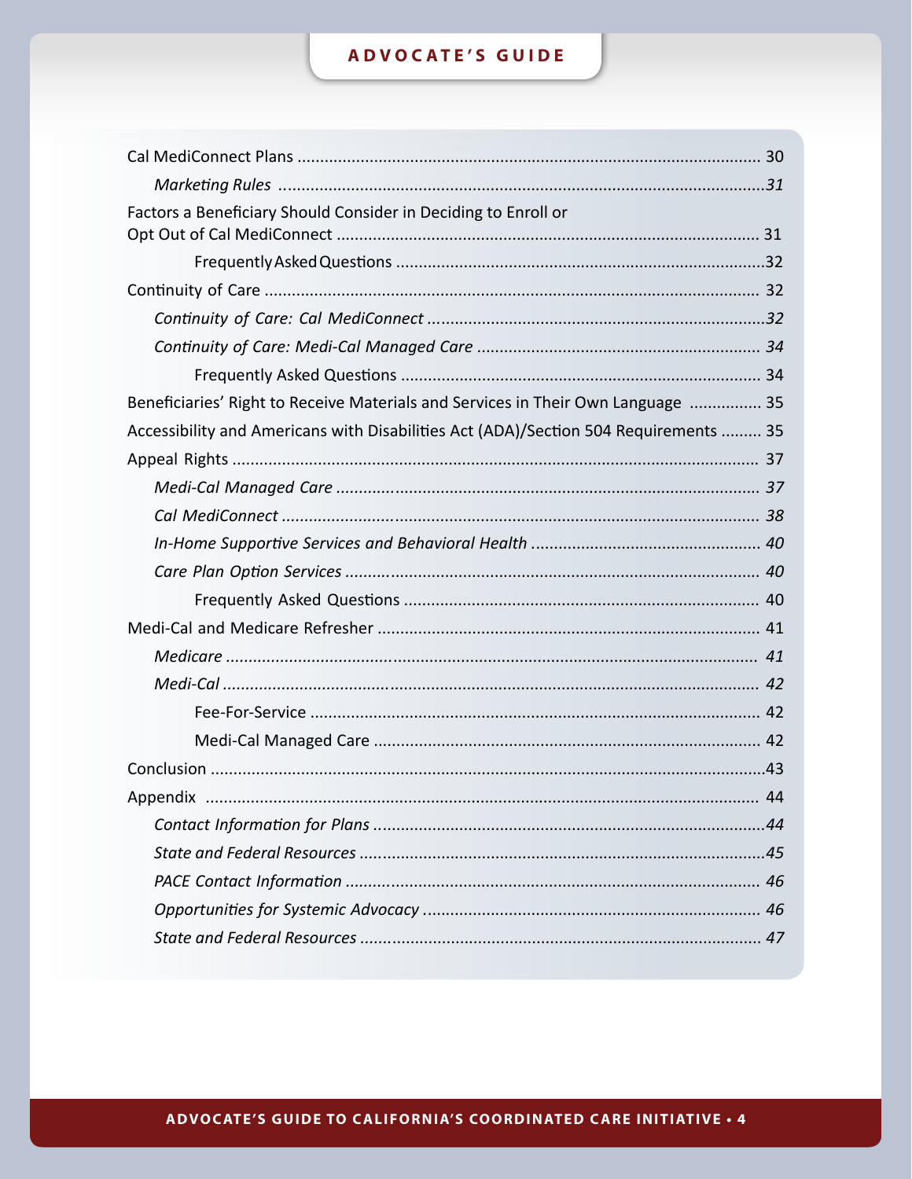Cal MediConnect Plans .................................................................................................... 30

*Marketing Rules* ...........................................................................................................*31*

Factors a Beneficiary Should Consider in Deciding to Enroll or Opt Out of Cal MediConnect ............................................................................................ 31

Frequently Asked Questions ....................................................................................32

Continuity of Care ........................................................................................................... 32

*Continuity of Care: Cal MediConnect* ..........................................................................*32*

*Continuity of Care: Medi-Cal Managed Care* .............................................................. *34*

Frequently Asked Questions ..................................................................................... 34

Beneficiaries' Right to Receive Materials and Services in Their Own Language ................ 35

Accessibility and Americans with Disabilities Act (ADA)/Section 504 Requirements ......... 35

Appeal Rights ................................................................................................................... 37

*Medi-Cal Managed Care* ............................................................................................. *37*

*Cal MediConnect* ........................................................................................................ *38*

*In-Home Supportive Services and Behavioral Health* .................................................. *40*

*Care Plan Option Services* ........................................................................................... *40*

Frequently Asked Questions ..................................................................................... 40

Medi-Cal and Medicare Refresher .................................................................................... 41

*Medicare* .................................................................................................................... *41*

*Medi-Cal* ..................................................................................................................... *42*

Fee-For-Service .................................................................................................... 42

Medi-Cal Managed Care ..................................................................................... 42

Conclusion ........................................................................................................................43

Appendix ......................................................................................................................... 44

*Contact Information for Plans* .....................................................................................*44*

*State and Federal Resources* .........................................................................................*45*

*PACE Contact Information* ........................................................................................... *46*

*Opportunities for Systemic Advocacy* .......................................................................... *46*

*State and Federal Resources* ........................................................................................ *47*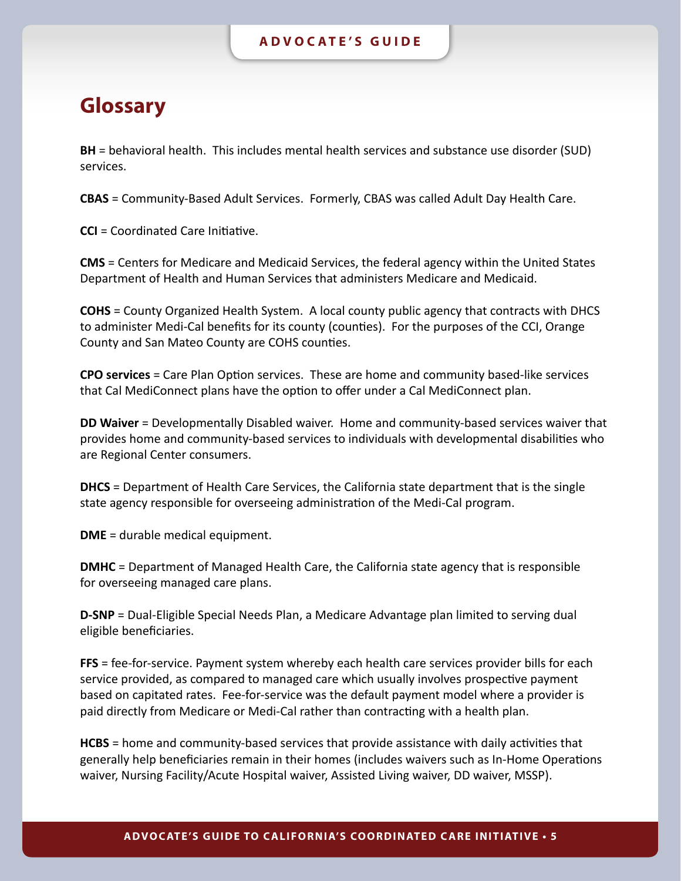## Glossary

**BH** = behavioral health. This includes mental health services and substance use disorder (SUD) services.

**CBAS** = Community-Based Adult Services. Formerly, CBAS was called Adult Day Health Care.

**CCI** = Coordinated Care Initiative.

**CMS** = Centers for Medicare and Medicaid Services, the federal agency within the United States Department of Health and Human Services that administers Medicare and Medicaid.

**COHS** = County Organized Health System. A local county public agency that contracts with DHCS to administer Medi-Cal benefits for its county (counties). For the purposes of the CCI, Orange County and San Mateo County are COHS counties.

**CPO services** = Care Plan Option services. These are home and community based-like services that Cal MediConnect plans have the option to offer under a Cal MediConnect plan.

**DD Waiver** = Developmentally Disabled waiver. Home and community-based services waiver that provides home and community-based services to individuals with developmental disabilities who are Regional Center consumers.

**DHCS** = Department of Health Care Services, the California state department that is the single state agency responsible for overseeing administration of the Medi-Cal program.

**DME** = durable medical equipment.

**DMHC** = Department of Managed Health Care, the California state agency that is responsible for overseeing managed care plans.

**D-SNP** = Dual-Eligible Special Needs Plan, a Medicare Advantage plan limited to serving dual eligible beneficiaries.

**FFS** = fee-for-service. Payment system whereby each health care services provider bills for each service provided, as compared to managed care which usually involves prospective payment based on capitated rates. Fee-for-service was the default payment model where a provider is paid directly from Medicare or Medi-Cal rather than contracting with a health plan.

**HCBS** = home and community-based services that provide assistance with daily activities that generally help beneficiaries remain in their homes (includes waivers such as In-Home Operations waiver, Nursing Facility/Acute Hospital waiver, Assisted Living waiver, DD waiver, MSSP).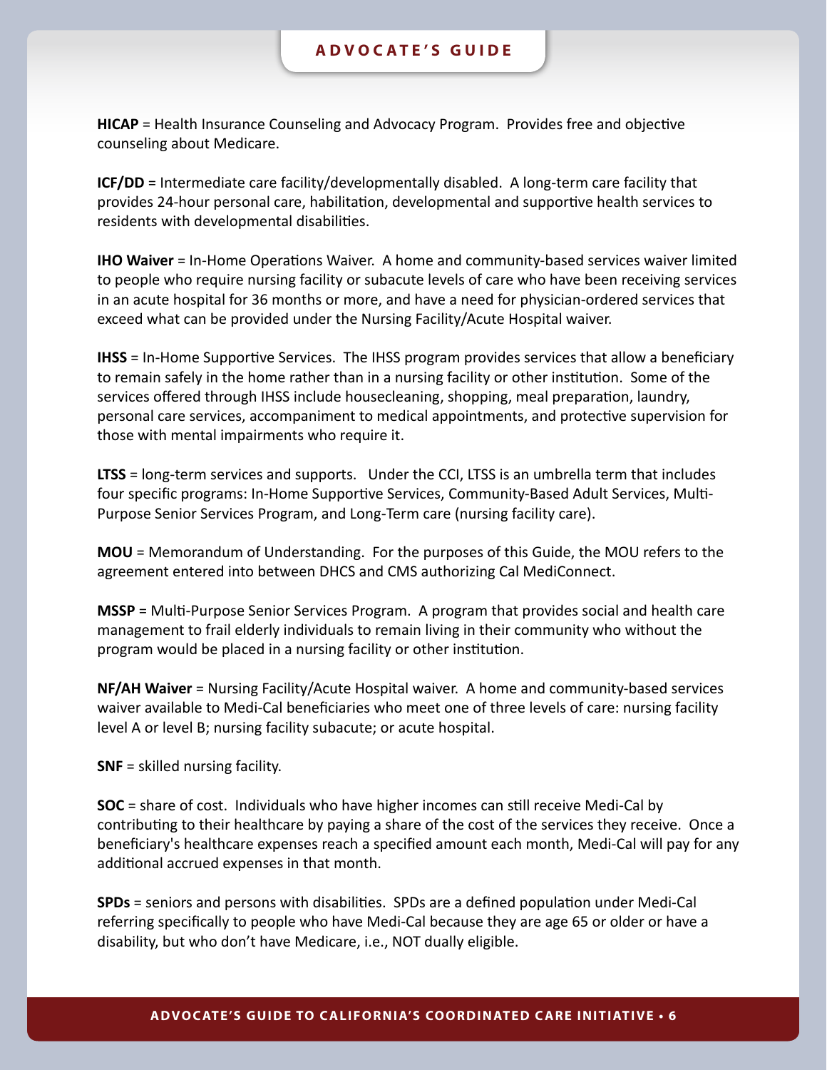**HICAP** = Health Insurance Counseling and Advocacy Program. Provides free and objective counseling about Medicare.

**ICF/DD** = Intermediate care facility/developmentally disabled. A long-term care facility that provides 24-hour personal care, habilitation, developmental and supportive health services to residents with developmental disabilities.

**IHO Waiver** = In-Home Operations Waiver. A home and community-based services waiver limited to people who require nursing facility or subacute levels of care who have been receiving services in an acute hospital for 36 months or more, and have a need for physician-ordered services that exceed what can be provided under the Nursing Facility/Acute Hospital waiver.

**IHSS** = In-Home Supportive Services. The IHSS program provides services that allow a beneficiary to remain safely in the home rather than in a nursing facility or other institution. Some of the services offered through IHSS include housecleaning, shopping, meal preparation, laundry, personal care services, accompaniment to medical appointments, and protective supervision for those with mental impairments who require it.

**LTSS** = long-term services and supports. Under the CCI, LTSS is an umbrella term that includes four specific programs: In-Home Supportive Services, Community-Based Adult Services, Multi-Purpose Senior Services Program, and Long-Term care (nursing facility care).

**MOU** = Memorandum of Understanding. For the purposes of this Guide, the MOU refers to the agreement entered into between DHCS and CMS authorizing Cal MediConnect.

**MSSP** = Multi-Purpose Senior Services Program. A program that provides social and health care management to frail elderly individuals to remain living in their community who without the program would be placed in a nursing facility or other institution.

**NF/AH Waiver** = Nursing Facility/Acute Hospital waiver. A home and community-based services waiver available to Medi-Cal beneficiaries who meet one of three levels of care: nursing facility level A or level B; nursing facility subacute; or acute hospital.

**SNF** = skilled nursing facility.

**SOC** = share of cost. Individuals who have higher incomes can still receive Medi-Cal by contributing to their healthcare by paying a share of the cost of the services they receive. Once a beneficiary's healthcare expenses reach a specified amount each month, Medi-Cal will pay for any additional accrued expenses in that month.

**SPDs** = seniors and persons with disabilities. SPDs are a defined population under Medi-Cal referring specifically to people who have Medi-Cal because they are age 65 or older or have a disability, but who don't have Medicare, i.e., NOT dually eligible.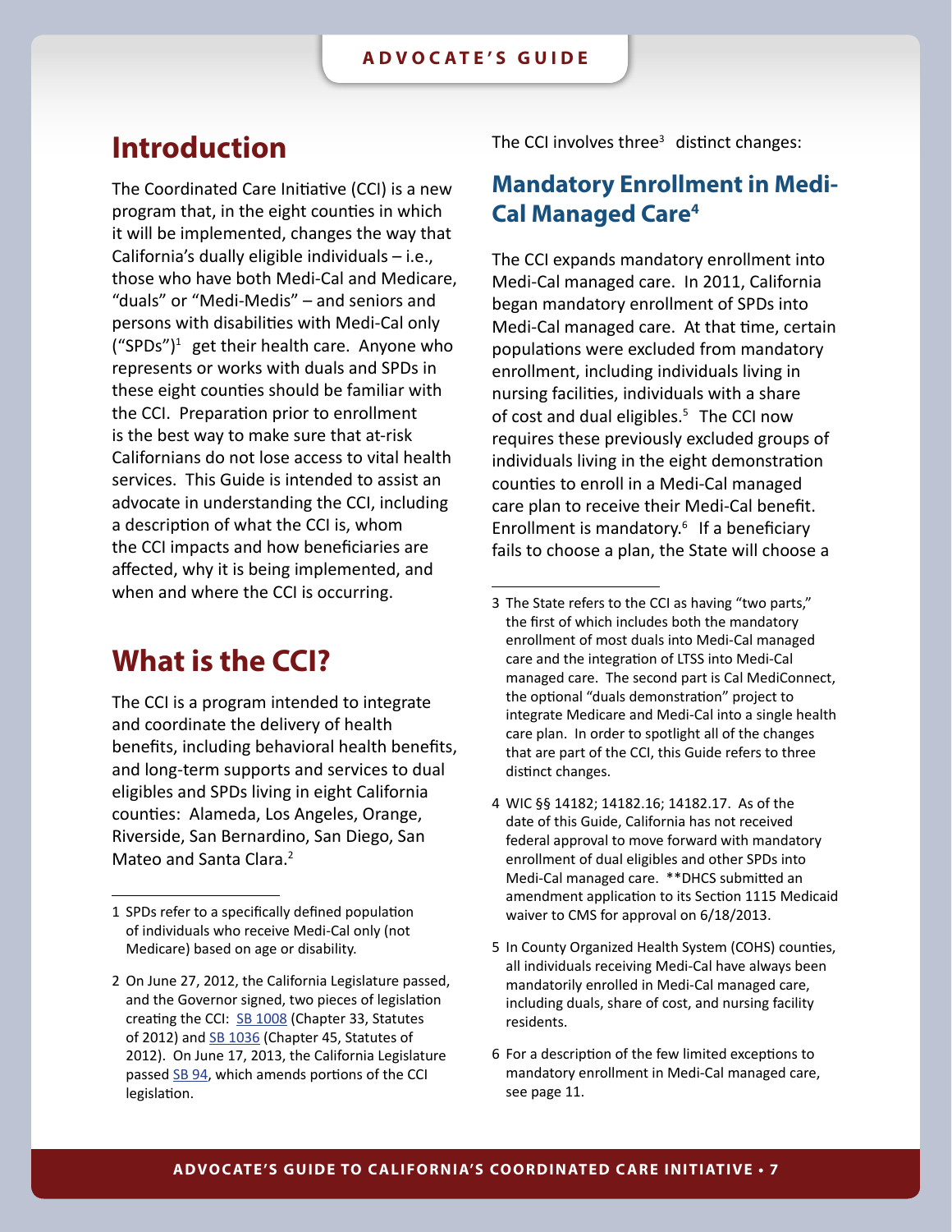# Introduction

The Coordinated Care Initiative (CCI) is a new program that, in the eight counties in which it will be implemented, changes the way that California's dually eligible individuals – i.e., those who have both Medi-Cal and Medicare, "duals" or "Medi-Medis" – and seniors and persons with disabilities with Medi-Cal only ("SPDs")[1] get their health care. Anyone who represents or works with duals and SPDs in these eight counties should be familiar with the CCI. Preparation prior to enrollment is the best way to make sure that at-risk Californians do not lose access to vital health services. This Guide is intended to assist an advocate in understanding the CCI, including a description of what the CCI is, whom the CCI impacts and how beneficiaries are affected, why it is being implemented, and when and where the CCI is occurring.

# What is the CCI?

The CCI is a program intended to integrate and coordinate the delivery of health benefits, including behavioral health benefits, and long-term supports and services to dual eligibles and SPDs living in eight California counties: Alameda, Los Angeles, Orange, Riverside, San Bernardino, San Diego, San Mateo and Santa Clara.[2]

The CCI involves three[3] distinct changes:

## Mandatory Enrollment in Medi-Cal Managed Care[4]

The CCI expands mandatory enrollment into Medi-Cal managed care. In 2011, California began mandatory enrollment of SPDs into Medi-Cal managed care. At that time, certain populations were excluded from mandatory enrollment, including individuals living in nursing facilities, individuals with a share of cost and dual eligibles.[5] The CCI now requires these previously excluded groups of individuals living in the eight demonstration counties to enroll in a Medi-Cal managed care plan to receive their Medi-Cal benefit. Enrollment is mandatory.[6] If a beneficiary fails to choose a plan, the State will choose a

---

1 SPDs refer to a specifically defined population of individuals who receive Medi-Cal only (not Medicare) based on age or disability.

2 On June 27, 2012, the California Legislature passed, and the Governor signed, two pieces of legislation creating the CCI: SB 1008 (Chapter 33, Statutes of 2012) and SB 1036 (Chapter 45, Statutes of 2012). On June 17, 2013, the California Legislature passed SB 94, which amends portions of the CCI legislation.

3 The State refers to the CCI as having "two parts," the first of which includes both the mandatory enrollment of most duals into Medi-Cal managed care and the integration of LTSS into Medi-Cal managed care. The second part is Cal MediConnect, the optional "duals demonstration" project to integrate Medicare and Medi-Cal into a single health care plan. In order to spotlight all of the changes that are part of the CCI, this Guide refers to three distinct changes.

4 WIC §§ 14182; 14182.16; 14182.17. As of the date of this Guide, California has not received federal approval to move forward with mandatory enrollment of dual eligibles and other SPDs into Medi-Cal managed care. **DHCS submitted an amendment application to its Section 1115 Medicaid waiver to CMS for approval on 6/18/2013.

5 In County Organized Health System (COHS) counties, all individuals receiving Medi-Cal have always been mandatorily enrolled in Medi-Cal managed care, including duals, share of cost, and nursing facility residents.

6 For a description of the few limited exceptions to mandatory enrollment in Medi-Cal managed care, see page 11.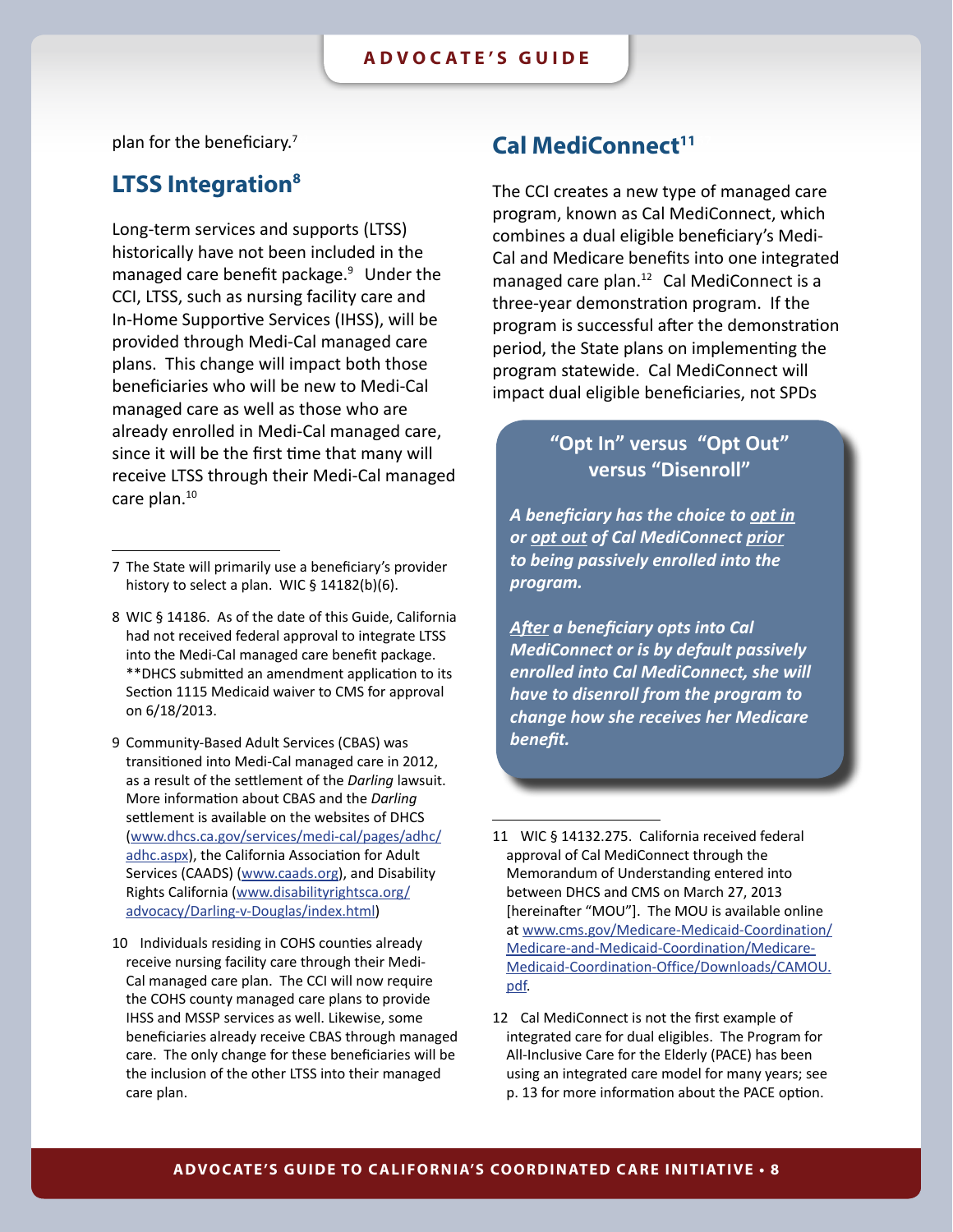plan for the beneficiary.[7]

## LTSS Integration[8]

Long-term services and supports (LTSS) historically have not been included in the managed care benefit package.[9] Under the CCI, LTSS, such as nursing facility care and In-Home Supportive Services (IHSS), will be provided through Medi-Cal managed care plans. This change will impact both those beneficiaries who will be new to Medi-Cal managed care as well as those who are already enrolled in Medi-Cal managed care, since it will be the first time that many will receive LTSS through their Medi-Cal managed care plan.[10]

7 The State will primarily use a beneficiary's provider history to select a plan. WIC § 14182(b)(6).

8 WIC § 14186. As of the date of this Guide, California had not received federal approval to integrate LTSS into the Medi-Cal managed care benefit package. **DHCS submitted an amendment application to its Section 1115 Medicaid waiver to CMS for approval on 6/18/2013.

9 Community-Based Adult Services (CBAS) was transitioned into Medi-Cal managed care in 2012, as a result of the settlement of the *Darling* lawsuit. More information about CBAS and the *Darling* settlement is available on the websites of DHCS (www.dhcs.ca.gov/services/medi-cal/pages/adhc/adhc.aspx), the California Association for Adult Services (CAADS) (www.caads.org), and Disability Rights California (www.disabilityrightsca.org/advocacy/Darling-v-Douglas/index.html)

10 Individuals residing in COHS counties already receive nursing facility care through their Medi-Cal managed care plan. The CCI will now require the COHS county managed care plans to provide IHSS and MSSP services as well. Likewise, some beneficiaries already receive CBAS through managed care. The only change for these beneficiaries will be the inclusion of the other LTSS into their managed care plan.

## Cal MediConnect[11]

The CCI creates a new type of managed care program, known as Cal MediConnect, which combines a dual eligible beneficiary's Medi-Cal and Medicare benefits into one integrated managed care plan.[12] Cal MediConnect is a three-year demonstration program. If the program is successful after the demonstration period, the State plans on implementing the program statewide. Cal MediConnect will impact dual eligible beneficiaries, not SPDs

### "Opt In" versus "Opt Out" versus "Disenroll"

***A beneficiary has the choice to opt in or opt out of Cal MediConnect prior to being passively enrolled into the program.***

***After a beneficiary opts into Cal MediConnect or is by default passively enrolled into Cal MediConnect, she will have to disenroll from the program to change how she receives her Medicare benefit.***

11 WIC § 14132.275. California received federal approval of Cal MediConnect through the Memorandum of Understanding entered into between DHCS and CMS on March 27, 2013 [hereinafter "MOU"]. The MOU is available online at www.cms.gov/Medicare-Medicaid-Coordination/Medicare-and-Medicaid-Coordination/Medicare-Medicaid-Coordination-Office/Downloads/CAMOU.pdf.

12 Cal MediConnect is not the first example of integrated care for dual eligibles. The Program for All-Inclusive Care for the Elderly (PACE) has been using an integrated care model for many years; see p. 13 for more information about the PACE option.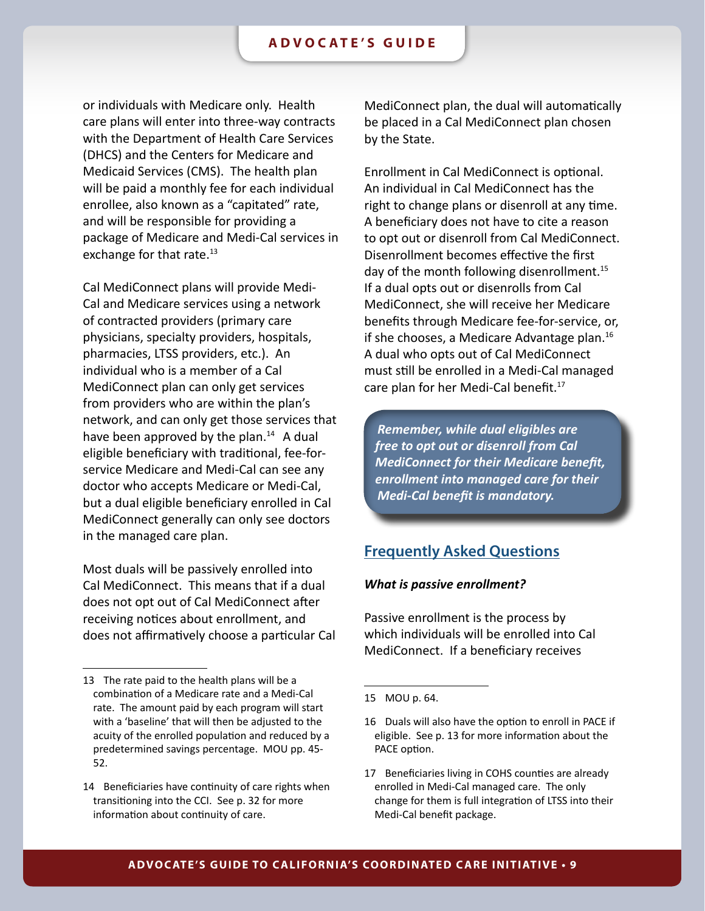or individuals with Medicare only. Health care plans will enter into three-way contracts with the Department of Health Care Services (DHCS) and the Centers for Medicare and Medicaid Services (CMS). The health plan will be paid a monthly fee for each individual enrollee, also known as a "capitated" rate, and will be responsible for providing a package of Medicare and Medi-Cal services in exchange for that rate.[13]

Cal MediConnect plans will provide Medi-Cal and Medicare services using a network of contracted providers (primary care physicians, specialty providers, hospitals, pharmacies, LTSS providers, etc.). An individual who is a member of a Cal MediConnect plan can only get services from providers who are within the plan's network, and can only get those services that have been approved by the plan.[14] A dual eligible beneficiary with traditional, fee-for-service Medicare and Medi-Cal can see any doctor who accepts Medicare or Medi-Cal, but a dual eligible beneficiary enrolled in Cal MediConnect generally can only see doctors in the managed care plan.

Most duals will be passively enrolled into Cal MediConnect. This means that if a dual does not opt out of Cal MediConnect after receiving notices about enrollment, and does not affirmatively choose a particular Cal MediConnect plan, the dual will automatically be placed in a Cal MediConnect plan chosen by the State.

Enrollment in Cal MediConnect is optional. An individual in Cal MediConnect has the right to change plans or disenroll at any time. A beneficiary does not have to cite a reason to opt out or disenroll from Cal MediConnect. Disenrollment becomes effective the first day of the month following disenrollment.[15] If a dual opts out or disenrolls from Cal MediConnect, she will receive her Medicare benefits through Medicare fee-for-service, or, if she chooses, a Medicare Advantage plan.[16] A dual who opts out of Cal MediConnect must still be enrolled in a Medi-Cal managed care plan for her Medi-Cal benefit.[17]

> ***Remember, while dual eligibles are free to opt out or disenroll from Cal MediConnect for their Medicare benefit, enrollment into managed care for their Medi-Cal benefit is mandatory.***

## Frequently Asked Questions

***What is passive enrollment?***

Passive enrollment is the process by which individuals will be enrolled into Cal MediConnect. If a beneficiary receives

---

13 The rate paid to the health plans will be a combination of a Medicare rate and a Medi-Cal rate. The amount paid by each program will start with a 'baseline' that will then be adjusted to the acuity of the enrolled population and reduced by a predetermined savings percentage. MOU pp. 45-52.

14 Beneficiaries have continuity of care rights when transitioning into the CCI. See p. 32 for more information about continuity of care.

15 MOU p. 64.

16 Duals will also have the option to enroll in PACE if eligible. See p. 13 for more information about the PACE option.

17 Beneficiaries living in COHS counties are already enrolled in Medi-Cal managed care. The only change for them is full integration of LTSS into their Medi-Cal benefit package.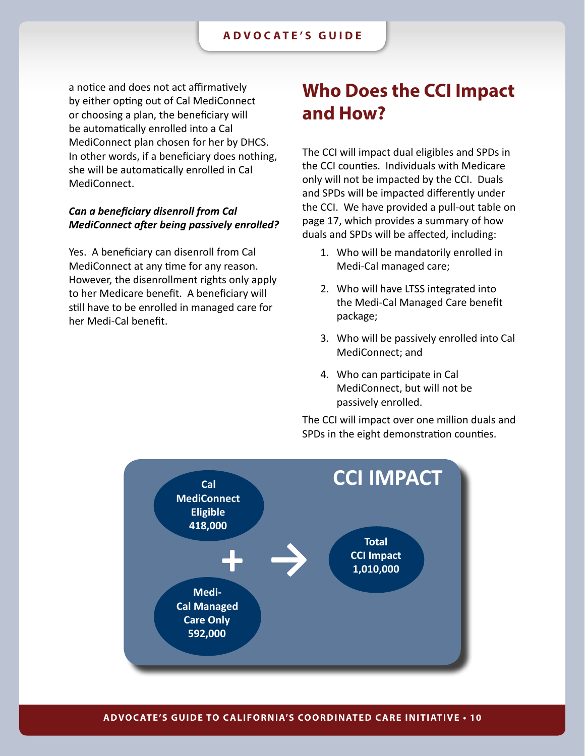a notice and does not act affirmatively by either opting out of Cal MediConnect or choosing a plan, the beneficiary will be automatically enrolled into a Cal MediConnect plan chosen for her by DHCS. In other words, if a beneficiary does nothing, she will be automatically enrolled in Cal MediConnect.

***Can a beneficiary disenroll from Cal MediConnect after being passively enrolled?***

Yes. A beneficiary can disenroll from Cal MediConnect at any time for any reason. However, the disenrollment rights only apply to her Medicare benefit. A beneficiary will still have to be enrolled in managed care for her Medi-Cal benefit.

## Who Does the CCI Impact and How?

The CCI will impact dual eligibles and SPDs in the CCI counties. Individuals with Medicare only will not be impacted by the CCI. Duals and SPDs will be impacted differently under the CCI. We have provided a pull-out table on page 17, which provides a summary of how duals and SPDs will be affected, including:

1. Who will be mandatorily enrolled in Medi-Cal managed care;
2. Who will have LTSS integrated into the Medi-Cal Managed Care benefit package;
3. Who will be passively enrolled into Cal MediConnect; and
4. Who can participate in Cal MediConnect, but will not be passively enrolled.

The CCI will impact over one million duals and SPDs in the eight demonstration counties.

**CCI IMPACT**

**Cal MediConnect Eligible 418,000** + **Medi-Cal Managed Care Only 592,000** → **Total CCI Impact 1,010,000**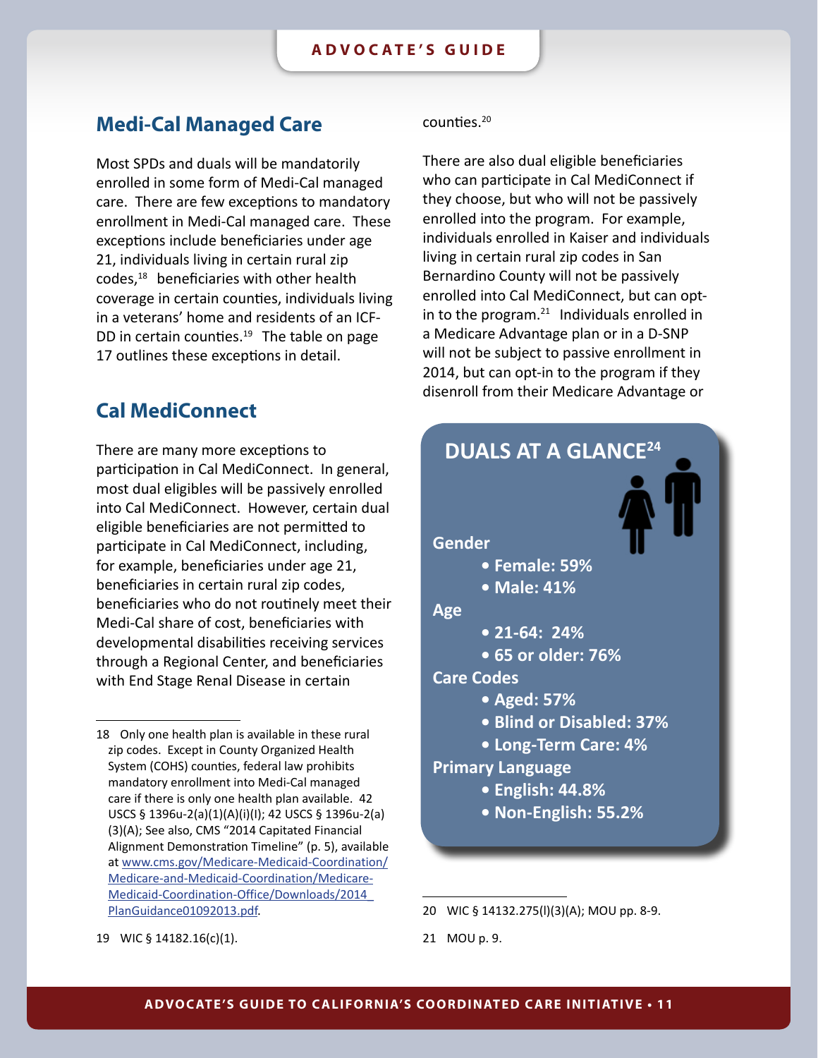## Medi-Cal Managed Care

Most SPDs and duals will be mandatorily enrolled in some form of Medi-Cal managed care. There are few exceptions to mandatory enrollment in Medi-Cal managed care. These exceptions include beneficiaries under age 21, individuals living in certain rural zip codes,[18] beneficiaries with other health coverage in certain counties, individuals living in a veterans' home and residents of an ICF-DD in certain counties.[19] The table on page 17 outlines these exceptions in detail.

## Cal MediConnect

There are many more exceptions to participation in Cal MediConnect. In general, most dual eligibles will be passively enrolled into Cal MediConnect. However, certain dual eligible beneficiaries are not permitted to participate in Cal MediConnect, including, for example, beneficiaries under age 21, beneficiaries in certain rural zip codes, beneficiaries who do not routinely meet their Medi-Cal share of cost, beneficiaries with developmental disabilities receiving services through a Regional Center, and beneficiaries with End Stage Renal Disease in certain counties.[20]

There are also dual eligible beneficiaries who can participate in Cal MediConnect if they choose, but who will not be passively enrolled into the program. For example, individuals enrolled in Kaiser and individuals living in certain rural zip codes in San Bernardino County will not be passively enrolled into Cal MediConnect, but can opt-in to the program.[21] Individuals enrolled in a Medicare Advantage plan or in a D-SNP will not be subject to passive enrollment in 2014, but can opt-in to the program if they disenroll from their Medicare Advantage or

### DUALS AT A GLANCE[24]

**Gender**

- **Female: 59%**
- **Male: 41%**

**Age**

- **21-64: 24%**
- **65 or older: 76%**

**Care Codes**

- **Aged: 57%**
- **Blind or Disabled: 37%**
- **Long-Term Care: 4%**

**Primary Language**

- **English: 44.8%**
- **Non-English: 55.2%**

---

18 Only one health plan is available in these rural zip codes. Except in County Organized Health System (COHS) counties, federal law prohibits mandatory enrollment into Medi-Cal managed care if there is only one health plan available. 42 USCS § 1396u-2(a)(1)(A)(i)(I); 42 USCS § 1396u-2(a)(3)(A); See also, CMS "2014 Capitated Financial Alignment Demonstration Timeline" (p. 5), available at www.cms.gov/Medicare-Medicaid-Coordination/Medicare-and-Medicaid-Coordination/Medicare-Medicaid-Coordination-Office/Downloads/2014_PlanGuidance01092013.pdf.

19 WIC § 14182.16(c)(1).

20 WIC § 14132.275(l)(3)(A); MOU pp. 8-9.

21 MOU p. 9.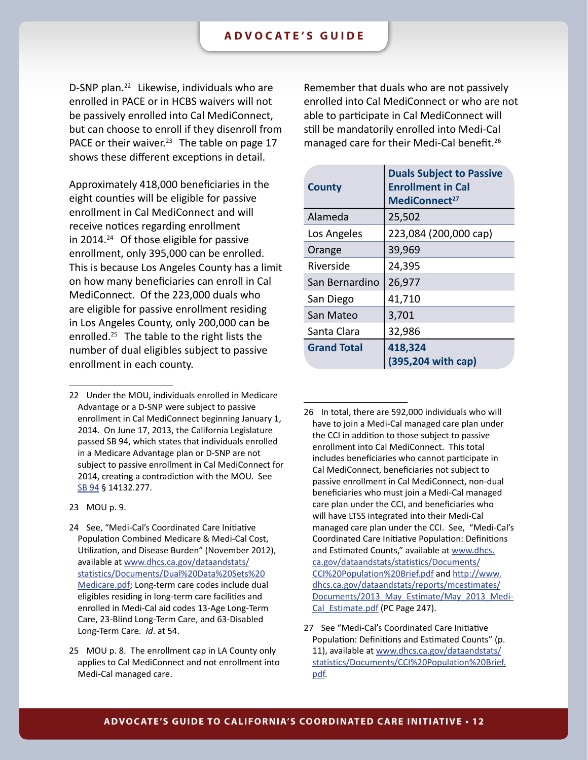D-SNP plan.[22] Likewise, individuals who are enrolled in PACE or in HCBS waivers will not be passively enrolled into Cal MediConnect, but can choose to enroll if they disenroll from PACE or their waiver.[23] The table on page 17 shows these different exceptions in detail.

Approximately 418,000 beneficiaries in the eight counties will be eligible for passive enrollment in Cal MediConnect and will receive notices regarding enrollment in 2014.[24] Of those eligible for passive enrollment, only 395,000 can be enrolled. This is because Los Angeles County has a limit on how many beneficiaries can enroll in Cal MediConnect. Of the 223,000 duals who are eligible for passive enrollment residing in Los Angeles County, only 200,000 can be enrolled.[25] The table to the right lists the number of dual eligibles subject to passive enrollment in each county.

Remember that duals who are not passively enrolled into Cal MediConnect or who are not able to participate in Cal MediConnect will still be mandatorily enrolled into Medi-Cal managed care for their Medi-Cal benefit.[26]

| County | Duals Subject to Passive Enrollment in Cal MediConnect[27] |
| --- | --- |
| Alameda | 25,502 |
| Los Angeles | 223,084 (200,000 cap) |
| Orange | 39,969 |
| Riverside | 24,395 |
| San Bernardino | 26,977 |
| San Diego | 41,710 |
| San Mateo | 3,701 |
| Santa Clara | 32,986 |
| **Grand Total** | **418,324 (395,204 with cap)** |

---

22 Under the MOU, individuals enrolled in Medicare Advantage or a D-SNP were subject to passive enrollment in Cal MediConnect beginning January 1, 2014. On June 17, 2013, the California Legislature passed SB 94, which states that individuals enrolled in a Medicare Advantage plan or D-SNP are not subject to passive enrollment in Cal MediConnect for 2014, creating a contradiction with the MOU. See SB 94 § 14132.277.

23 MOU p. 9.

24 See, "Medi-Cal's Coordinated Care Initiative Population Combined Medicare & Medi-Cal Cost, Utilization, and Disease Burden" (November 2012), available at www.dhcs.ca.gov/dataandstats/statistics/Documents/Dual%20Data%20Sets%20Medicare.pdf; Long-term care codes include dual eligibles residing in long-term care facilities and enrolled in Medi-Cal aid codes 13-Age Long-Term Care, 23-Blind Long-Term Care, and 63-Disabled Long-Term Care. *Id*. at 54.

25 MOU p. 8. The enrollment cap in LA County only applies to Cal MediConnect and not enrollment into Medi-Cal managed care.

26 In total, there are 592,000 individuals who will have to join a Medi-Cal managed care plan under the CCI in addition to those subject to passive enrollment into Cal MediConnect. This total includes beneficiaries who cannot participate in Cal MediConnect, beneficiaries not subject to passive enrollment in Cal MediConnect, non-dual beneficiaries who must join a Medi-Cal managed care plan under the CCI, and beneficiaries who will have LTSS integrated into their Medi-Cal managed care plan under the CCI. See, "Medi-Cal's Coordinated Care Initiative Population: Definitions and Estimated Counts," available at www.dhcs.ca.gov/dataandstats/statistics/Documents/CCI%20Population%20Brief.pdf and http://www.dhcs.ca.gov/dataandstats/reports/mcestimates/Documents/2013_May_Estimate/May_2013_Medi-Cal_Estimate.pdf (PC Page 247).

27 See "Medi-Cal's Coordinated Care Initiative Population: Definitions and Estimated Counts" (p. 11), available at www.dhcs.ca.gov/dataandstats/statistics/Documents/CCI%20Population%20Brief.pdf.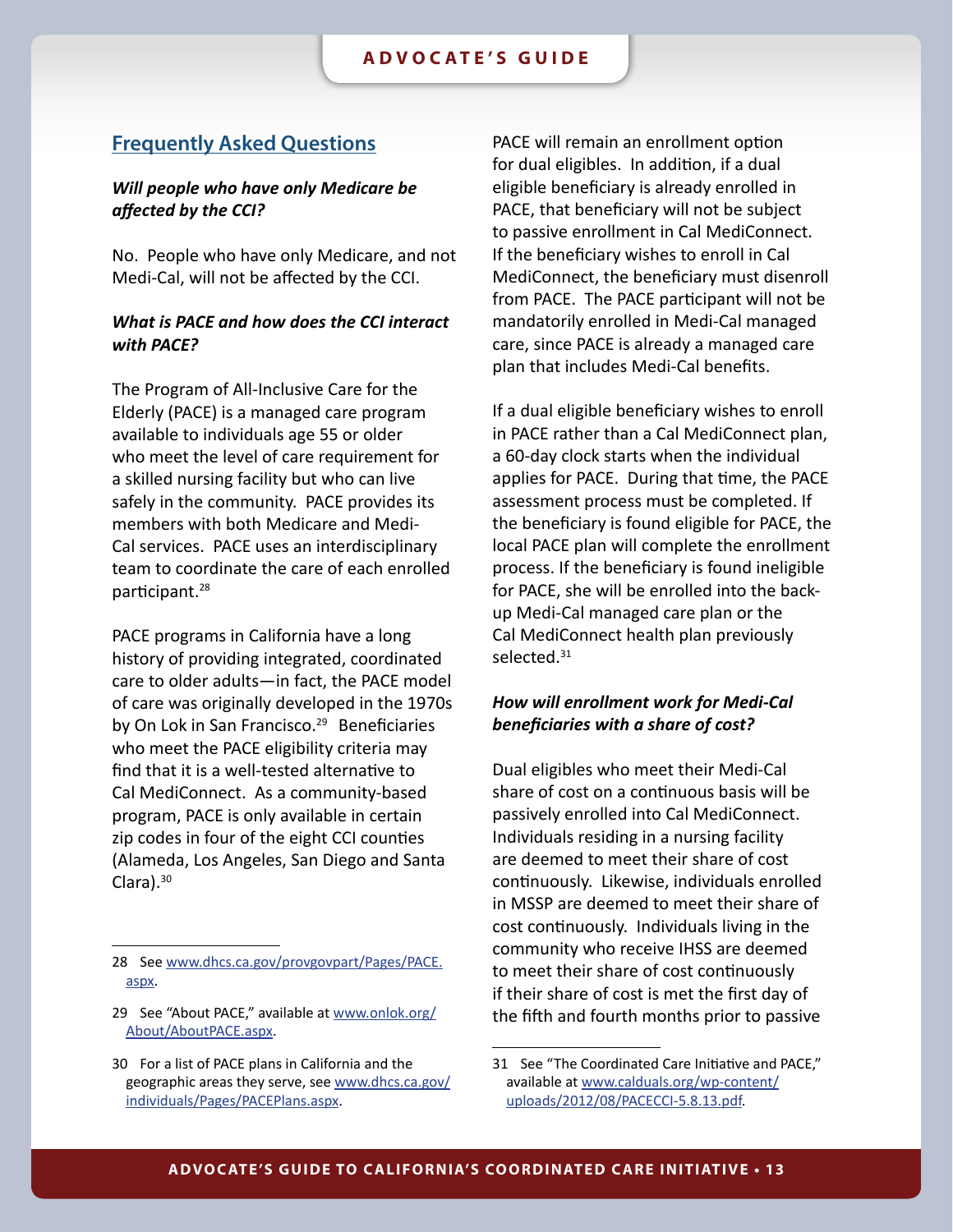## Frequently Asked Questions

***Will people who have only Medicare be affected by the CCI?***

No. People who have only Medicare, and not Medi-Cal, will not be affected by the CCI.

***What is PACE and how does the CCI interact with PACE?***

The Program of All-Inclusive Care for the Elderly (PACE) is a managed care program available to individuals age 55 or older who meet the level of care requirement for a skilled nursing facility but who can live safely in the community. PACE provides its members with both Medicare and Medi-Cal services. PACE uses an interdisciplinary team to coordinate the care of each enrolled participant.[28]

PACE programs in California have a long history of providing integrated, coordinated care to older adults—in fact, the PACE model of care was originally developed in the 1970s by On Lok in San Francisco.[29] Beneficiaries who meet the PACE eligibility criteria may find that it is a well-tested alternative to Cal MediConnect. As a community-based program, PACE is only available in certain zip codes in four of the eight CCI counties (Alameda, Los Angeles, San Diego and Santa Clara).[30]

PACE will remain an enrollment option for dual eligibles. In addition, if a dual eligible beneficiary is already enrolled in PACE, that beneficiary will not be subject to passive enrollment in Cal MediConnect. If the beneficiary wishes to enroll in Cal MediConnect, the beneficiary must disenroll from PACE. The PACE participant will not be mandatorily enrolled in Medi-Cal managed care, since PACE is already a managed care plan that includes Medi-Cal benefits.

If a dual eligible beneficiary wishes to enroll in PACE rather than a Cal MediConnect plan, a 60-day clock starts when the individual applies for PACE. During that time, the PACE assessment process must be completed. If the beneficiary is found eligible for PACE, the local PACE plan will complete the enrollment process. If the beneficiary is found ineligible for PACE, she will be enrolled into the back-up Medi-Cal managed care plan or the Cal MediConnect health plan previously selected.[31]

***How will enrollment work for Medi-Cal beneficiaries with a share of cost?***

Dual eligibles who meet their Medi-Cal share of cost on a continuous basis will be passively enrolled into Cal MediConnect. Individuals residing in a nursing facility are deemed to meet their share of cost continuously. Likewise, individuals enrolled in MSSP are deemed to meet their share of cost continuously. Individuals living in the community who receive IHSS are deemed to meet their share of cost continuously if their share of cost is met the first day of the fifth and fourth months prior to passive

---

28 See www.dhcs.ca.gov/provgovpart/Pages/PACE.aspx.

29 See "About PACE," available at www.onlok.org/About/AboutPACE.aspx.

30 For a list of PACE plans in California and the geographic areas they serve, see www.dhcs.ca.gov/individuals/Pages/PACEPlans.aspx.

31 See "The Coordinated Care Initiative and PACE," available at www.calduals.org/wp-content/uploads/2012/08/PACECCI-5.8.13.pdf.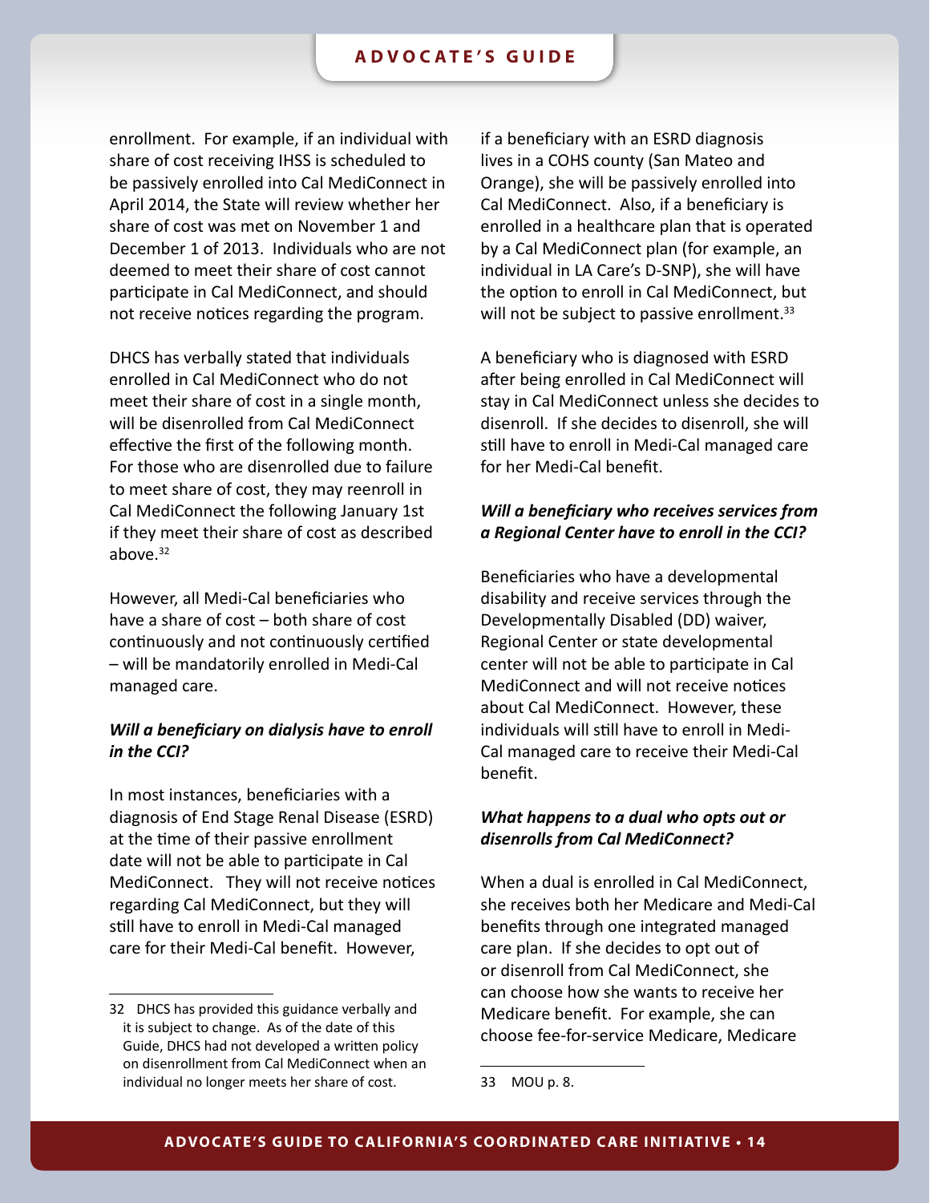enrollment. For example, if an individual with share of cost receiving IHSS is scheduled to be passively enrolled into Cal MediConnect in April 2014, the State will review whether her share of cost was met on November 1 and December 1 of 2013. Individuals who are not deemed to meet their share of cost cannot participate in Cal MediConnect, and should not receive notices regarding the program.

DHCS has verbally stated that individuals enrolled in Cal MediConnect who do not meet their share of cost in a single month, will be disenrolled from Cal MediConnect effective the first of the following month. For those who are disenrolled due to failure to meet share of cost, they may reenroll in Cal MediConnect the following January 1st if they meet their share of cost as described above.[32]

However, all Medi-Cal beneficiaries who have a share of cost – both share of cost continuously and not continuously certified – will be mandatorily enrolled in Medi-Cal managed care.

***Will a beneficiary on dialysis have to enroll in the CCI?***

In most instances, beneficiaries with a diagnosis of End Stage Renal Disease (ESRD) at the time of their passive enrollment date will not be able to participate in Cal MediConnect. They will not receive notices regarding Cal MediConnect, but they will still have to enroll in Medi-Cal managed care for their Medi-Cal benefit. However, if a beneficiary with an ESRD diagnosis lives in a COHS county (San Mateo and Orange), she will be passively enrolled into Cal MediConnect. Also, if a beneficiary is enrolled in a healthcare plan that is operated by a Cal MediConnect plan (for example, an individual in LA Care's D-SNP), she will have the option to enroll in Cal MediConnect, but will not be subject to passive enrollment.[33]

A beneficiary who is diagnosed with ESRD after being enrolled in Cal MediConnect will stay in Cal MediConnect unless she decides to disenroll. If she decides to disenroll, she will still have to enroll in Medi-Cal managed care for her Medi-Cal benefit.

***Will a beneficiary who receives services from a Regional Center have to enroll in the CCI?***

Beneficiaries who have a developmental disability and receive services through the Developmentally Disabled (DD) waiver, Regional Center or state developmental center will not be able to participate in Cal MediConnect and will not receive notices about Cal MediConnect. However, these individuals will still have to enroll in Medi-Cal managed care to receive their Medi-Cal benefit.

***What happens to a dual who opts out or disenrolls from Cal MediConnect?***

When a dual is enrolled in Cal MediConnect, she receives both her Medicare and Medi-Cal benefits through one integrated managed care plan. If she decides to opt out of or disenroll from Cal MediConnect, she can choose how she wants to receive her Medicare benefit. For example, she can choose fee-for-service Medicare, Medicare

---

32 DHCS has provided this guidance verbally and it is subject to change. As of the date of this Guide, DHCS had not developed a written policy on disenrollment from Cal MediConnect when an individual no longer meets her share of cost.

33 MOU p. 8.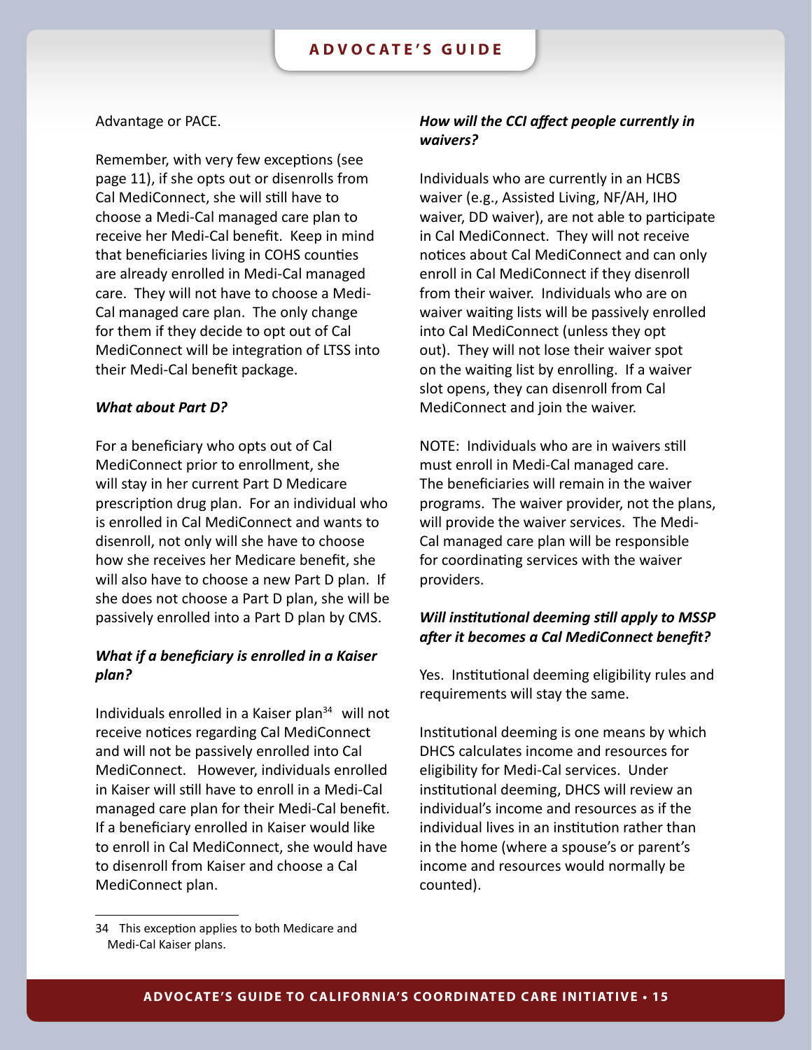Advantage or PACE.

Remember, with very few exceptions (see page 11), if she opts out or disenrolls from Cal MediConnect, she will still have to choose a Medi-Cal managed care plan to receive her Medi-Cal benefit. Keep in mind that beneficiaries living in COHS counties are already enrolled in Medi-Cal managed care. They will not have to choose a Medi-Cal managed care plan. The only change for them if they decide to opt out of Cal MediConnect will be integration of LTSS into their Medi-Cal benefit package.

***What about Part D?***

For a beneficiary who opts out of Cal MediConnect prior to enrollment, she will stay in her current Part D Medicare prescription drug plan. For an individual who is enrolled in Cal MediConnect and wants to disenroll, not only will she have to choose how she receives her Medicare benefit, she will also have to choose a new Part D plan. If she does not choose a Part D plan, she will be passively enrolled into a Part D plan by CMS.

***What if a beneficiary is enrolled in a Kaiser plan?***

Individuals enrolled in a Kaiser plan[34] will not receive notices regarding Cal MediConnect and will not be passively enrolled into Cal MediConnect. However, individuals enrolled in Kaiser will still have to enroll in a Medi-Cal managed care plan for their Medi-Cal benefit. If a beneficiary enrolled in Kaiser would like to enroll in Cal MediConnect, she would have to disenroll from Kaiser and choose a Cal MediConnect plan.

***How will the CCI affect people currently in waivers?***

Individuals who are currently in an HCBS waiver (e.g., Assisted Living, NF/AH, IHO waiver, DD waiver), are not able to participate in Cal MediConnect. They will not receive notices about Cal MediConnect and can only enroll in Cal MediConnect if they disenroll from their waiver. Individuals who are on waiver waiting lists will be passively enrolled into Cal MediConnect (unless they opt out). They will not lose their waiver spot on the waiting list by enrolling. If a waiver slot opens, they can disenroll from Cal MediConnect and join the waiver.

NOTE: Individuals who are in waivers still must enroll in Medi-Cal managed care. The beneficiaries will remain in the waiver programs. The waiver provider, not the plans, will provide the waiver services. The Medi-Cal managed care plan will be responsible for coordinating services with the waiver providers.

***Will institutional deeming still apply to MSSP after it becomes a Cal MediConnect benefit?***

Yes. Institutional deeming eligibility rules and requirements will stay the same.

Institutional deeming is one means by which DHCS calculates income and resources for eligibility for Medi-Cal services. Under institutional deeming, DHCS will review an individual's income and resources as if the individual lives in an institution rather than in the home (where a spouse's or parent's income and resources would normally be counted).

---

[34] This exception applies to both Medicare and Medi-Cal Kaiser plans.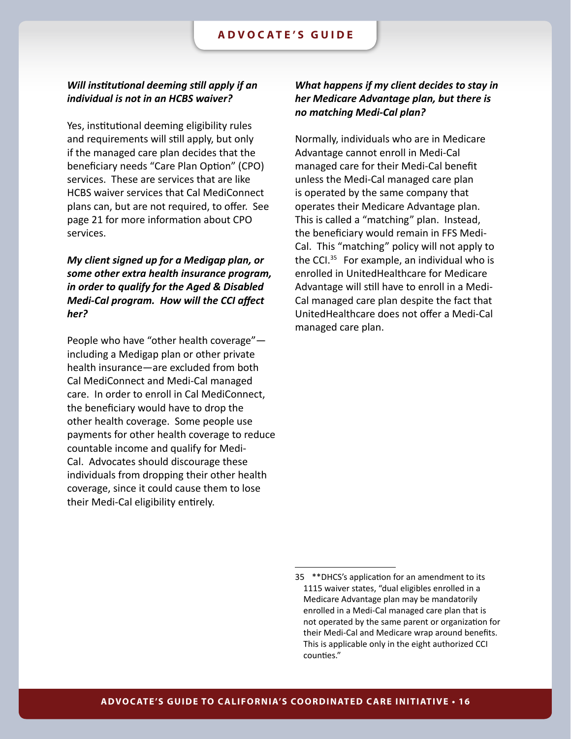***Will institutional deeming still apply if an individual is not in an HCBS waiver?***

Yes, institutional deeming eligibility rules and requirements will still apply, but only if the managed care plan decides that the beneficiary needs "Care Plan Option" (CPO) services. These are services that are like HCBS waiver services that Cal MediConnect plans can, but are not required, to offer. See page 21 for more information about CPO services.

***My client signed up for a Medigap plan, or some other extra health insurance program, in order to qualify for the Aged & Disabled Medi-Cal program. How will the CCI affect her?***

People who have "other health coverage"—including a Medigap plan or other private health insurance—are excluded from both Cal MediConnect and Medi-Cal managed care. In order to enroll in Cal MediConnect, the beneficiary would have to drop the other health coverage. Some people use payments for other health coverage to reduce countable income and qualify for Medi-Cal. Advocates should discourage these individuals from dropping their other health coverage, since it could cause them to lose their Medi-Cal eligibility entirely.

***What happens if my client decides to stay in her Medicare Advantage plan, but there is no matching Medi-Cal plan?***

Normally, individuals who are in Medicare Advantage cannot enroll in Medi-Cal managed care for their Medi-Cal benefit unless the Medi-Cal managed care plan is operated by the same company that operates their Medicare Advantage plan. This is called a "matching" plan. Instead, the beneficiary would remain in FFS Medi-Cal. This "matching" policy will not apply to the CCI.[35] For example, an individual who is enrolled in UnitedHealthcare for Medicare Advantage will still have to enroll in a Medi-Cal managed care plan despite the fact that UnitedHealthcare does not offer a Medi-Cal managed care plan.

---

35 **DHCS's application for an amendment to its 1115 waiver states, "dual eligibles enrolled in a Medicare Advantage plan may be mandatorily enrolled in a Medi-Cal managed care plan that is not operated by the same parent or organization for their Medi-Cal and Medicare wrap around benefits. This is applicable only in the eight authorized CCI counties."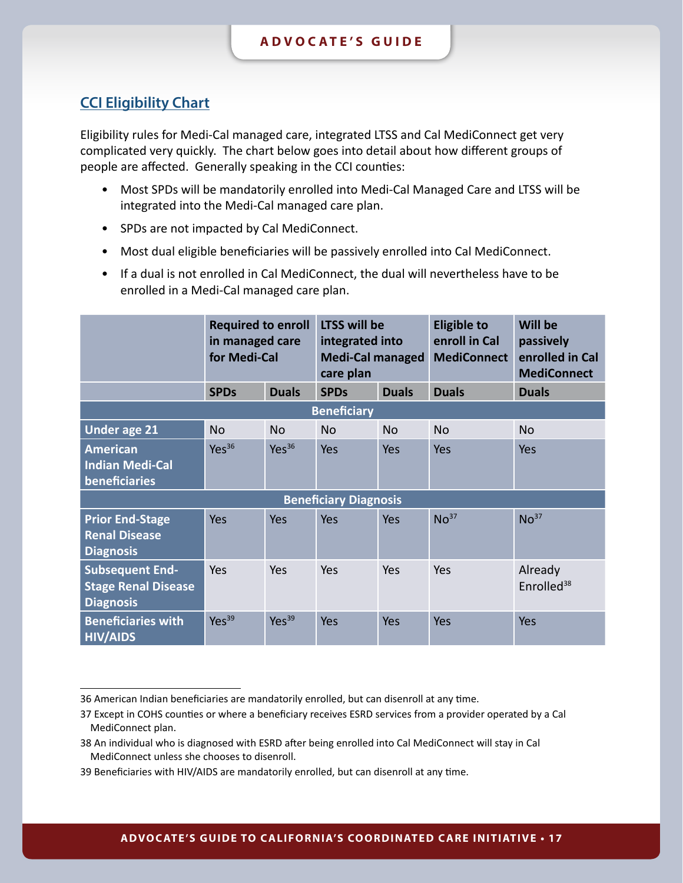## CCI Eligibility Chart

Eligibility rules for Medi-Cal managed care, integrated LTSS and Cal MediConnect get very complicated very quickly. The chart below goes into detail about how different groups of people are affected. Generally speaking in the CCI counties:

- Most SPDs will be mandatorily enrolled into Medi-Cal Managed Care and LTSS will be integrated into the Medi-Cal managed care plan.
- SPDs are not impacted by Cal MediConnect.
- Most dual eligible beneficiaries will be passively enrolled into Cal MediConnect.
- If a dual is not enrolled in Cal MediConnect, the dual will nevertheless have to be enrolled in a Medi-Cal managed care plan.

| | Required to enroll in managed care for Medi-Cal | | LTSS will be integrated into Medi-Cal managed care plan | | Eligible to enroll in Cal MediConnect | Will be passively enrolled in Cal MediConnect |
|---|---|---|---|---|---|---|
| | **SPDs** | **Duals** | **SPDs** | **Duals** | **Duals** | **Duals** |
| **Beneficiary** | | | | | | |
| **Under age 21** | No | No | No | No | No | No |
| **American Indian Medi-Cal beneficiaries** | Yes[36] | Yes[36] | Yes | Yes | Yes | Yes |
| **Beneficiary Diagnosis** | | | | | | |
| **Prior End-Stage Renal Disease Diagnosis** | Yes | Yes | Yes | Yes | No[37] | No[37] |
| **Subsequent End-Stage Renal Disease Diagnosis** | Yes | Yes | Yes | Yes | Yes | Already Enrolled[38] |
| **Beneficiaries with HIV/AIDS** | Yes[39] | Yes[39] | Yes | Yes | Yes | Yes |

36 American Indian beneficiaries are mandatorily enrolled, but can disenroll at any time.

37 Except in COHS counties or where a beneficiary receives ESRD services from a provider operated by a Cal MediConnect plan.

38 An individual who is diagnosed with ESRD after being enrolled into Cal MediConnect will stay in Cal MediConnect unless she chooses to disenroll.

39 Beneficiaries with HIV/AIDS are mandatorily enrolled, but can disenroll at any time.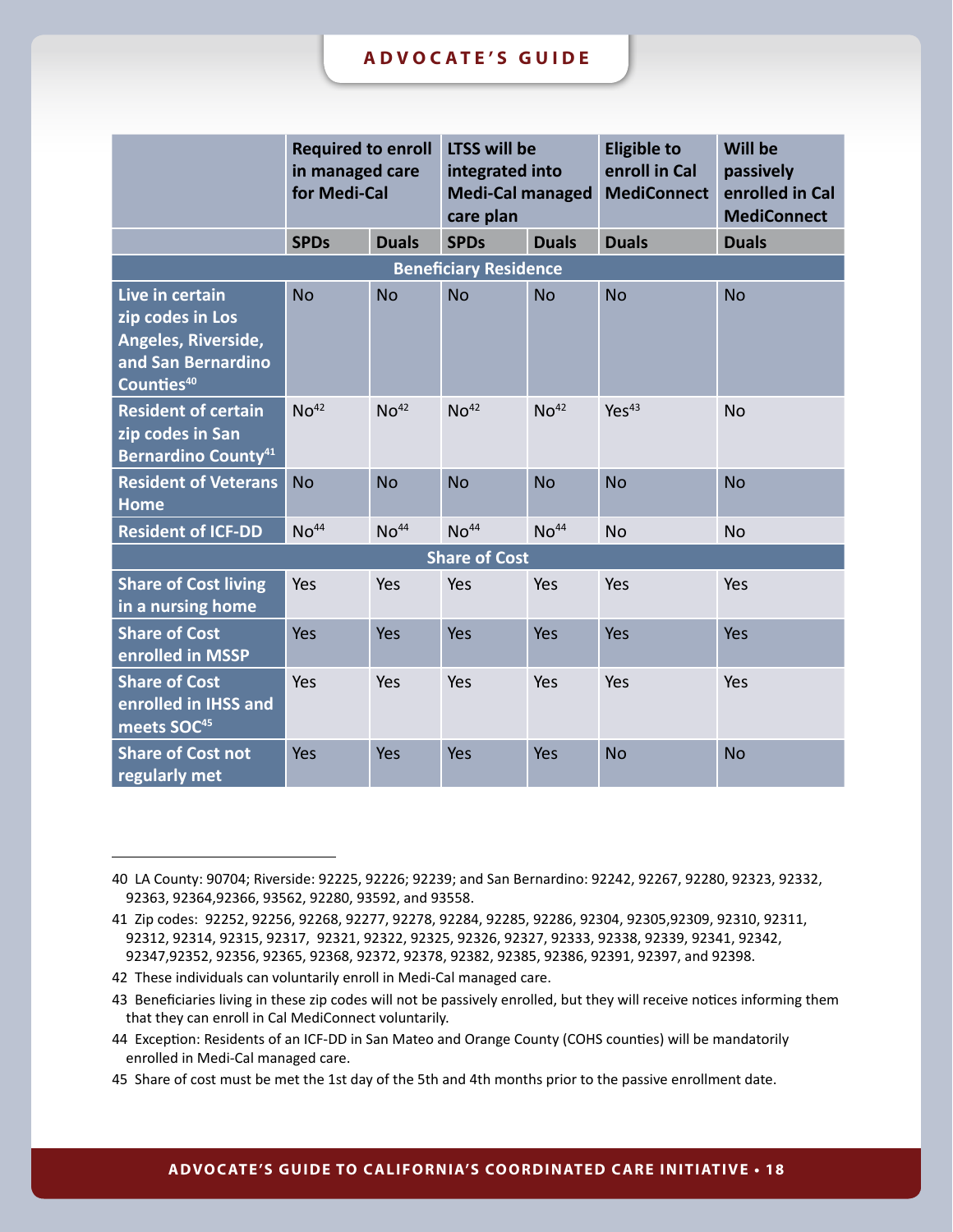| | Required to enroll in managed care for Medi-Cal | | LTSS will be integrated into Medi-Cal managed care plan | | Eligible to enroll in Cal MediConnect | Will be passively enrolled in Cal MediConnect |
|---|---|---|---|---|---|---|
| | SPDs | Duals | SPDs | Duals | Duals | Duals |
| **Beneficiary Residence** | | | | | | |
| Live in certain zip codes in Los Angeles, Riverside, and San Bernardino Counties[40] | No | No | No | No | No | No |
| Resident of certain zip codes in San Bernardino County[41] | No[42] | No[42] | No[42] | No[42] | Yes[43] | No |
| Resident of Veterans Home | No | No | No | No | No | No |
| Resident of ICF-DD | No[44] | No[44] | No[44] | No[44] | No | No |
| **Share of Cost** | | | | | | |
| Share of Cost living in a nursing home | Yes | Yes | Yes | Yes | Yes | Yes |
| Share of Cost enrolled in MSSP | Yes | Yes | Yes | Yes | Yes | Yes |
| Share of Cost enrolled in IHSS and meets SOC[45] | Yes | Yes | Yes | Yes | Yes | Yes |
| Share of Cost not regularly met | Yes | Yes | Yes | Yes | No | No |

---

40 LA County: 90704; Riverside: 92225, 92226; 92239; and San Bernardino: 92242, 92267, 92280, 92323, 92332, 92363, 92364,92366, 93562, 92280, 93592, and 93558.

41 Zip codes: 92252, 92256, 92268, 92277, 92278, 92284, 92285, 92286, 92304, 92305,92309, 92310, 92311, 92312, 92314, 92315, 92317, 92321, 92322, 92325, 92326, 92327, 92333, 92338, 92339, 92341, 92342, 92347,92352, 92356, 92365, 92368, 92372, 92378, 92382, 92385, 92386, 92391, 92397, and 92398.

42 These individuals can voluntarily enroll in Medi-Cal managed care.

43 Beneficiaries living in these zip codes will not be passively enrolled, but they will receive notices informing them that they can enroll in Cal MediConnect voluntarily.

44 Exception: Residents of an ICF-DD in San Mateo and Orange County (COHS counties) will be mandatorily enrolled in Medi-Cal managed care.

45 Share of cost must be met the 1st day of the 5th and 4th months prior to the passive enrollment date.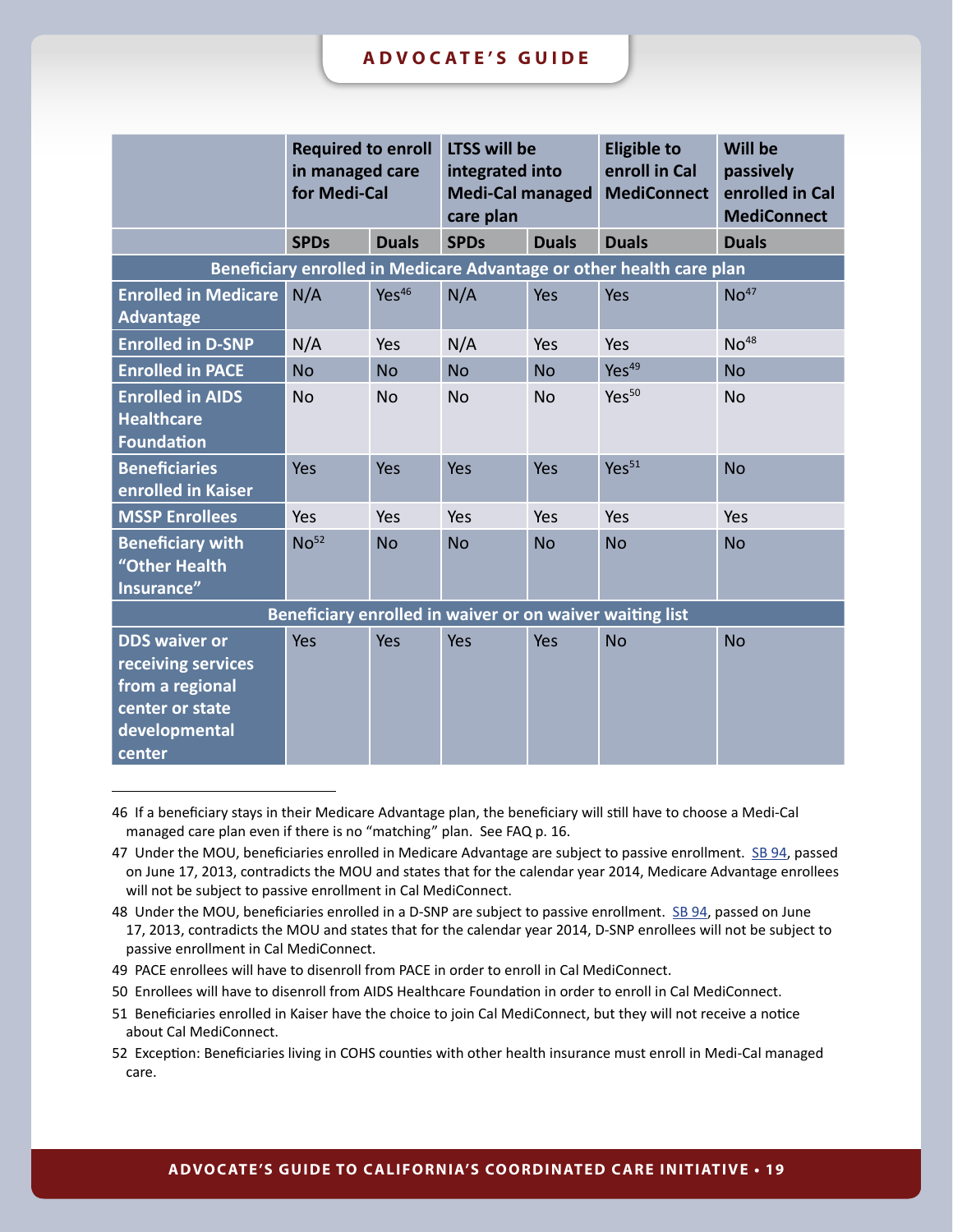| | Required to enroll in managed care for Medi-Cal | | LTSS will be integrated into Medi-Cal managed care plan | | Eligible to enroll in Cal MediConnect | Will be passively enrolled in Cal MediConnect |
|---|---|---|---|---|---|---|
| | **SPDs** | **Duals** | **SPDs** | **Duals** | **Duals** | **Duals** |
| **Beneficiary enrolled in Medicare Advantage or other health care plan** | | | | | | |
| **Enrolled in Medicare Advantage** | N/A | Yes[46] | N/A | Yes | Yes | No[47] |
| **Enrolled in D-SNP** | N/A | Yes | N/A | Yes | Yes | No[48] |
| **Enrolled in PACE** | No | No | No | No | Yes[49] | No |
| **Enrolled in AIDS Healthcare Foundation** | No | No | No | No | Yes[50] | No |
| **Beneficiaries enrolled in Kaiser** | Yes | Yes | Yes | Yes | Yes[51] | No |
| **MSSP Enrollees** | Yes | Yes | Yes | Yes | Yes | Yes |
| **Beneficiary with "Other Health Insurance"** | No[52] | No | No | No | No | No |
| **Beneficiary enrolled in waiver or on waiver waiting list** | | | | | | |
| **DDS waiver or receiving services from a regional center or state developmental center** | Yes | Yes | Yes | Yes | No | No |

46 If a beneficiary stays in their Medicare Advantage plan, the beneficiary will still have to choose a Medi-Cal managed care plan even if there is no "matching" plan. See FAQ p. 16.

47 Under the MOU, beneficiaries enrolled in Medicare Advantage are subject to passive enrollment. SB 94, passed on June 17, 2013, contradicts the MOU and states that for the calendar year 2014, Medicare Advantage enrollees will not be subject to passive enrollment in Cal MediConnect.

48 Under the MOU, beneficiaries enrolled in a D-SNP are subject to passive enrollment. SB 94, passed on June 17, 2013, contradicts the MOU and states that for the calendar year 2014, D-SNP enrollees will not be subject to passive enrollment in Cal MediConnect.

49 PACE enrollees will have to disenroll from PACE in order to enroll in Cal MediConnect.

50 Enrollees will have to disenroll from AIDS Healthcare Foundation in order to enroll in Cal MediConnect.

51 Beneficiaries enrolled in Kaiser have the choice to join Cal MediConnect, but they will not receive a notice about Cal MediConnect.

52 Exception: Beneficiaries living in COHS counties with other health insurance must enroll in Medi-Cal managed care.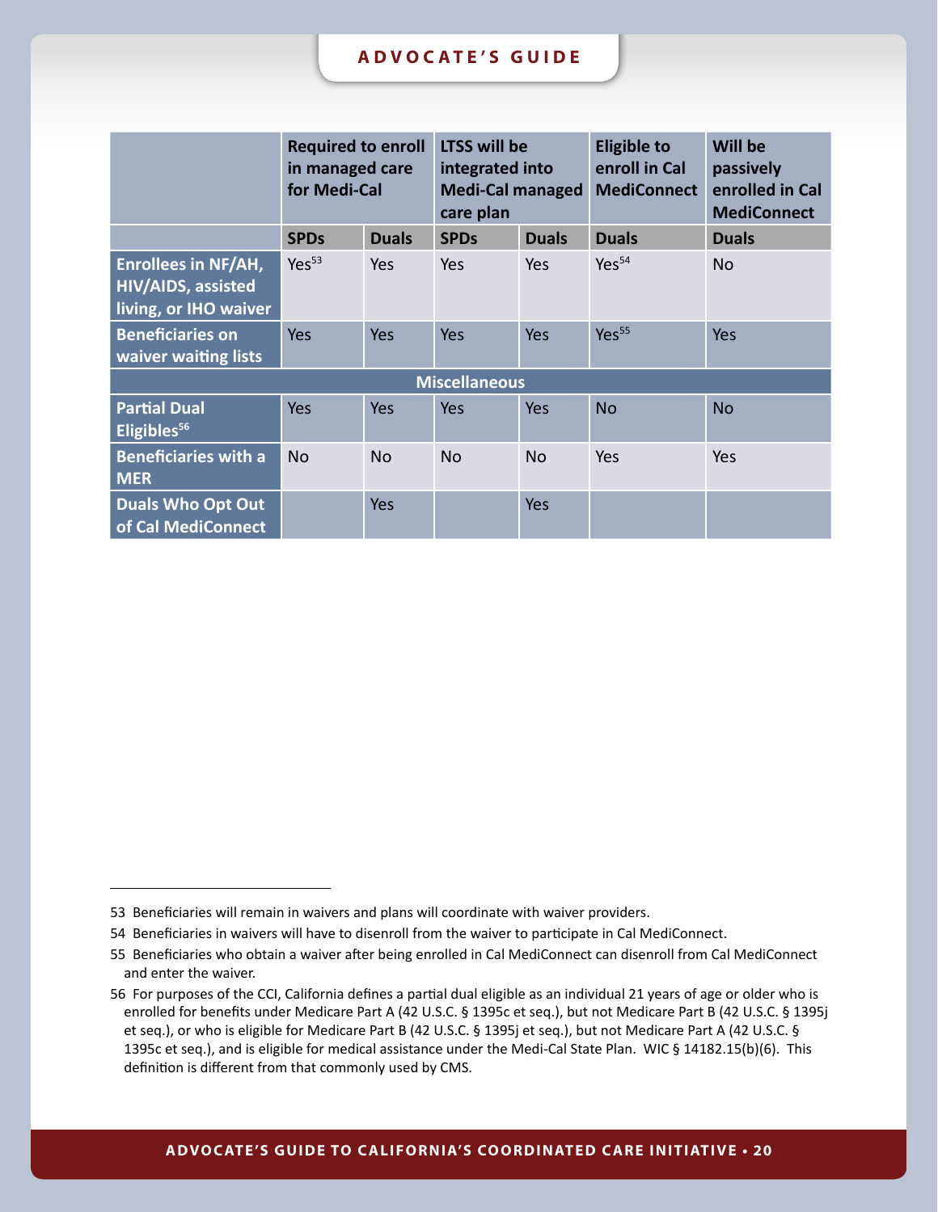| | Required to enroll in managed care for Medi-Cal | | LTSS will be integrated into Medi-Cal managed care plan | | Eligible to enroll in Cal MediConnect | Will be passively enrolled in Cal MediConnect |
|---|---|---|---|---|---|---|
| | SPDs | Duals | SPDs | Duals | Duals | Duals |
| **Enrollees in NF/AH, HIV/AIDS, assisted living, or IHO waiver** | Yes[53] | Yes | Yes | Yes | Yes[54] | No |
| **Beneficiaries on waiver waiting lists** | Yes | Yes | Yes | Yes | Yes[55] | Yes |
| **Miscellaneous** | | | | | | |
| **Partial Dual Eligibles[56]** | Yes | Yes | Yes | Yes | No | No |
| **Beneficiaries with a MER** | No | No | No | No | Yes | Yes |
| **Duals Who Opt Out of Cal MediConnect** | | Yes | | Yes | | |

53 Beneficiaries will remain in waivers and plans will coordinate with waiver providers.

54 Beneficiaries in waivers will have to disenroll from the waiver to participate in Cal MediConnect.

55 Beneficiaries who obtain a waiver after being enrolled in Cal MediConnect can disenroll from Cal MediConnect and enter the waiver.

56 For purposes of the CCI, California defines a partial dual eligible as an individual 21 years of age or older who is enrolled for benefits under Medicare Part A (42 U.S.C. § 1395c et seq.), but not Medicare Part B (42 U.S.C. § 1395j et seq.), or who is eligible for Medicare Part B (42 U.S.C. § 1395j et seq.), but not Medicare Part A (42 U.S.C. § 1395c et seq.), and is eligible for medical assistance under the Medi-Cal State Plan. WIC § 14182.15(b)(6). This definition is different from that commonly used by CMS.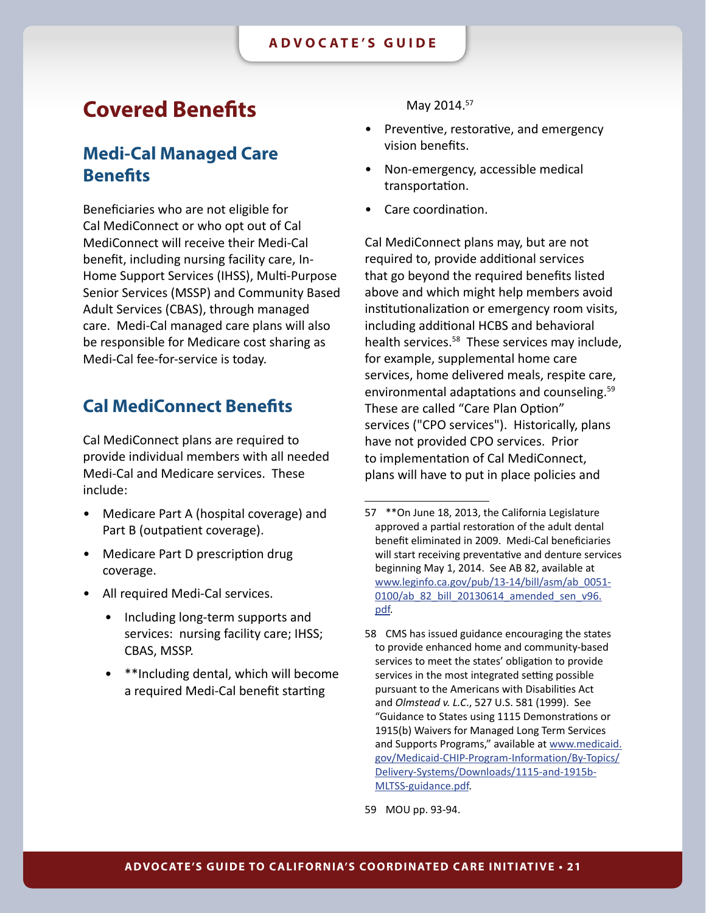# Covered Benefits

## Medi-Cal Managed Care Benefits

Beneficiaries who are not eligible for Cal MediConnect or who opt out of Cal MediConnect will receive their Medi-Cal benefit, including nursing facility care, In-Home Support Services (IHSS), Multi-Purpose Senior Services (MSSP) and Community Based Adult Services (CBAS), through managed care. Medi-Cal managed care plans will also be responsible for Medicare cost sharing as Medi-Cal fee-for-service is today.

## Cal MediConnect Benefits

Cal MediConnect plans are required to provide individual members with all needed Medi-Cal and Medicare services. These include:

- Medicare Part A (hospital coverage) and Part B (outpatient coverage).
- Medicare Part D prescription drug coverage.
- All required Medi-Cal services.
  - Including long-term supports and services: nursing facility care; IHSS; CBAS, MSSP.
  - **Including dental, which will become a required Medi-Cal benefit starting May 2014.[57]
- Preventive, restorative, and emergency vision benefits.
- Non-emergency, accessible medical transportation.
- Care coordination.

Cal MediConnect plans may, but are not required to, provide additional services that go beyond the required benefits listed above and which might help members avoid institutionalization or emergency room visits, including additional HCBS and behavioral health services.[58] These services may include, for example, supplemental home care services, home delivered meals, respite care, environmental adaptations and counseling.[59] These are called "Care Plan Option" services ("CPO services"). Historically, plans have not provided CPO services. Prior to implementation of Cal MediConnect, plans will have to put in place policies and

---

57 **On June 18, 2013, the California Legislature approved a partial restoration of the adult dental benefit eliminated in 2009. Medi-Cal beneficiaries will start receiving preventative and denture services beginning May 1, 2014. See AB 82, available at www.leginfo.ca.gov/pub/13-14/bill/asm/ab_0051-0100/ab_82_bill_20130614_amended_sen_v96.pdf.

58 CMS has issued guidance encouraging the states to provide enhanced home and community-based services to meet the states' obligation to provide services in the most integrated setting possible pursuant to the Americans with Disabilities Act and *Olmstead v. L.C.*, 527 U.S. 581 (1999). See "Guidance to States using 1115 Demonstrations or 1915(b) Waivers for Managed Long Term Services and Supports Programs," available at www.medicaid.gov/Medicaid-CHIP-Program-Information/By-Topics/Delivery-Systems/Downloads/1115-and-1915b-MLTSS-guidance.pdf.

59 MOU pp. 93-94.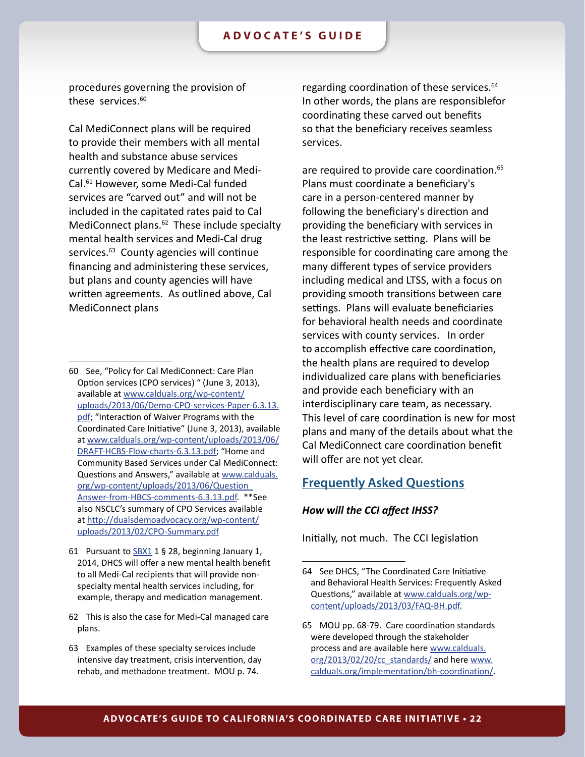procedures governing the provision of these services.[60]

Cal MediConnect plans will be required to provide their members with all mental health and substance abuse services currently covered by Medicare and Medi-Cal.[61] However, some Medi-Cal funded services are "carved out" and will not be included in the capitated rates paid to Cal MediConnect plans.[62] These include specialty mental health services and Medi-Cal drug services.[63] County agencies will continue financing and administering these services, but plans and county agencies will have written agreements. As outlined above, Cal MediConnect plans

regarding coordination of these services.[64] In other words, the plans are responsiblefor coordinating these carved out benefits so that the beneficiary receives seamless services.

are required to provide care coordination.[65] Plans must coordinate a beneficiary's care in a person-centered manner by following the beneficiary's direction and providing the beneficiary with services in the least restrictive setting. Plans will be responsible for coordinating care among the many different types of service providers including medical and LTSS, with a focus on providing smooth transitions between care settings. Plans will evaluate beneficiaries for behavioral health needs and coordinate services with county services. In order to accomplish effective care coordination, the health plans are required to develop individualized care plans with beneficiaries and provide each beneficiary with an interdisciplinary care team, as necessary. This level of care coordination is new for most plans and many of the details about what the Cal MediConnect care coordination benefit will offer are not yet clear.

## Frequently Asked Questions

***How will the CCI affect IHSS?***

Initially, not much. The CCI legislation

---

60 See, "Policy for Cal MediConnect: Care Plan Option services (CPO services) " (June 3, 2013), available at www.calduals.org/wp-content/uploads/2013/06/Demo-CPO-services-Paper-6.3.13.pdf; "Interaction of Waiver Programs with the Coordinated Care Initiative" (June 3, 2013), available at www.calduals.org/wp-content/uploads/2013/06/DRAFT-HCBS-Flow-charts-6.3.13.pdf; "Home and Community Based Services under Cal MediConnect: Questions and Answers," available at www.calduals.org/wp-content/uploads/2013/06/Question_Answer-from-HBCS-comments-6.3.13.pdf. **See also NSCLC's summary of CPO Services available at http://dualsdemoadvocacy.org/wp-content/uploads/2013/02/CPO-Summary.pdf

61 Pursuant to SBX1 1 § 28, beginning January 1, 2014, DHCS will offer a new mental health benefit to all Medi-Cal recipients that will provide non-specialty mental health services including, for example, therapy and medication management.

62 This is also the case for Medi-Cal managed care plans.

63 Examples of these specialty services include intensive day treatment, crisis intervention, day rehab, and methadone treatment. MOU p. 74.

64 See DHCS, "The Coordinated Care Initiative and Behavioral Health Services: Frequently Asked Questions," available at www.calduals.org/wp-content/uploads/2013/03/FAQ-BH.pdf.

65 MOU pp. 68-79. Care coordination standards were developed through the stakeholder process and are available here www.calduals.org/2013/02/20/cc_standards/ and here www.calduals.org/implementation/bh-coordination/.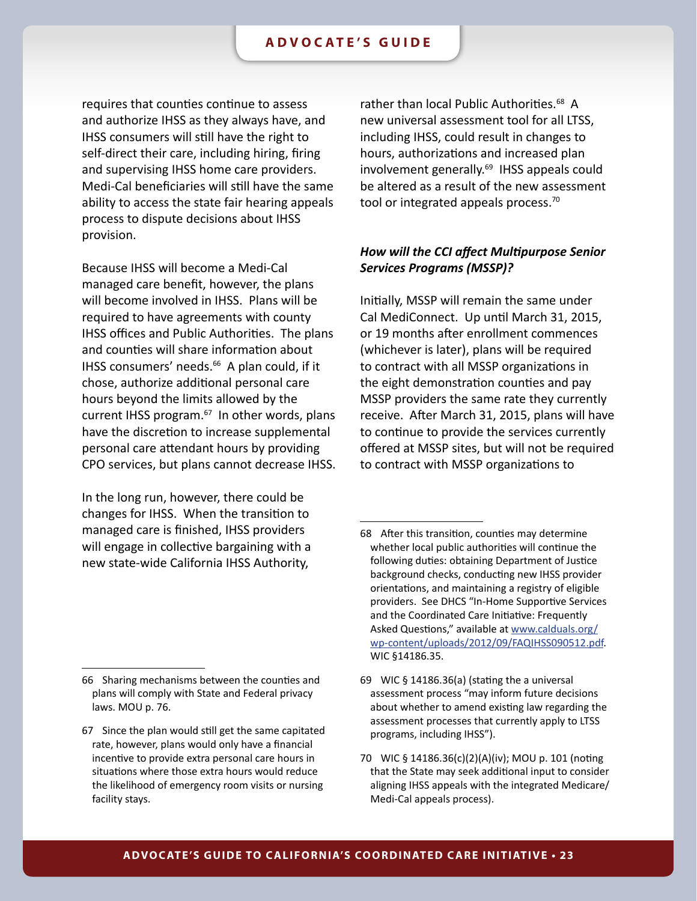requires that counties continue to assess and authorize IHSS as they always have, and IHSS consumers will still have the right to self-direct their care, including hiring, firing and supervising IHSS home care providers. Medi-Cal beneficiaries will still have the same ability to access the state fair hearing appeals process to dispute decisions about IHSS provision.

Because IHSS will become a Medi-Cal managed care benefit, however, the plans will become involved in IHSS. Plans will be required to have agreements with county IHSS offices and Public Authorities. The plans and counties will share information about IHSS consumers' needs.[66] A plan could, if it chose, authorize additional personal care hours beyond the limits allowed by the current IHSS program.[67] In other words, plans have the discretion to increase supplemental personal care attendant hours by providing CPO services, but plans cannot decrease IHSS.

In the long run, however, there could be changes for IHSS. When the transition to managed care is finished, IHSS providers will engage in collective bargaining with a new state-wide California IHSS Authority, rather than local Public Authorities.[68] A new universal assessment tool for all LTSS, including IHSS, could result in changes to hours, authorizations and increased plan involvement generally.[69] IHSS appeals could be altered as a result of the new assessment tool or integrated appeals process.[70]

### *How will the CCI affect Multipurpose Senior Services Programs (MSSP)?*

Initially, MSSP will remain the same under Cal MediConnect. Up until March 31, 2015, or 19 months after enrollment commences (whichever is later), plans will be required to contract with all MSSP organizations in the eight demonstration counties and pay MSSP providers the same rate they currently receive. After March 31, 2015, plans will have to continue to provide the services currently offered at MSSP sites, but will not be required to contract with MSSP organizations to

---

66 Sharing mechanisms between the counties and plans will comply with State and Federal privacy laws. MOU p. 76.

67 Since the plan would still get the same capitated rate, however, plans would only have a financial incentive to provide extra personal care hours in situations where those extra hours would reduce the likelihood of emergency room visits or nursing facility stays.

68 After this transition, counties may determine whether local public authorities will continue the following duties: obtaining Department of Justice background checks, conducting new IHSS provider orientations, and maintaining a registry of eligible providers. See DHCS "In-Home Supportive Services and the Coordinated Care Initiative: Frequently Asked Questions," available at [www.calduals.org/wp-content/uploads/2012/09/FAQIHSS090512.pdf](www.calduals.org/wp-content/uploads/2012/09/FAQIHSS090512.pdf). WIC §14186.35.

69 WIC § 14186.36(a) (stating the a universal assessment process "may inform future decisions about whether to amend existing law regarding the assessment processes that currently apply to LTSS programs, including IHSS").

70 WIC § 14186.36(c)(2)(A)(iv); MOU p. 101 (noting that the State may seek additional input to consider aligning IHSS appeals with the integrated Medicare/Medi-Cal appeals process).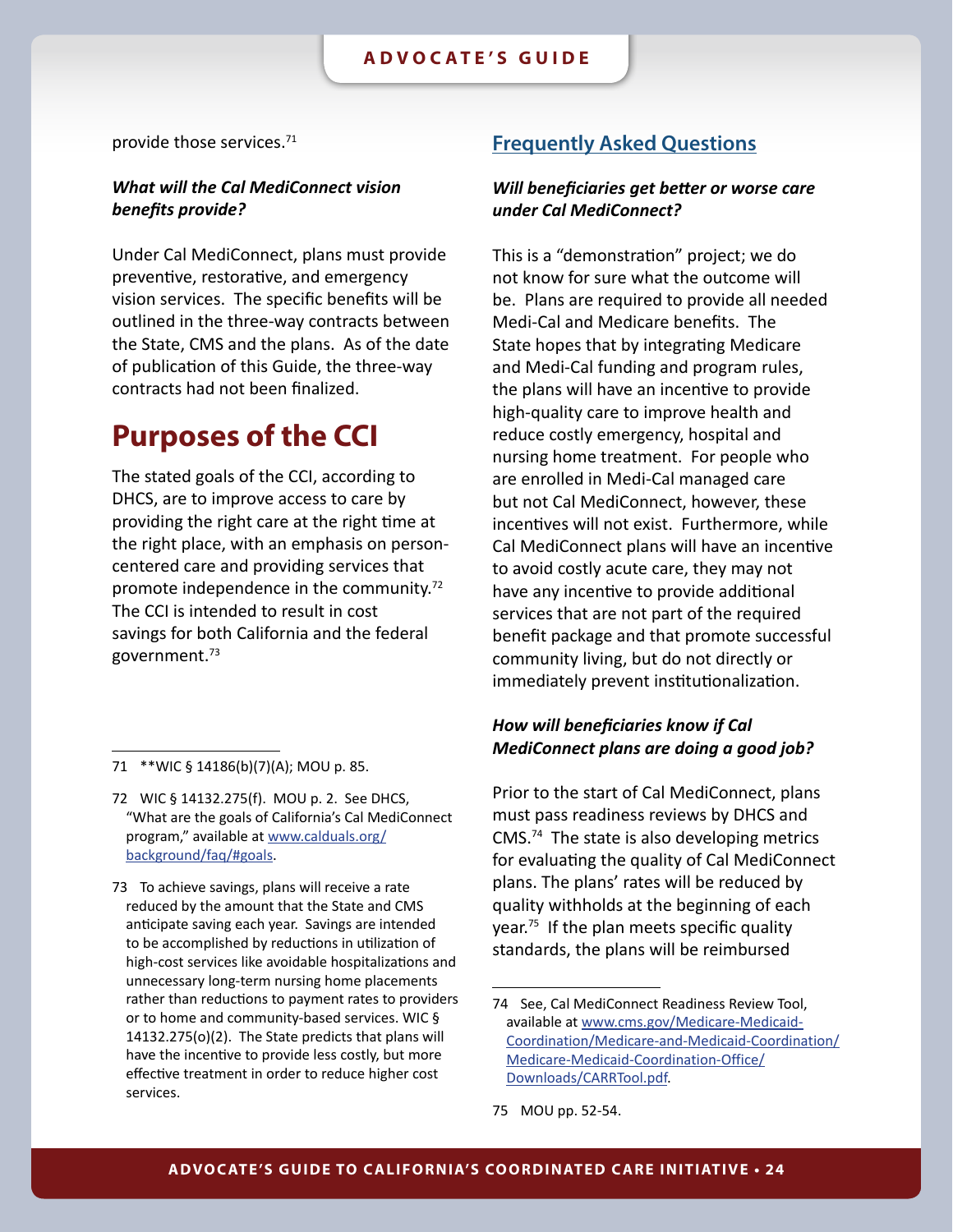provide those services.[71]

***What will the Cal MediConnect vision benefits provide?***

Under Cal MediConnect, plans must provide preventive, restorative, and emergency vision services. The specific benefits will be outlined in the three-way contracts between the State, CMS and the plans. As of the date of publication of this Guide, the three-way contracts had not been finalized.

# Purposes of the CCI

The stated goals of the CCI, according to DHCS, are to improve access to care by providing the right care at the right time at the right place, with an emphasis on person-centered care and providing services that promote independence in the community.[72] The CCI is intended to result in cost savings for both California and the federal government.[73]

71 **WIC § 14186(b)(7)(A); MOU p. 85.

72 WIC § 14132.275(f). MOU p. 2. See DHCS, "What are the goals of California's Cal MediConnect program," available at www.calduals.org/background/faq/#goals.

73 To achieve savings, plans will receive a rate reduced by the amount that the State and CMS anticipate saving each year. Savings are intended to be accomplished by reductions in utilization of high-cost services like avoidable hospitalizations and unnecessary long-term nursing home placements rather than reductions to payment rates to providers or to home and community-based services. WIC § 14132.275(o)(2). The State predicts that plans will have the incentive to provide less costly, but more effective treatment in order to reduce higher cost services.

## Frequently Asked Questions

***Will beneficiaries get better or worse care under Cal MediConnect?***

This is a "demonstration" project; we do not know for sure what the outcome will be. Plans are required to provide all needed Medi-Cal and Medicare benefits. The State hopes that by integrating Medicare and Medi-Cal funding and program rules, the plans will have an incentive to provide high-quality care to improve health and reduce costly emergency, hospital and nursing home treatment. For people who are enrolled in Medi-Cal managed care but not Cal MediConnect, however, these incentives will not exist. Furthermore, while Cal MediConnect plans will have an incentive to avoid costly acute care, they may not have any incentive to provide additional services that are not part of the required benefit package and that promote successful community living, but do not directly or immediately prevent institutionalization.

***How will beneficiaries know if Cal MediConnect plans are doing a good job?***

Prior to the start of Cal MediConnect, plans must pass readiness reviews by DHCS and CMS.[74] The state is also developing metrics for evaluating the quality of Cal MediConnect plans. The plans' rates will be reduced by quality withholds at the beginning of each year.[75] If the plan meets specific quality standards, the plans will be reimbursed

74 See, Cal MediConnect Readiness Review Tool, available at www.cms.gov/Medicare-Medicaid-Coordination/Medicare-and-Medicaid-Coordination/Medicare-Medicaid-Coordination-Office/Downloads/CARRTool.pdf.

75 MOU pp. 52-54.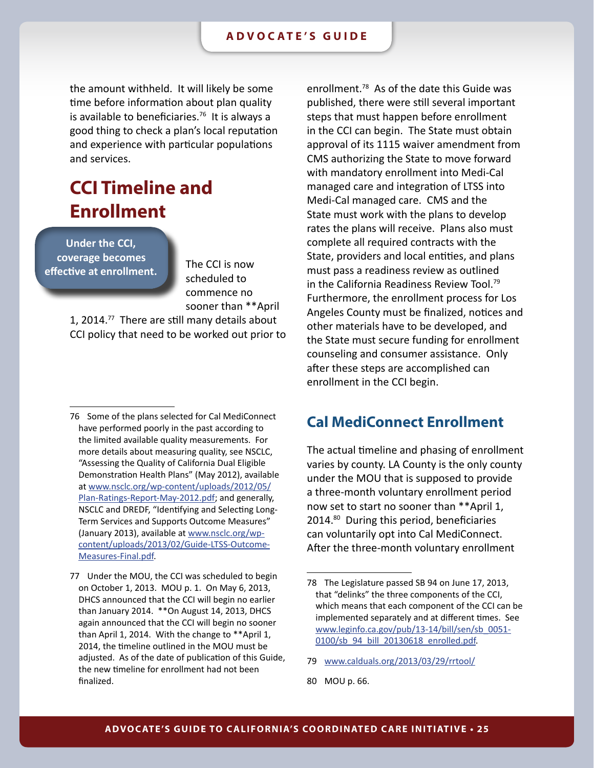the amount withheld. It will likely be some time before information about plan quality is available to beneficiaries.[76] It is always a good thing to check a plan's local reputation and experience with particular populations and services.

## CCI Timeline and Enrollment

**Under the CCI, coverage becomes effective at enrollment.**

The CCI is now scheduled to commence no sooner than **April 1, 2014.[77] There are still many details about CCI policy that need to be worked out prior to enrollment.[78] As of the date this Guide was published, there were still several important steps that must happen before enrollment in the CCI can begin. The State must obtain approval of its 1115 waiver amendment from CMS authorizing the State to move forward with mandatory enrollment into Medi-Cal managed care and integration of LTSS into Medi-Cal managed care. CMS and the State must work with the plans to develop rates the plans will receive. Plans also must complete all required contracts with the State, providers and local entities, and plans must pass a readiness review as outlined in the California Readiness Review Tool.[79] Furthermore, the enrollment process for Los Angeles County must be finalized, notices and other materials have to be developed, and the State must secure funding for enrollment counseling and consumer assistance. Only after these steps are accomplished can enrollment in the CCI begin.

### Cal MediConnect Enrollment

The actual timeline and phasing of enrollment varies by county. LA County is the only county under the MOU that is supposed to provide a three-month voluntary enrollment period now set to start no sooner than **April 1, 2014.[80] During this period, beneficiaries can voluntarily opt into Cal MediConnect. After the three-month voluntary enrollment

---

76 Some of the plans selected for Cal MediConnect have performed poorly in the past according to the limited available quality measurements. For more details about measuring quality, see NSCLC, "Assessing the Quality of California Dual Eligible Demonstration Health Plans" (May 2012), available at www.nsclc.org/wp-content/uploads/2012/05/Plan-Ratings-Report-May-2012.pdf; and generally, NSCLC and DREDF, "Identifying and Selecting Long-Term Services and Supports Outcome Measures" (January 2013), available at www.nsclc.org/wp-content/uploads/2013/02/Guide-LTSS-Outcome-Measures-Final.pdf.

77 Under the MOU, the CCI was scheduled to begin on October 1, 2013. MOU p. 1. On May 6, 2013, DHCS announced that the CCI will begin no earlier than January 2014. **On August 14, 2013, DHCS again announced that the CCI will begin no sooner than April 1, 2014. With the change to **April 1, 2014, the timeline outlined in the MOU must be adjusted. As of the date of publication of this Guide, the new timeline for enrollment had not been finalized.

78 The Legislature passed SB 94 on June 17, 2013, that "delinks" the three components of the CCI, which means that each component of the CCI can be implemented separately and at different times. See www.leginfo.ca.gov/pub/13-14/bill/sen/sb_0051-0100/sb_94_bill_20130618_enrolled.pdf.

79 www.calduals.org/2013/03/29/rrtool/

80 MOU p. 66.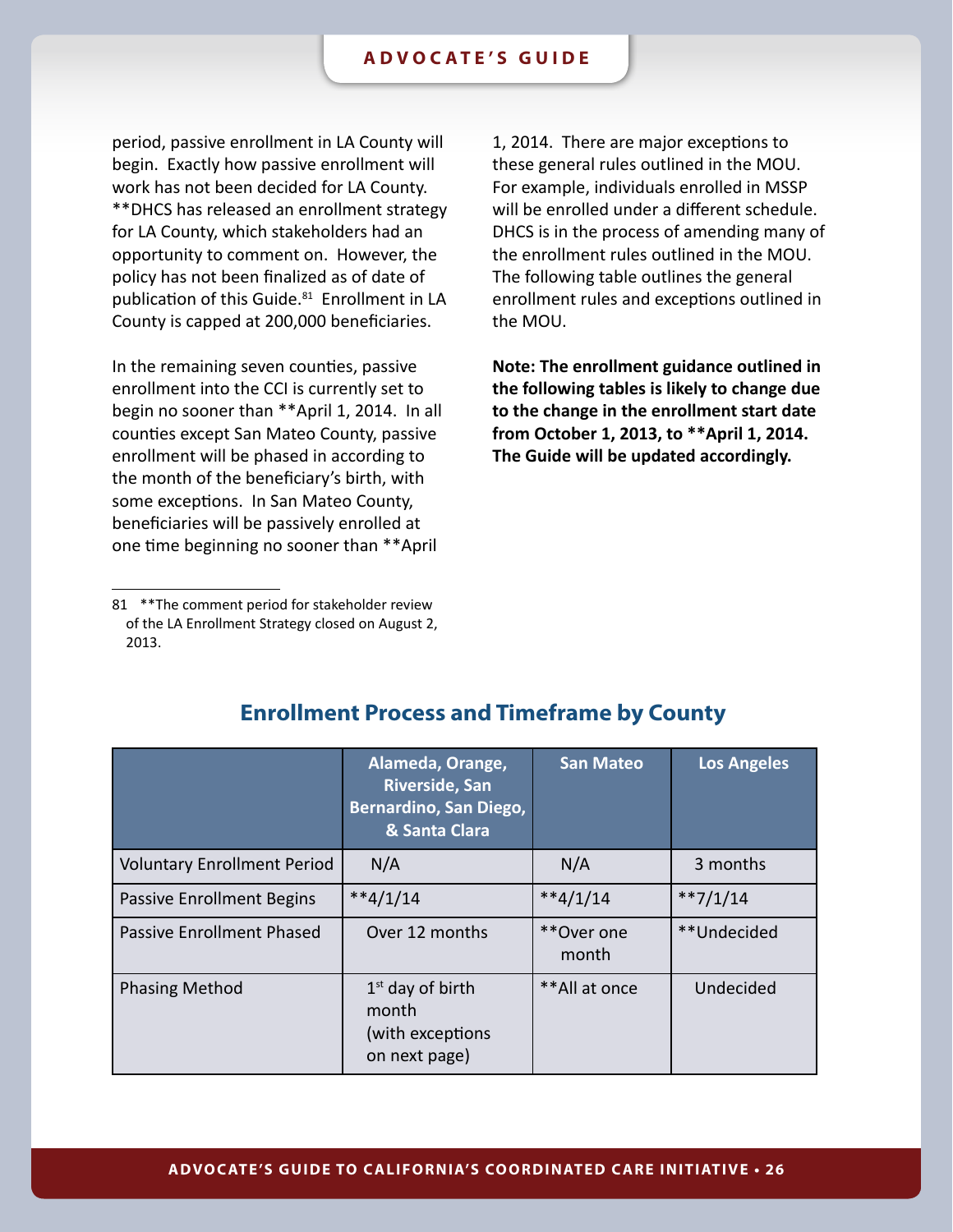period, passive enrollment in LA County will begin. Exactly how passive enrollment will work has not been decided for LA County. **DHCS has released an enrollment strategy for LA County, which stakeholders had an opportunity to comment on. However, the policy has not been finalized as of date of publication of this Guide.[81] Enrollment in LA County is capped at 200,000 beneficiaries.

In the remaining seven counties, passive enrollment into the CCI is currently set to begin no sooner than **April 1, 2014. In all counties except San Mateo County, passive enrollment will be phased in according to the month of the beneficiary's birth, with some exceptions. In San Mateo County, beneficiaries will be passively enrolled at one time beginning no sooner than **April 1, 2014. There are major exceptions to these general rules outlined in the MOU. For example, individuals enrolled in MSSP will be enrolled under a different schedule. DHCS is in the process of amending many of the enrollment rules outlined in the MOU. The following table outlines the general enrollment rules and exceptions outlined in the MOU.

**Note: The enrollment guidance outlined in the following tables is likely to change due to the change in the enrollment start date from October 1, 2013, to **April 1, 2014. The Guide will be updated accordingly.**

81 **The comment period for stakeholder review of the LA Enrollment Strategy closed on August 2, 2013.

## Enrollment Process and Timeframe by County

| | Alameda, Orange, Riverside, San Bernardino, San Diego, & Santa Clara | San Mateo | Los Angeles |
|---|---|---|---|
| Voluntary Enrollment Period | N/A | N/A | 3 months |
| Passive Enrollment Begins | **4/1/14 | **4/1/14 | **7/1/14 |
| Passive Enrollment Phased | Over 12 months | **Over one month | **Undecided |
| Phasing Method | 1st day of birth month (with exceptions on next page) | **All at once | Undecided |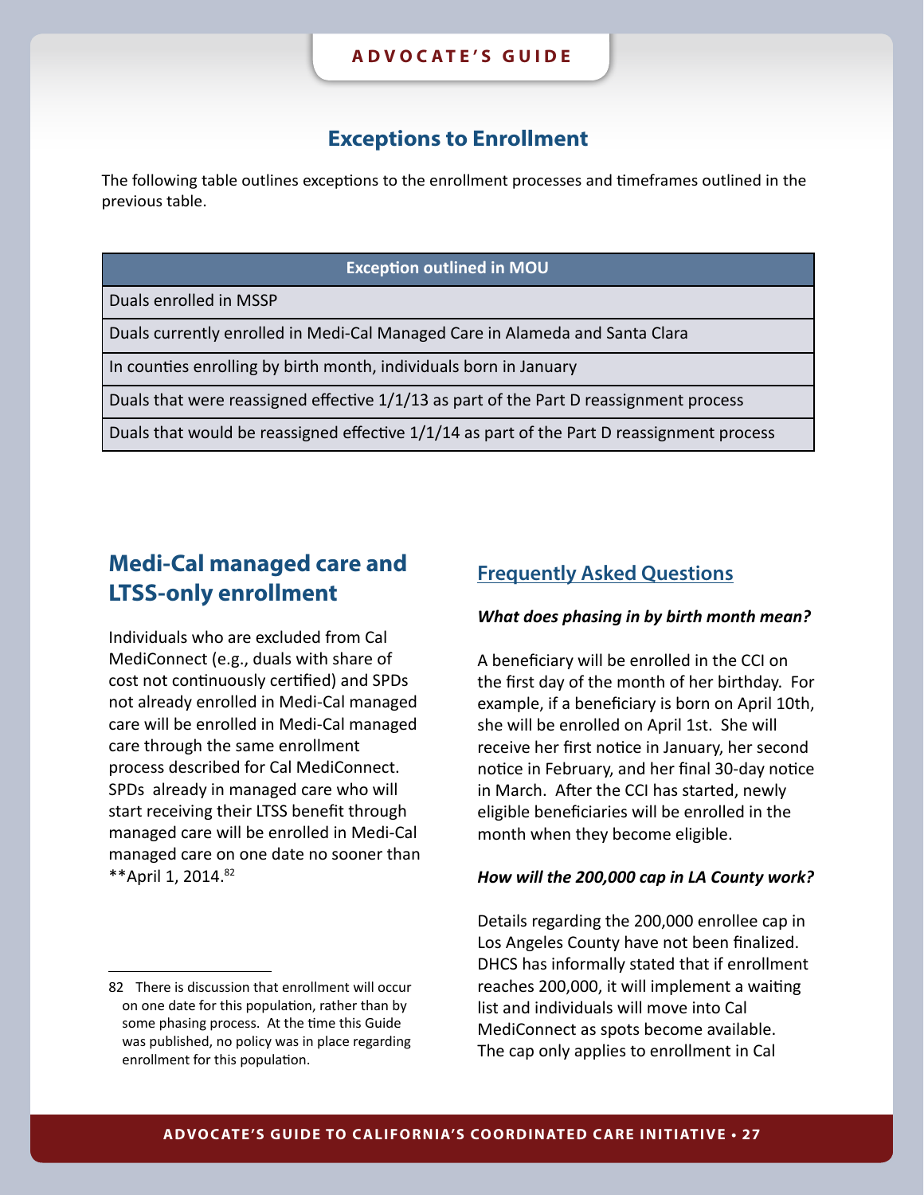## Exceptions to Enrollment

The following table outlines exceptions to the enrollment processes and timeframes outlined in the previous table.

| Exception outlined in MOU |
| --- |
| Duals enrolled in MSSP |
| Duals currently enrolled in Medi-Cal Managed Care in Alameda and Santa Clara |
| In counties enrolling by birth month, individuals born in January |
| Duals that were reassigned effective 1/1/13 as part of the Part D reassignment process |
| Duals that would be reassigned effective 1/1/14 as part of the Part D reassignment process |

## Medi-Cal managed care and LTSS-only enrollment

Individuals who are excluded from Cal MediConnect (e.g., duals with share of cost not continuously certified) and SPDs not already enrolled in Medi-Cal managed care will be enrolled in Medi-Cal managed care through the same enrollment process described for Cal MediConnect. SPDs already in managed care who will start receiving their LTSS benefit through managed care will be enrolled in Medi-Cal managed care on one date no sooner than **April 1, 2014.[82]

82 There is discussion that enrollment will occur on one date for this population, rather than by some phasing process. At the time this Guide was published, no policy was in place regarding enrollment for this population.

## Frequently Asked Questions

***What does phasing in by birth month mean?***

A beneficiary will be enrolled in the CCI on the first day of the month of her birthday. For example, if a beneficiary is born on April 10th, she will be enrolled on April 1st. She will receive her first notice in January, her second notice in February, and her final 30-day notice in March. After the CCI has started, newly eligible beneficiaries will be enrolled in the month when they become eligible.

***How will the 200,000 cap in LA County work?***

Details regarding the 200,000 enrollee cap in Los Angeles County have not been finalized. DHCS has informally stated that if enrollment reaches 200,000, it will implement a waiting list and individuals will move into Cal MediConnect as spots become available. The cap only applies to enrollment in Cal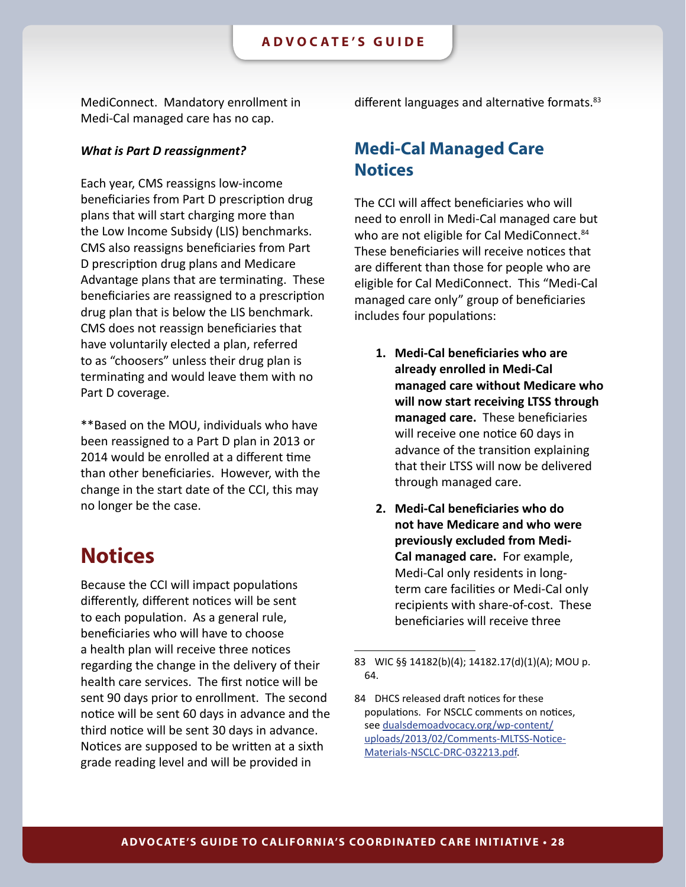MediConnect. Mandatory enrollment in Medi-Cal managed care has no cap.

***What is Part D reassignment?***

Each year, CMS reassigns low-income beneficiaries from Part D prescription drug plans that will start charging more than the Low Income Subsidy (LIS) benchmarks. CMS also reassigns beneficiaries from Part D prescription drug plans and Medicare Advantage plans that are terminating. These beneficiaries are reassigned to a prescription drug plan that is below the LIS benchmark. CMS does not reassign beneficiaries that have voluntarily elected a plan, referred to as "choosers" unless their drug plan is terminating and would leave them with no Part D coverage.

**Based on the MOU, individuals who have been reassigned to a Part D plan in 2013 or 2014 would be enrolled at a different time than other beneficiaries. However, with the change in the start date of the CCI, this may no longer be the case.

# Notices

Because the CCI will impact populations differently, different notices will be sent to each population. As a general rule, beneficiaries who will have to choose a health plan will receive three notices regarding the change in the delivery of their health care services. The first notice will be sent 90 days prior to enrollment. The second notice will be sent 60 days in advance and the third notice will be sent 30 days in advance. Notices are supposed to be written at a sixth grade reading level and will be provided in different languages and alternative formats.[83]

## Medi-Cal Managed Care Notices

The CCI will affect beneficiaries who will need to enroll in Medi-Cal managed care but who are not eligible for Cal MediConnect.[84] These beneficiaries will receive notices that are different than those for people who are eligible for Cal MediConnect. This "Medi-Cal managed care only" group of beneficiaries includes four populations:

1. **Medi-Cal beneficiaries who are already enrolled in Medi-Cal managed care without Medicare who will now start receiving LTSS through managed care.** These beneficiaries will receive one notice 60 days in advance of the transition explaining that their LTSS will now be delivered through managed care.
2. **Medi-Cal beneficiaries who do not have Medicare and who were previously excluded from Medi-Cal managed care.** For example, Medi-Cal only residents in long-term care facilities or Medi-Cal only recipients with share-of-cost. These beneficiaries will receive three

---

83 WIC §§ 14182(b)(4); 14182.17(d)(1)(A); MOU p. 64.

84 DHCS released draft notices for these populations. For NSCLC comments on notices, see dualsdemoadvocacy.org/wp-content/uploads/2013/02/Comments-MLTSS-Notice-Materials-NSCLC-DRC-032213.pdf.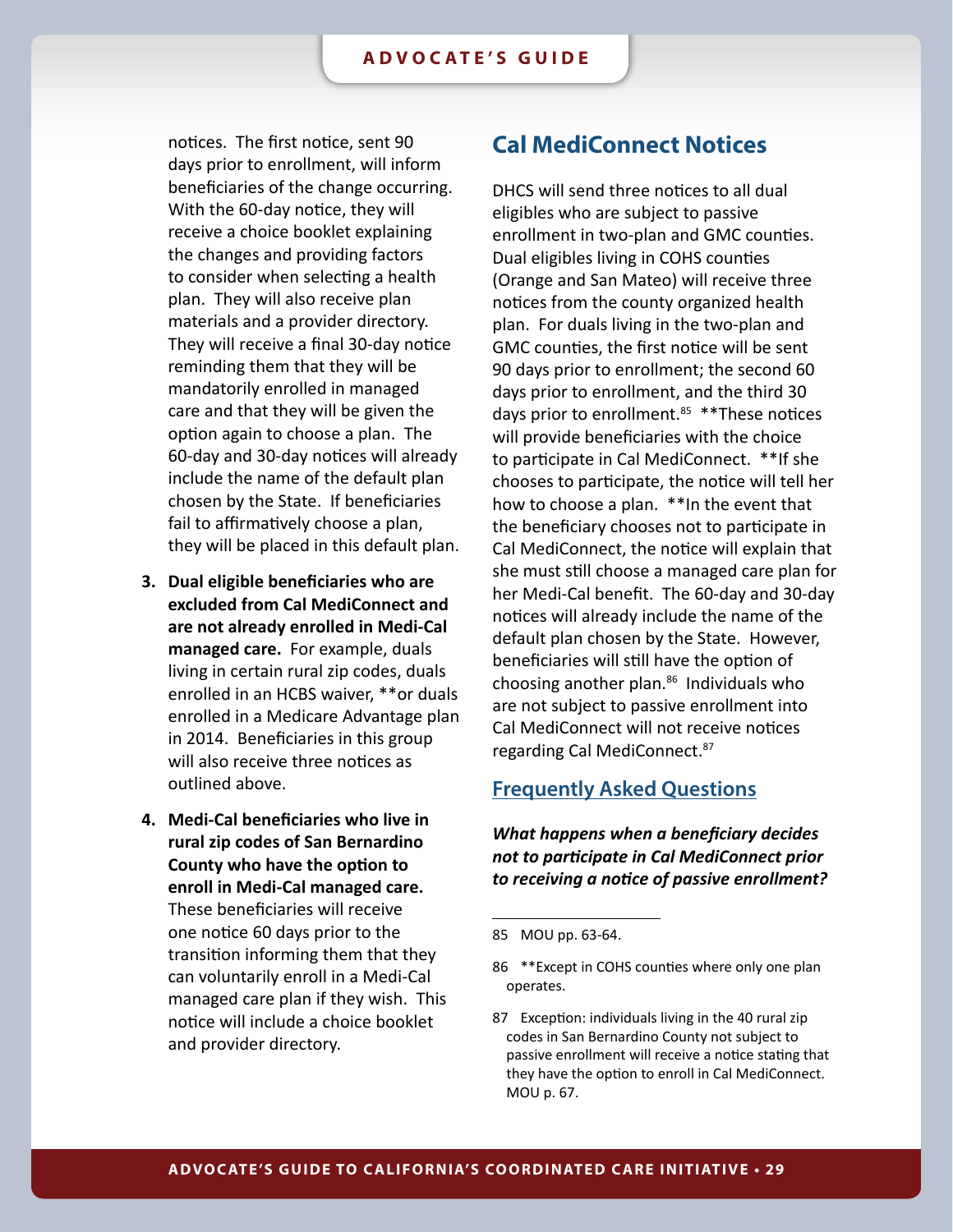notices. The first notice, sent 90 days prior to enrollment, will inform beneficiaries of the change occurring. With the 60-day notice, they will receive a choice booklet explaining the changes and providing factors to consider when selecting a health plan. They will also receive plan materials and a provider directory. They will receive a final 30-day notice reminding them that they will be mandatorily enrolled in managed care and that they will be given the option again to choose a plan. The 60-day and 30-day notices will already include the name of the default plan chosen by the State. If beneficiaries fail to affirmatively choose a plan, they will be placed in this default plan.

3. **Dual eligible beneficiaries who are excluded from Cal MediConnect and are not already enrolled in Medi-Cal managed care.** For example, duals living in certain rural zip codes, duals enrolled in an HCBS waiver, **or duals enrolled in a Medicare Advantage plan in 2014. Beneficiaries in this group will also receive three notices as outlined above.

4. **Medi-Cal beneficiaries who live in rural zip codes of San Bernardino County who have the option to enroll in Medi-Cal managed care.** These beneficiaries will receive one notice 60 days prior to the transition informing them that they can voluntarily enroll in a Medi-Cal managed care plan if they wish. This notice will include a choice booklet and provider directory.

## Cal MediConnect Notices

DHCS will send three notices to all dual eligibles who are subject to passive enrollment in two-plan and GMC counties. Dual eligibles living in COHS counties (Orange and San Mateo) will receive three notices from the county organized health plan. For duals living in the two-plan and GMC counties, the first notice will be sent 90 days prior to enrollment; the second 60 days prior to enrollment, and the third 30 days prior to enrollment.[85] **These notices will provide beneficiaries with the choice to participate in Cal MediConnect. **If she chooses to participate, the notice will tell her how to choose a plan. **In the event that the beneficiary chooses not to participate in Cal MediConnect, the notice will explain that she must still choose a managed care plan for her Medi-Cal benefit. The 60-day and 30-day notices will already include the name of the default plan chosen by the State. However, beneficiaries will still have the option of choosing another plan.[86] Individuals who are not subject to passive enrollment into Cal MediConnect will not receive notices regarding Cal MediConnect.[87]

### Frequently Asked Questions

***What happens when a beneficiary decides not to participate in Cal MediConnect prior to receiving a notice of passive enrollment?***

---

85 MOU pp. 63-64.

86 **Except in COHS counties where only one plan operates.

87 Exception: individuals living in the 40 rural zip codes in San Bernardino County not subject to passive enrollment will receive a notice stating that they have the option to enroll in Cal MediConnect. MOU p. 67.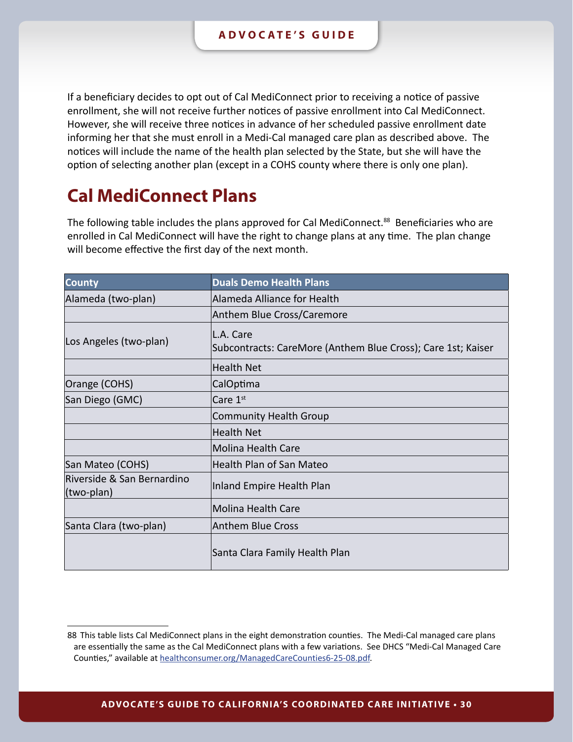If a beneficiary decides to opt out of Cal MediConnect prior to receiving a notice of passive enrollment, she will not receive further notices of passive enrollment into Cal MediConnect. However, she will receive three notices in advance of her scheduled passive enrollment date informing her that she must enroll in a Medi-Cal managed care plan as described above. The notices will include the name of the health plan selected by the State, but she will have the option of selecting another plan (except in a COHS county where there is only one plan).

## Cal MediConnect Plans

The following table includes the plans approved for Cal MediConnect.[88] Beneficiaries who are enrolled in Cal MediConnect will have the right to change plans at any time. The plan change will become effective the first day of the next month.

| County | Duals Demo Health Plans |
|---|---|
| Alameda (two-plan) | Alameda Alliance for Health |
| | Anthem Blue Cross/Caremore |
| Los Angeles (two-plan) | L.A. Care<br>Subcontracts: CareMore (Anthem Blue Cross); Care 1st; Kaiser |
| | Health Net |
| Orange (COHS) | CalOptima |
| San Diego (GMC) | Care 1st |
| | Community Health Group |
| | Health Net |
| | Molina Health Care |
| San Mateo (COHS) | Health Plan of San Mateo |
| Riverside & San Bernardino (two-plan) | Inland Empire Health Plan |
| | Molina Health Care |
| Santa Clara (two-plan) | Anthem Blue Cross |
| | Santa Clara Family Health Plan |

88 This table lists Cal MediConnect plans in the eight demonstration counties. The Medi-Cal managed care plans are essentially the same as the Cal MediConnect plans with a few variations. See DHCS "Medi-Cal Managed Care Counties," available at healthconsumer.org/ManagedCareCounties6-25-08.pdf.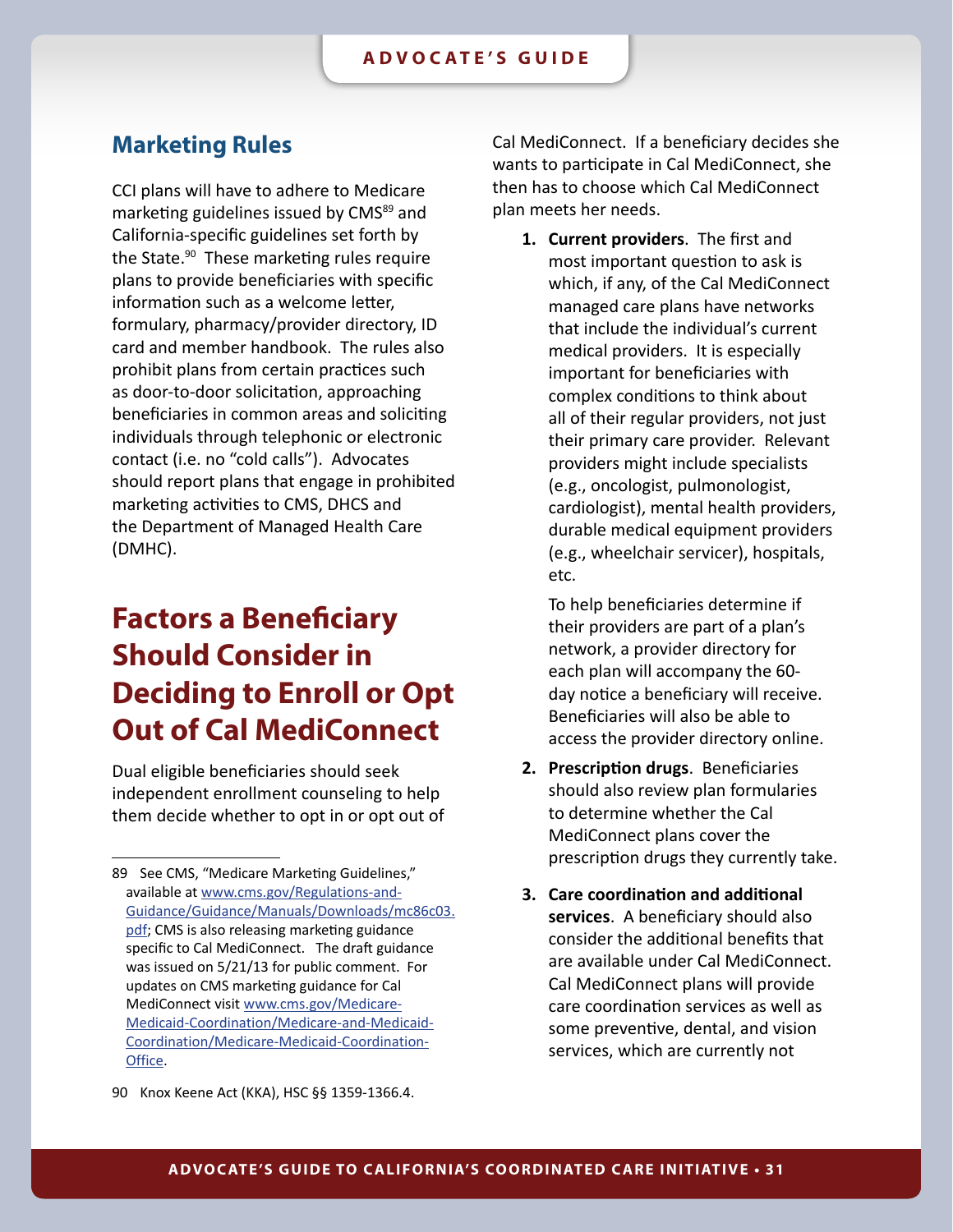## Marketing Rules

CCI plans will have to adhere to Medicare marketing guidelines issued by CMS[89] and California-specific guidelines set forth by the State.[90] These marketing rules require plans to provide beneficiaries with specific information such as a welcome letter, formulary, pharmacy/provider directory, ID card and member handbook. The rules also prohibit plans from certain practices such as door-to-door solicitation, approaching beneficiaries in common areas and soliciting individuals through telephonic or electronic contact (i.e. no "cold calls"). Advocates should report plans that engage in prohibited marketing activities to CMS, DHCS and the Department of Managed Health Care (DMHC).

# Factors a Beneficiary Should Consider in Deciding to Enroll or Opt Out of Cal MediConnect

Dual eligible beneficiaries should seek independent enrollment counseling to help them decide whether to opt in or opt out of Cal MediConnect. If a beneficiary decides she wants to participate in Cal MediConnect, she then has to choose which Cal MediConnect plan meets her needs.

1. **Current providers**. The first and most important question to ask is which, if any, of the Cal MediConnect managed care plans have networks that include the individual's current medical providers. It is especially important for beneficiaries with complex conditions to think about all of their regular providers, not just their primary care provider. Relevant providers might include specialists (e.g., oncologist, pulmonologist, cardiologist), mental health providers, durable medical equipment providers (e.g., wheelchair servicer), hospitals, etc.

   To help beneficiaries determine if their providers are part of a plan's network, a provider directory for each plan will accompany the 60-day notice a beneficiary will receive. Beneficiaries will also be able to access the provider directory online.

2. **Prescription drugs**. Beneficiaries should also review plan formularies to determine whether the Cal MediConnect plans cover the prescription drugs they currently take.

3. **Care coordination and additional services**. A beneficiary should also consider the additional benefits that are available under Cal MediConnect. Cal MediConnect plans will provide care coordination services as well as some preventive, dental, and vision services, which are currently not

---

89 See CMS, "Medicare Marketing Guidelines," available at www.cms.gov/Regulations-and-Guidance/Guidance/Manuals/Downloads/mc86c03.pdf; CMS is also releasing marketing guidance specific to Cal MediConnect. The draft guidance was issued on 5/21/13 for public comment. For updates on CMS marketing guidance for Cal MediConnect visit www.cms.gov/Medicare-Medicaid-Coordination/Medicare-and-Medicaid-Coordination/Medicare-Medicaid-Coordination-Office.

90 Knox Keene Act (KKA), HSC §§ 1359-1366.4.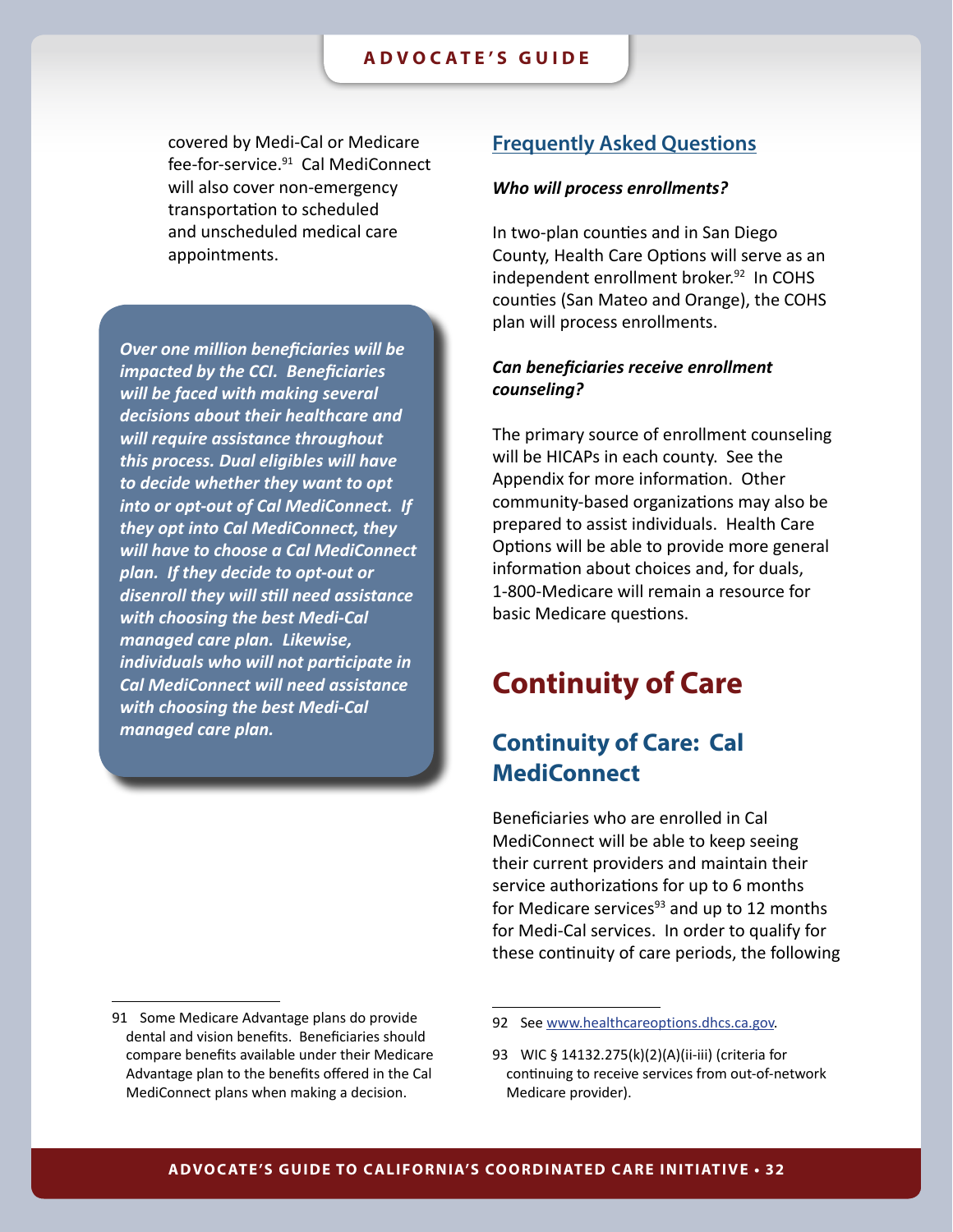covered by Medi-Cal or Medicare fee-for-service.[91] Cal MediConnect will also cover non-emergency transportation to scheduled and unscheduled medical care appointments.

> ***Over one million beneficiaries will be impacted by the CCI. Beneficiaries will be faced with making several decisions about their healthcare and will require assistance throughout this process. Dual eligibles will have to decide whether they want to opt into or opt-out of Cal MediConnect. If they opt into Cal MediConnect, they will have to choose a Cal MediConnect plan. If they decide to opt-out or disenroll they will still need assistance with choosing the best Medi-Cal managed care plan. Likewise, individuals who will not participate in Cal MediConnect will need assistance with choosing the best Medi-Cal managed care plan.***

### Frequently Asked Questions

***Who will process enrollments?***

In two-plan counties and in San Diego County, Health Care Options will serve as an independent enrollment broker.[92] In COHS counties (San Mateo and Orange), the COHS plan will process enrollments.

***Can beneficiaries receive enrollment counseling?***

The primary source of enrollment counseling will be HICAPs in each county. See the Appendix for more information. Other community-based organizations may also be prepared to assist individuals. Health Care Options will be able to provide more general information about choices and, for duals, 1-800-Medicare will remain a resource for basic Medicare questions.

# Continuity of Care

## Continuity of Care: Cal MediConnect

Beneficiaries who are enrolled in Cal MediConnect will be able to keep seeing their current providers and maintain their service authorizations for up to 6 months for Medicare services[93] and up to 12 months for Medi-Cal services. In order to qualify for these continuity of care periods, the following

---

91 Some Medicare Advantage plans do provide dental and vision benefits. Beneficiaries should compare benefits available under their Medicare Advantage plan to the benefits offered in the Cal MediConnect plans when making a decision.

92 See www.healthcareoptions.dhcs.ca.gov.

93 WIC § 14132.275(k)(2)(A)(ii-iii) (criteria for continuing to receive services from out-of-network Medicare provider).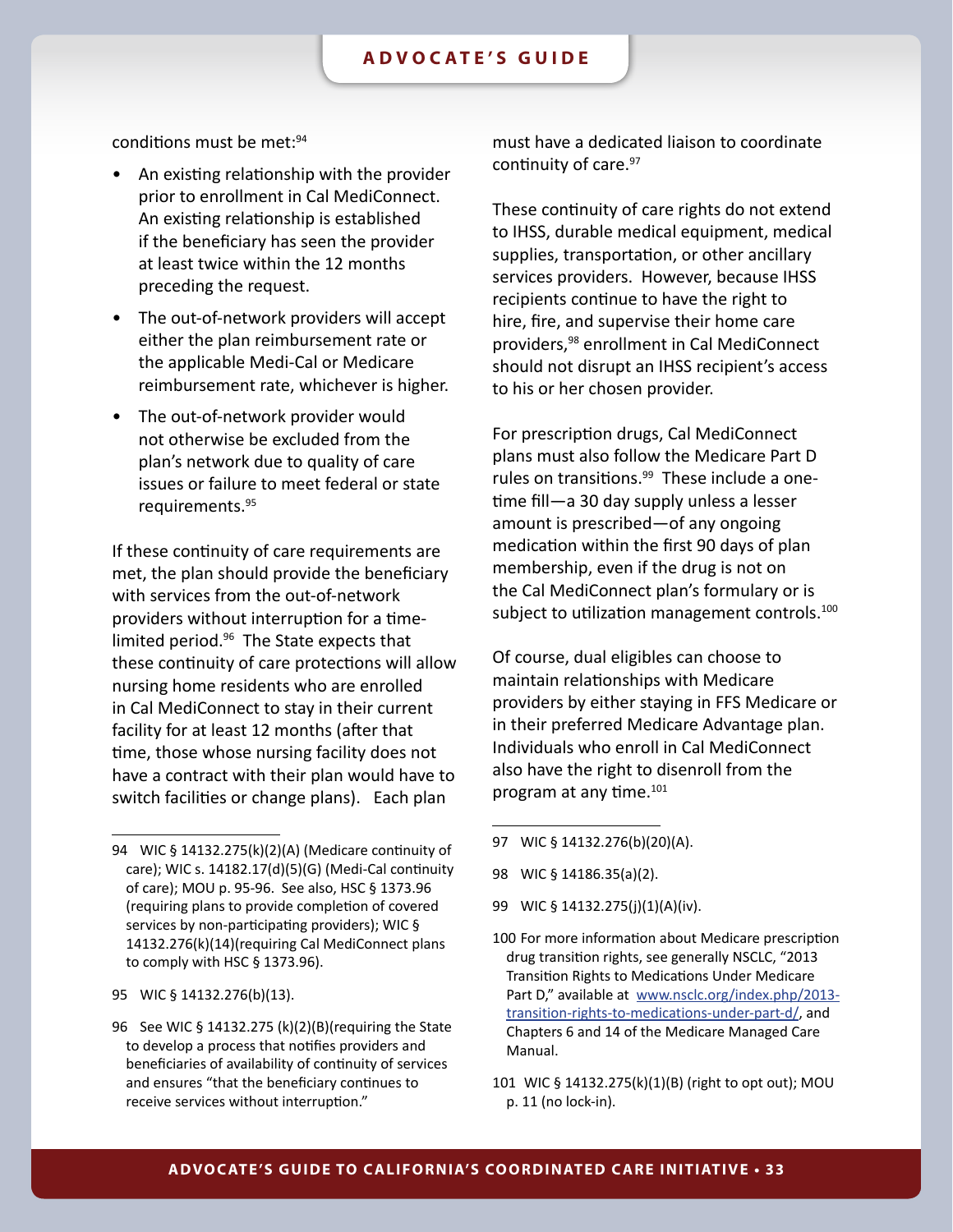conditions must be met:[94]

- An existing relationship with the provider prior to enrollment in Cal MediConnect. An existing relationship is established if the beneficiary has seen the provider at least twice within the 12 months preceding the request.
- The out-of-network providers will accept either the plan reimbursement rate or the applicable Medi-Cal or Medicare reimbursement rate, whichever is higher.
- The out-of-network provider would not otherwise be excluded from the plan's network due to quality of care issues or failure to meet federal or state requirements.[95]

If these continuity of care requirements are met, the plan should provide the beneficiary with services from the out-of-network providers without interruption for a time-limited period.[96] The State expects that these continuity of care protections will allow nursing home residents who are enrolled in Cal MediConnect to stay in their current facility for at least 12 months (after that time, those whose nursing facility does not have a contract with their plan would have to switch facilities or change plans). Each plan must have a dedicated liaison to coordinate continuity of care.[97]

These continuity of care rights do not extend to IHSS, durable medical equipment, medical supplies, transportation, or other ancillary services providers. However, because IHSS recipients continue to have the right to hire, fire, and supervise their home care providers,[98] enrollment in Cal MediConnect should not disrupt an IHSS recipient's access to his or her chosen provider.

For prescription drugs, Cal MediConnect plans must also follow the Medicare Part D rules on transitions.[99] These include a one-time fill—a 30 day supply unless a lesser amount is prescribed—of any ongoing medication within the first 90 days of plan membership, even if the drug is not on the Cal MediConnect plan's formulary or is subject to utilization management controls.[100]

Of course, dual eligibles can choose to maintain relationships with Medicare providers by either staying in FFS Medicare or in their preferred Medicare Advantage plan. Individuals who enroll in Cal MediConnect also have the right to disenroll from the program at any time.[101]

---

94 WIC § 14132.275(k)(2)(A) (Medicare continuity of care); WIC s. 14182.17(d)(5)(G) (Medi-Cal continuity of care); MOU p. 95-96. See also, HSC § 1373.96 (requiring plans to provide completion of covered services by non-participating providers); WIC § 14132.276(k)(14)(requiring Cal MediConnect plans to comply with HSC § 1373.96).

95 WIC § 14132.276(b)(13).

96 See WIC § 14132.275 (k)(2)(B)(requiring the State to develop a process that notifies providers and beneficiaries of availability of continuity of services and ensures "that the beneficiary continues to receive services without interruption."

97 WIC § 14132.276(b)(20)(A).

98 WIC § 14186.35(a)(2).

99 WIC § 14132.275(j)(1)(A)(iv).

100 For more information about Medicare prescription drug transition rights, see generally NSCLC, "2013 Transition Rights to Medications Under Medicare Part D," available at [www.nsclc.org/index.php/2013-transition-rights-to-medications-under-part-d/](www.nsclc.org/index.php/2013-transition-rights-to-medications-under-part-d/), and Chapters 6 and 14 of the Medicare Managed Care Manual.

101 WIC § 14132.275(k)(1)(B) (right to opt out); MOU p. 11 (no lock-in).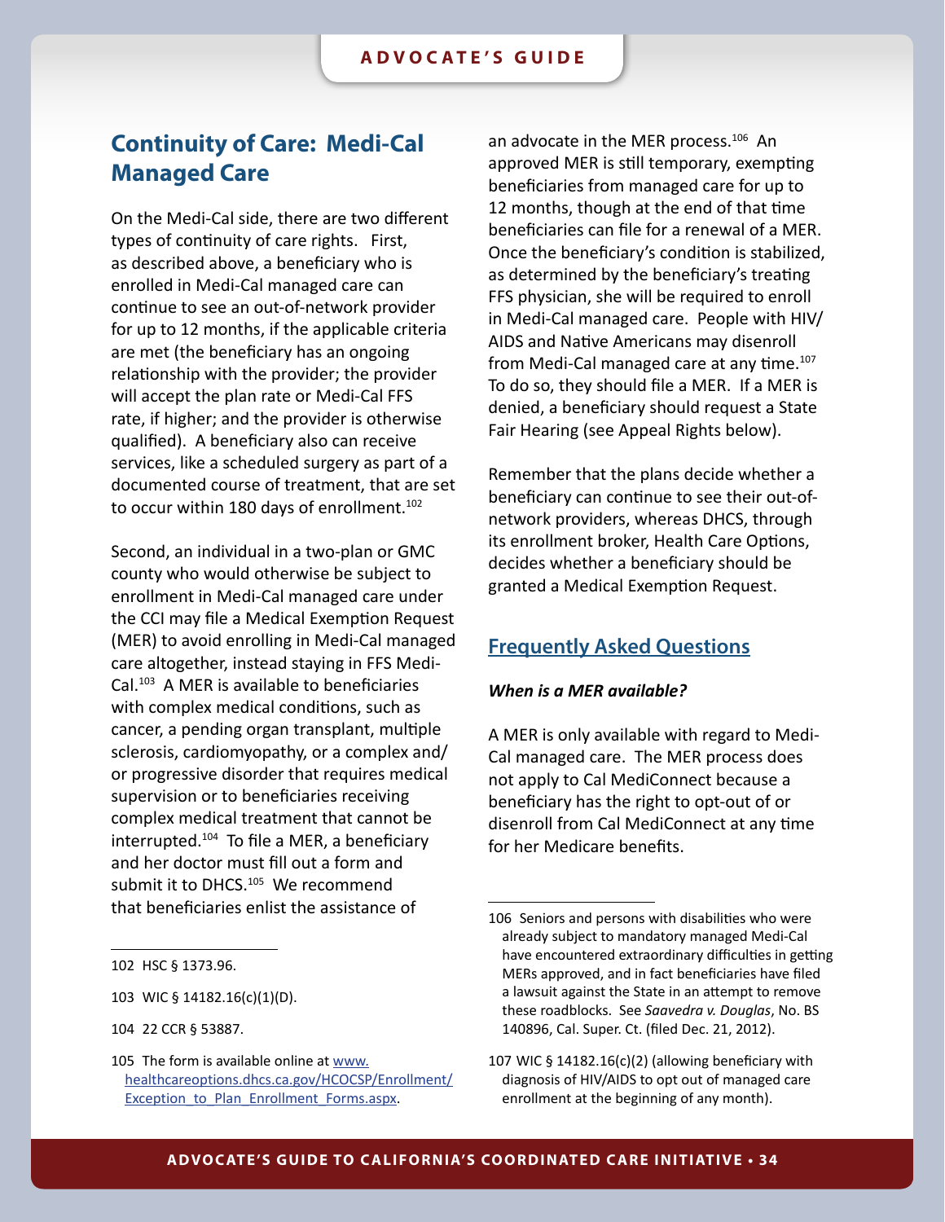## Continuity of Care: Medi-Cal Managed Care

On the Medi-Cal side, there are two different types of continuity of care rights. First, as described above, a beneficiary who is enrolled in Medi-Cal managed care can continue to see an out-of-network provider for up to 12 months, if the applicable criteria are met (the beneficiary has an ongoing relationship with the provider; the provider will accept the plan rate or Medi-Cal FFS rate, if higher; and the provider is otherwise qualified). A beneficiary also can receive services, like a scheduled surgery as part of a documented course of treatment, that are set to occur within 180 days of enrollment.[102]

Second, an individual in a two-plan or GMC county who would otherwise be subject to enrollment in Medi-Cal managed care under the CCI may file a Medical Exemption Request (MER) to avoid enrolling in Medi-Cal managed care altogether, instead staying in FFS Medi-Cal.[103] A MER is available to beneficiaries with complex medical conditions, such as cancer, a pending organ transplant, multiple sclerosis, cardiomyopathy, or a complex and/or progressive disorder that requires medical supervision or to beneficiaries receiving complex medical treatment that cannot be interrupted.[104] To file a MER, a beneficiary and her doctor must fill out a form and submit it to DHCS.[105] We recommend that beneficiaries enlist the assistance of an advocate in the MER process.[106] An approved MER is still temporary, exempting beneficiaries from managed care for up to 12 months, though at the end of that time beneficiaries can file for a renewal of a MER. Once the beneficiary's condition is stabilized, as determined by the beneficiary's treating FFS physician, she will be required to enroll in Medi-Cal managed care. People with HIV/AIDS and Native Americans may disenroll from Medi-Cal managed care at any time.[107] To do so, they should file a MER. If a MER is denied, a beneficiary should request a State Fair Hearing (see Appeal Rights below).

Remember that the plans decide whether a beneficiary can continue to see their out-of-network providers, whereas DHCS, through its enrollment broker, Health Care Options, decides whether a beneficiary should be granted a Medical Exemption Request.

### Frequently Asked Questions

***When is a MER available?***

A MER is only available with regard to Medi-Cal managed care. The MER process does not apply to Cal MediConnect because a beneficiary has the right to opt-out of or disenroll from Cal MediConnect at any time for her Medicare benefits.

---

102 HSC § 1373.96.

103 WIC § 14182.16(c)(1)(D).

104 22 CCR § 53887.

105 The form is available online at www.healthcareoptions.dhcs.ca.gov/HCOCSP/Enrollment/Exception_to_Plan_Enrollment_Forms.aspx.

106 Seniors and persons with disabilities who were already subject to mandatory managed Medi-Cal have encountered extraordinary difficulties in getting MERs approved, and in fact beneficiaries have filed a lawsuit against the State in an attempt to remove these roadblocks. See *Saavedra v. Douglas*, No. BS 140896, Cal. Super. Ct. (filed Dec. 21, 2012).

107 WIC § 14182.16(c)(2) (allowing beneficiary with diagnosis of HIV/AIDS to opt out of managed care enrollment at the beginning of any month).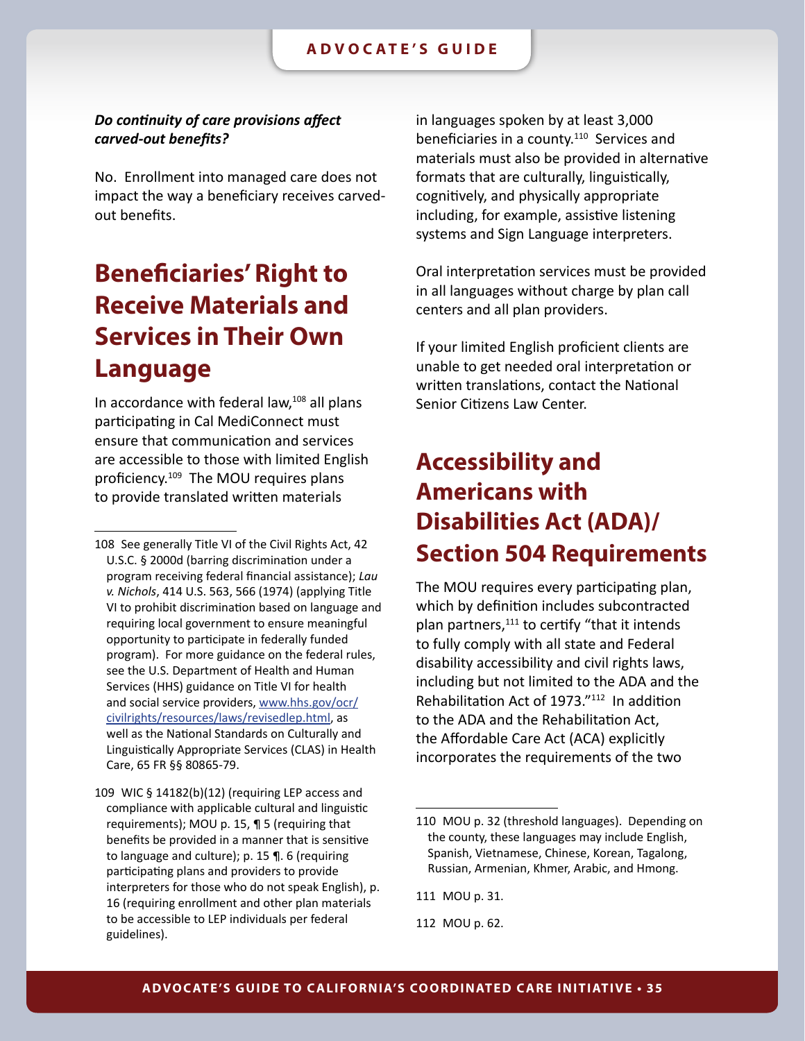***Do continuity of care provisions affect carved-out benefits?***

No. Enrollment into managed care does not impact the way a beneficiary receives carved-out benefits.

# Beneficiaries' Right to Receive Materials and Services in Their Own Language

In accordance with federal law,[108] all plans participating in Cal MediConnect must ensure that communication and services are accessible to those with limited English proficiency.[109] The MOU requires plans to provide translated written materials in languages spoken by at least 3,000 beneficiaries in a county.[110] Services and materials must also be provided in alternative formats that are culturally, linguistically, cognitively, and physically appropriate including, for example, assistive listening systems and Sign Language interpreters.

Oral interpretation services must be provided in all languages without charge by plan call centers and all plan providers.

If your limited English proficient clients are unable to get needed oral interpretation or written translations, contact the National Senior Citizens Law Center.

# Accessibility and Americans with Disabilities Act (ADA)/ Section 504 Requirements

The MOU requires every participating plan, which by definition includes subcontracted plan partners,[111] to certify "that it intends to fully comply with all state and Federal disability accessibility and civil rights laws, including but not limited to the ADA and the Rehabilitation Act of 1973."[112] In addition to the ADA and the Rehabilitation Act, the Affordable Care Act (ACA) explicitly incorporates the requirements of the two

---

108 See generally Title VI of the Civil Rights Act, 42 U.S.C. § 2000d (barring discrimination under a program receiving federal financial assistance); *Lau v. Nichols*, 414 U.S. 563, 566 (1974) (applying Title VI to prohibit discrimination based on language and requiring local government to ensure meaningful opportunity to participate in federally funded program). For more guidance on the federal rules, see the U.S. Department of Health and Human Services (HHS) guidance on Title VI for health and social service providers, [www.hhs.gov/ocr/civilrights/resources/laws/revisedlep.html](www.hhs.gov/ocr/civilrights/resources/laws/revisedlep.html), as well as the National Standards on Culturally and Linguistically Appropriate Services (CLAS) in Health Care, 65 FR §§ 80865-79.

109 WIC § 14182(b)(12) (requiring LEP access and compliance with applicable cultural and linguistic requirements); MOU p. 15, ¶ 5 (requiring that benefits be provided in a manner that is sensitive to language and culture); p. 15 ¶. 6 (requiring participating plans and providers to provide interpreters for those who do not speak English), p. 16 (requiring enrollment and other plan materials to be accessible to LEP individuals per federal guidelines).

110 MOU p. 32 (threshold languages). Depending on the county, these languages may include English, Spanish, Vietnamese, Chinese, Korean, Tagalong, Russian, Armenian, Khmer, Arabic, and Hmong.

111 MOU p. 31.

112 MOU p. 62.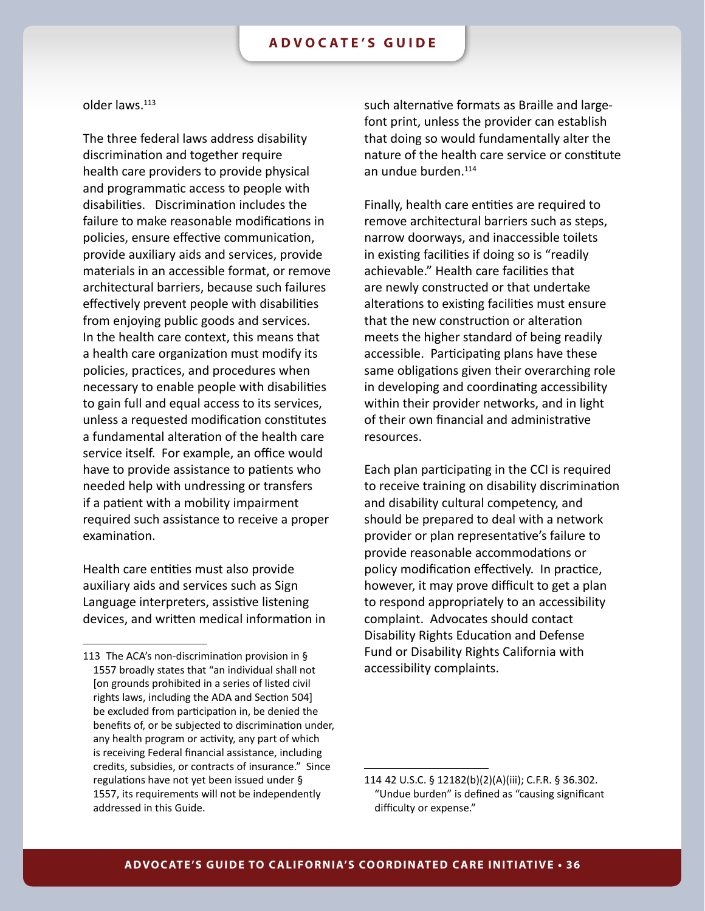older laws.[113]

The three federal laws address disability discrimination and together require health care providers to provide physical and programmatic access to people with disabilities. Discrimination includes the failure to make reasonable modifications in policies, ensure effective communication, provide auxiliary aids and services, provide materials in an accessible format, or remove architectural barriers, because such failures effectively prevent people with disabilities from enjoying public goods and services. In the health care context, this means that a health care organization must modify its policies, practices, and procedures when necessary to enable people with disabilities to gain full and equal access to its services, unless a requested modification constitutes a fundamental alteration of the health care service itself. For example, an office would have to provide assistance to patients who needed help with undressing or transfers if a patient with a mobility impairment required such assistance to receive a proper examination.

Health care entities must also provide auxiliary aids and services such as Sign Language interpreters, assistive listening devices, and written medical information in such alternative formats as Braille and large-font print, unless the provider can establish that doing so would fundamentally alter the nature of the health care service or constitute an undue burden.[114]

Finally, health care entities are required to remove architectural barriers such as steps, narrow doorways, and inaccessible toilets in existing facilities if doing so is "readily achievable." Health care facilities that are newly constructed or that undertake alterations to existing facilities must ensure that the new construction or alteration meets the higher standard of being readily accessible. Participating plans have these same obligations given their overarching role in developing and coordinating accessibility within their provider networks, and in light of their own financial and administrative resources.

Each plan participating in the CCI is required to receive training on disability discrimination and disability cultural competency, and should be prepared to deal with a network provider or plan representative's failure to provide reasonable accommodations or policy modification effectively. In practice, however, it may prove difficult to get a plan to respond appropriately to an accessibility complaint. Advocates should contact Disability Rights Education and Defense Fund or Disability Rights California with accessibility complaints.

---

113 The ACA's non-discrimination provision in § 1557 broadly states that "an individual shall not [on grounds prohibited in a series of listed civil rights laws, including the ADA and Section 504] be excluded from participation in, be denied the benefits of, or be subjected to discrimination under, any health program or activity, any part of which is receiving Federal financial assistance, including credits, subsidies, or contracts of insurance." Since regulations have not yet been issued under § 1557, its requirements will not be independently addressed in this Guide.

114 42 U.S.C. § 12182(b)(2)(A)(iii); C.F.R. § 36.302. "Undue burden" is defined as "causing significant difficulty or expense."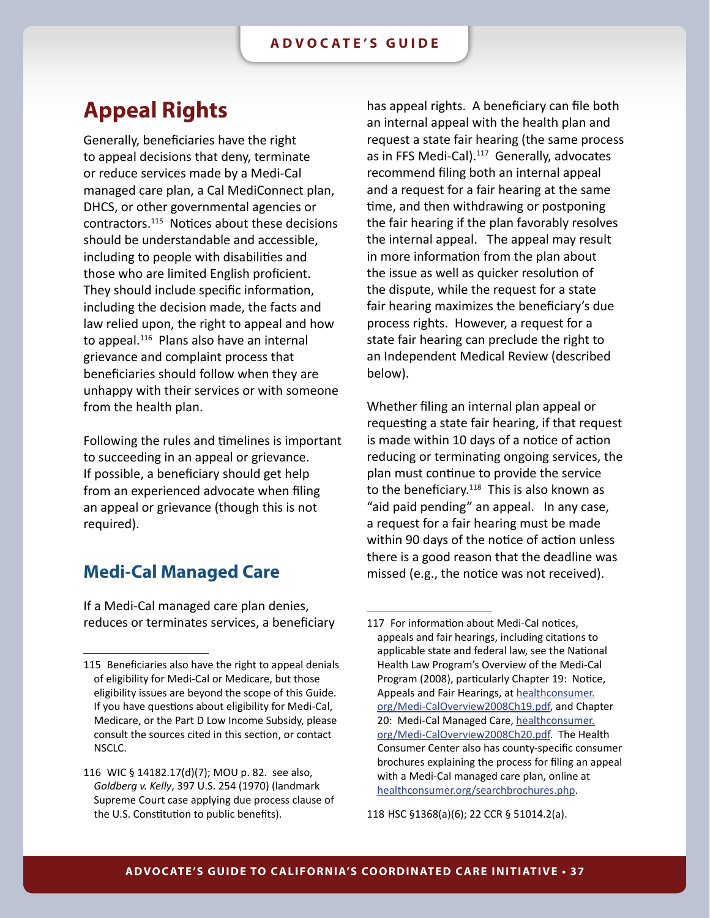# Appeal Rights

Generally, beneficiaries have the right to appeal decisions that deny, terminate or reduce services made by a Medi-Cal managed care plan, a Cal MediConnect plan, DHCS, or other governmental agencies or contractors.[115] Notices about these decisions should be understandable and accessible, including to people with disabilities and those who are limited English proficient. They should include specific information, including the decision made, the facts and law relied upon, the right to appeal and how to appeal.[116] Plans also have an internal grievance and complaint process that beneficiaries should follow when they are unhappy with their services or with someone from the health plan.

Following the rules and timelines is important to succeeding in an appeal or grievance. If possible, a beneficiary should get help from an experienced advocate when filing an appeal or grievance (though this is not required).

## Medi-Cal Managed Care

If a Medi-Cal managed care plan denies, reduces or terminates services, a beneficiary has appeal rights. A beneficiary can file both an internal appeal with the health plan and request a state fair hearing (the same process as in FFS Medi-Cal).[117] Generally, advocates recommend filing both an internal appeal and a request for a fair hearing at the same time, and then withdrawing or postponing the fair hearing if the plan favorably resolves the internal appeal. The appeal may result in more information from the plan about the issue as well as quicker resolution of the dispute, while the request for a state fair hearing maximizes the beneficiary's due process rights. However, a request for a state fair hearing can preclude the right to an Independent Medical Review (described below).

Whether filing an internal plan appeal or requesting a state fair hearing, if that request is made within 10 days of a notice of action reducing or terminating ongoing services, the plan must continue to provide the service to the beneficiary.[118] This is also known as "aid paid pending" an appeal. In any case, a request for a fair hearing must be made within 90 days of the notice of action unless there is a good reason that the deadline was missed (e.g., the notice was not received).

---

115 Beneficiaries also have the right to appeal denials of eligibility for Medi-Cal or Medicare, but those eligibility issues are beyond the scope of this Guide. If you have questions about eligibility for Medi-Cal, Medicare, or the Part D Low Income Subsidy, please consult the sources cited in this section, or contact NSCLC.

116 WIC § 14182.17(d)(7); MOU p. 82. see also, *Goldberg v. Kelly*, 397 U.S. 254 (1970) (landmark Supreme Court case applying due process clause of the U.S. Constitution to public benefits).

117 For information about Medi-Cal notices, appeals and fair hearings, including citations to applicable state and federal law, see the National Health Law Program's Overview of the Medi-Cal Program (2008), particularly Chapter 19: Notice, Appeals and Fair Hearings, at [healthconsumer.org/Medi-CalOverview2008Ch19.pdf](healthconsumer.org/Medi-CalOverview2008Ch19.pdf), and Chapter 20: Medi-Cal Managed Care, [healthconsumer.org/Medi-CalOverview2008Ch20.pdf](healthconsumer.org/Medi-CalOverview2008Ch20.pdf). The Health Consumer Center also has county-specific consumer brochures explaining the process for filing an appeal with a Medi-Cal managed care plan, online at [healthconsumer.org/searchbrochures.php](healthconsumer.org/searchbrochures.php).

118 HSC §1368(a)(6); 22 CCR § 51014.2(a).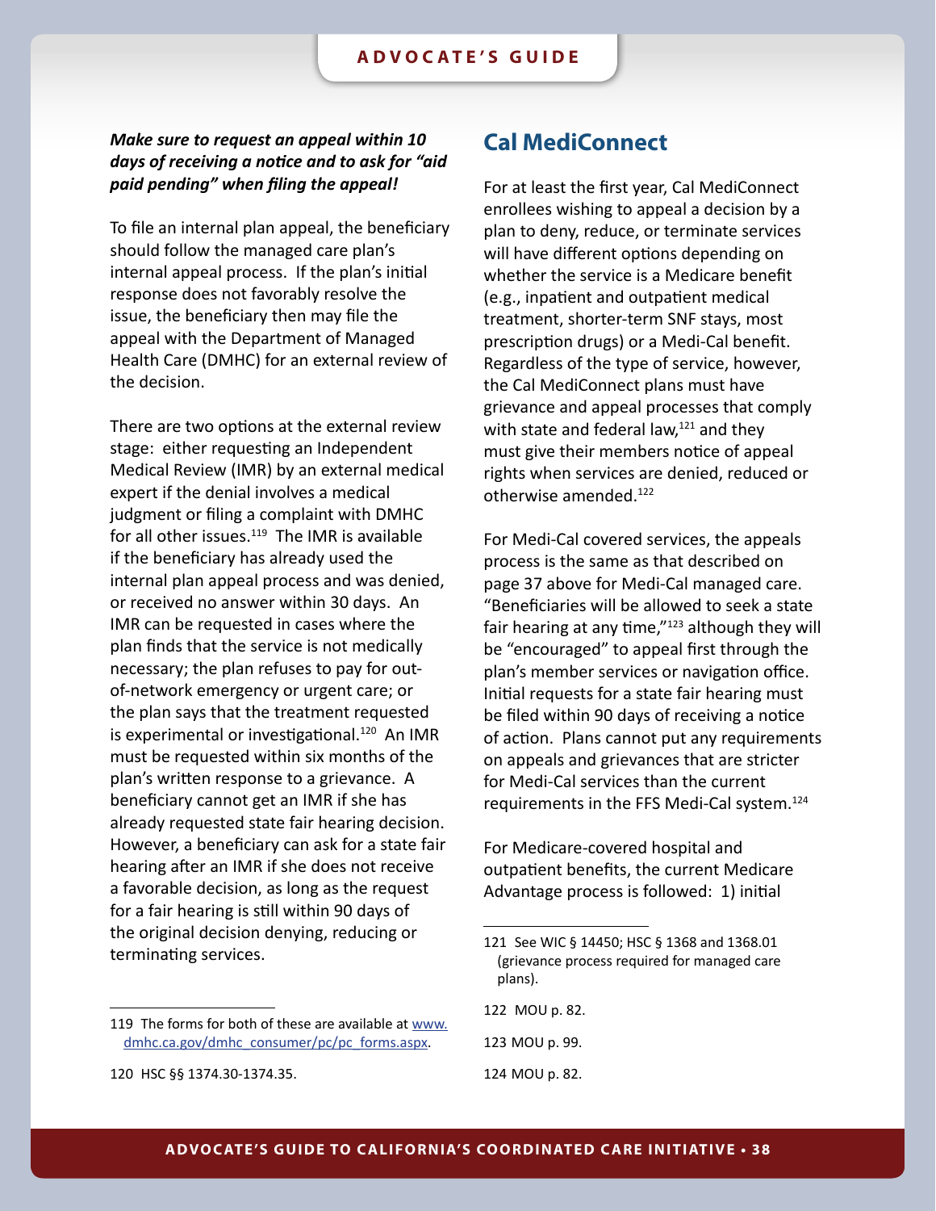***Make sure to request an appeal within 10 days of receiving a notice and to ask for "aid paid pending" when filing the appeal!***

To file an internal plan appeal, the beneficiary should follow the managed care plan's internal appeal process. If the plan's initial response does not favorably resolve the issue, the beneficiary then may file the appeal with the Department of Managed Health Care (DMHC) for an external review of the decision.

There are two options at the external review stage: either requesting an Independent Medical Review (IMR) by an external medical expert if the denial involves a medical judgment or filing a complaint with DMHC for all other issues.[119] The IMR is available if the beneficiary has already used the internal plan appeal process and was denied, or received no answer within 30 days. An IMR can be requested in cases where the plan finds that the service is not medically necessary; the plan refuses to pay for out-of-network emergency or urgent care; or the plan says that the treatment requested is experimental or investigational.[120] An IMR must be requested within six months of the plan's written response to a grievance. A beneficiary cannot get an IMR if she has already requested state fair hearing decision. However, a beneficiary can ask for a state fair hearing after an IMR if she does not receive a favorable decision, as long as the request for a fair hearing is still within 90 days of the original decision denying, reducing or terminating services.

## Cal MediConnect

For at least the first year, Cal MediConnect enrollees wishing to appeal a decision by a plan to deny, reduce, or terminate services will have different options depending on whether the service is a Medicare benefit (e.g., inpatient and outpatient medical treatment, shorter-term SNF stays, most prescription drugs) or a Medi-Cal benefit. Regardless of the type of service, however, the Cal MediConnect plans must have grievance and appeal processes that comply with state and federal law,[121] and they must give their members notice of appeal rights when services are denied, reduced or otherwise amended.[122]

For Medi-Cal covered services, the appeals process is the same as that described on page 37 above for Medi-Cal managed care. "Beneficiaries will be allowed to seek a state fair hearing at any time,"[123] although they will be "encouraged" to appeal first through the plan's member services or navigation office. Initial requests for a state fair hearing must be filed within 90 days of receiving a notice of action. Plans cannot put any requirements on appeals and grievances that are stricter for Medi-Cal services than the current requirements in the FFS Medi-Cal system.[124]

For Medicare-covered hospital and outpatient benefits, the current Medicare Advantage process is followed: 1) initial

---

119 The forms for both of these are available at [www.dmhc.ca.gov/dmhc_consumer/pc/pc_forms.aspx](http://www.dmhc.ca.gov/dmhc_consumer/pc/pc_forms.aspx).

120 HSC §§ 1374.30-1374.35.

121 See WIC § 14450; HSC § 1368 and 1368.01 (grievance process required for managed care plans).

122 MOU p. 82.

123 MOU p. 99.

124 MOU p. 82.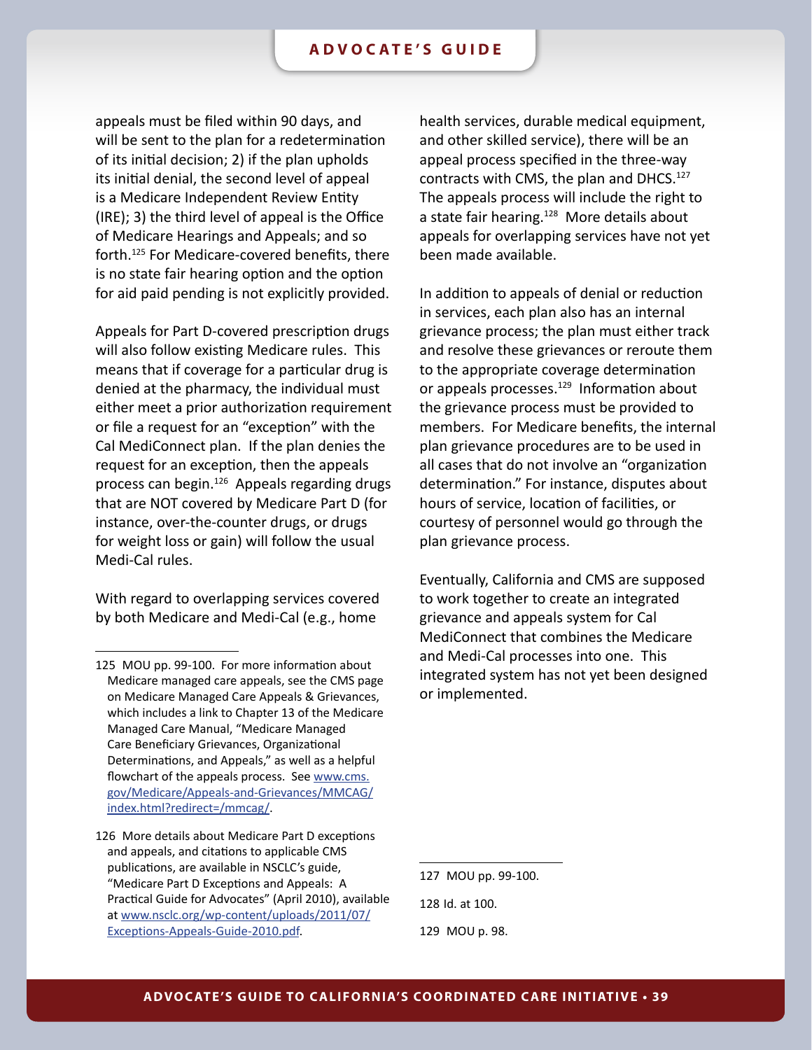appeals must be filed within 90 days, and will be sent to the plan for a redetermination of its initial decision; 2) if the plan upholds its initial denial, the second level of appeal is a Medicare Independent Review Entity (IRE); 3) the third level of appeal is the Office of Medicare Hearings and Appeals; and so forth.[125] For Medicare-covered benefits, there is no state fair hearing option and the option for aid paid pending is not explicitly provided.

Appeals for Part D-covered prescription drugs will also follow existing Medicare rules. This means that if coverage for a particular drug is denied at the pharmacy, the individual must either meet a prior authorization requirement or file a request for an "exception" with the Cal MediConnect plan. If the plan denies the request for an exception, then the appeals process can begin.[126] Appeals regarding drugs that are NOT covered by Medicare Part D (for instance, over-the-counter drugs, or drugs for weight loss or gain) will follow the usual Medi-Cal rules.

With regard to overlapping services covered by both Medicare and Medi-Cal (e.g., home health services, durable medical equipment, and other skilled service), there will be an appeal process specified in the three-way contracts with CMS, the plan and DHCS.[127] The appeals process will include the right to a state fair hearing.[128] More details about appeals for overlapping services have not yet been made available.

In addition to appeals of denial or reduction in services, each plan also has an internal grievance process; the plan must either track and resolve these grievances or reroute them to the appropriate coverage determination or appeals processes.[129] Information about the grievance process must be provided to members. For Medicare benefits, the internal plan grievance procedures are to be used in all cases that do not involve an "organization determination." For instance, disputes about hours of service, location of facilities, or courtesy of personnel would go through the plan grievance process.

Eventually, California and CMS are supposed to work together to create an integrated grievance and appeals system for Cal MediConnect that combines the Medicare and Medi-Cal processes into one. This integrated system has not yet been designed or implemented.

---

125 MOU pp. 99-100. For more information about Medicare managed care appeals, see the CMS page on Medicare Managed Care Appeals & Grievances, which includes a link to Chapter 13 of the Medicare Managed Care Manual, "Medicare Managed Care Beneficiary Grievances, Organizational Determinations, and Appeals," as well as a helpful flowchart of the appeals process. See www.cms.gov/Medicare/Appeals-and-Grievances/MMCAG/index.html?redirect=/mmcag/.

126 More details about Medicare Part D exceptions and appeals, and citations to applicable CMS publications, are available in NSCLC's guide, "Medicare Part D Exceptions and Appeals: A Practical Guide for Advocates" (April 2010), available at www.nsclc.org/wp-content/uploads/2011/07/Exceptions-Appeals-Guide-2010.pdf.

127 MOU pp. 99-100.

128 Id. at 100.

129 MOU p. 98.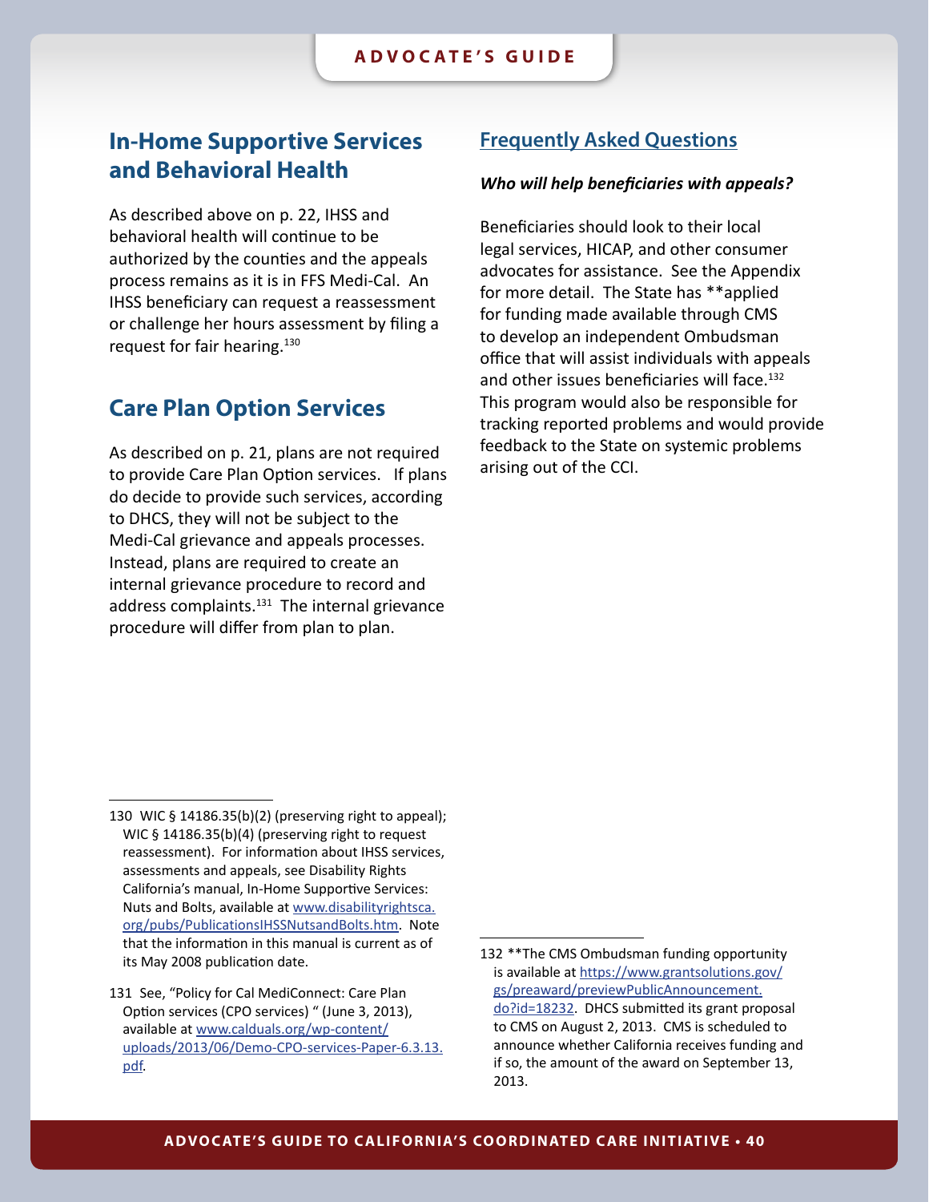## In-Home Supportive Services and Behavioral Health

As described above on p. 22, IHSS and behavioral health will continue to be authorized by the counties and the appeals process remains as it is in FFS Medi-Cal. An IHSS beneficiary can request a reassessment or challenge her hours assessment by filing a request for fair hearing.[130]

## Care Plan Option Services

As described on p. 21, plans are not required to provide Care Plan Option services. If plans do decide to provide such services, according to DHCS, they will not be subject to the Medi-Cal grievance and appeals processes. Instead, plans are required to create an internal grievance procedure to record and address complaints.[131] The internal grievance procedure will differ from plan to plan.

## Frequently Asked Questions

***Who will help beneficiaries with appeals?***

Beneficiaries should look to their local legal services, HICAP, and other consumer advocates for assistance. See the Appendix for more detail. The State has **applied for funding made available through CMS to develop an independent Ombudsman office that will assist individuals with appeals and other issues beneficiaries will face.[132] This program would also be responsible for tracking reported problems and would provide feedback to the State on systemic problems arising out of the CCI.

---

130 WIC § 14186.35(b)(2) (preserving right to appeal); WIC § 14186.35(b)(4) (preserving right to request reassessment). For information about IHSS services, assessments and appeals, see Disability Rights California's manual, In-Home Supportive Services: Nuts and Bolts, available at [www.disabilityrightsca.org/pubs/PublicationsIHSSNutsandBolts.htm](www.disabilityrightsca.org/pubs/PublicationsIHSSNutsandBolts.htm). Note that the information in this manual is current as of its May 2008 publication date.

131 See, "Policy for Cal MediConnect: Care Plan Option services (CPO services) " (June 3, 2013), available at [www.calduals.org/wp-content/uploads/2013/06/Demo-CPO-services-Paper-6.3.13.pdf](www.calduals.org/wp-content/uploads/2013/06/Demo-CPO-services-Paper-6.3.13.pdf).

132 **The CMS Ombudsman funding opportunity is available at [https://www.grantsolutions.gov/gs/preaward/previewPublicAnnouncement.do?id=18232](https://www.grantsolutions.gov/gs/preaward/previewPublicAnnouncement.do?id=18232). DHCS submitted its grant proposal to CMS on August 2, 2013. CMS is scheduled to announce whether California receives funding and if so, the amount of the award on September 13, 2013.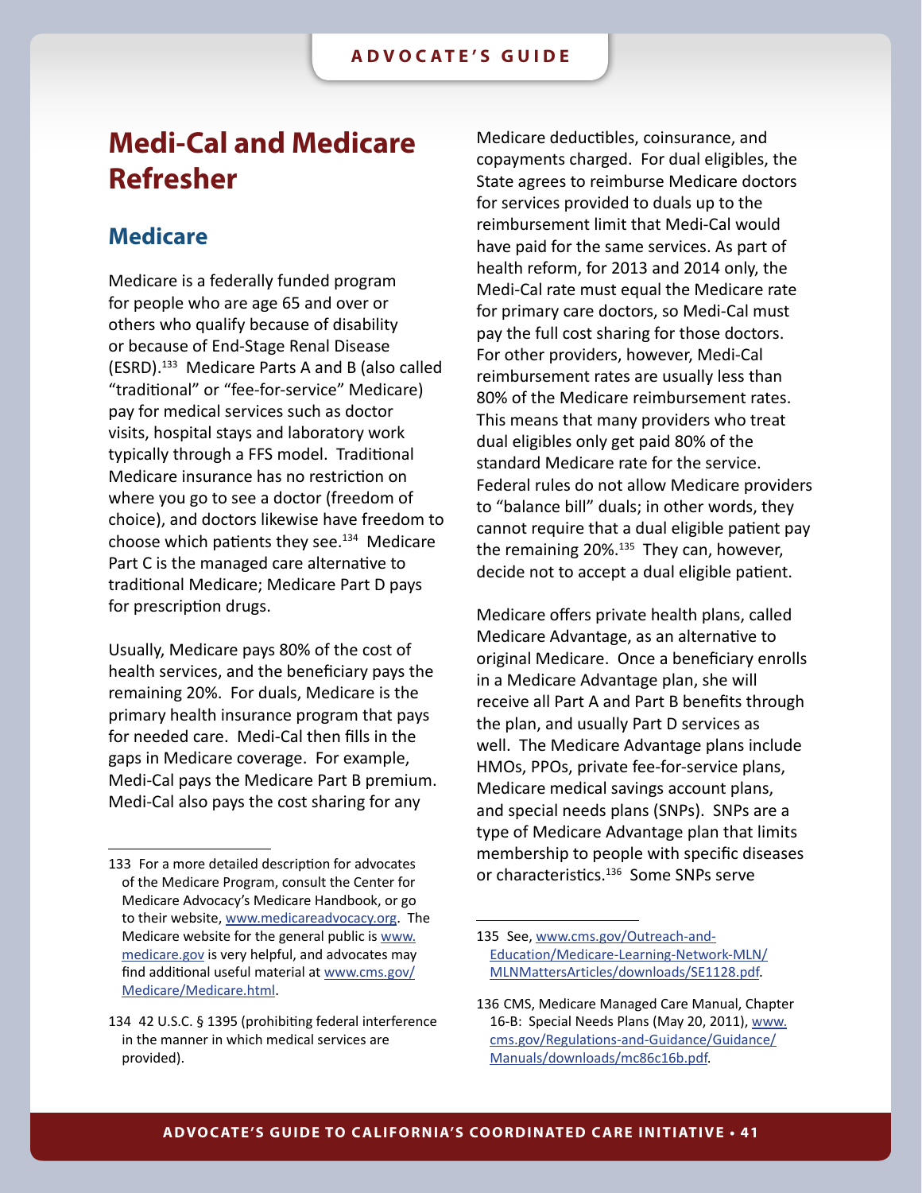# Medi-Cal and Medicare Refresher

## Medicare

Medicare is a federally funded program for people who are age 65 and over or others who qualify because of disability or because of End-Stage Renal Disease (ESRD).[133] Medicare Parts A and B (also called "traditional" or "fee-for-service" Medicare) pay for medical services such as doctor visits, hospital stays and laboratory work typically through a FFS model. Traditional Medicare insurance has no restriction on where you go to see a doctor (freedom of choice), and doctors likewise have freedom to choose which patients they see.[134] Medicare Part C is the managed care alternative to traditional Medicare; Medicare Part D pays for prescription drugs.

Usually, Medicare pays 80% of the cost of health services, and the beneficiary pays the remaining 20%. For duals, Medicare is the primary health insurance program that pays for needed care. Medi-Cal then fills in the gaps in Medicare coverage. For example, Medi-Cal pays the Medicare Part B premium. Medi-Cal also pays the cost sharing for any Medicare deductibles, coinsurance, and copayments charged. For dual eligibles, the State agrees to reimburse Medicare doctors for services provided to duals up to the reimbursement limit that Medi-Cal would have paid for the same services. As part of health reform, for 2013 and 2014 only, the Medi-Cal rate must equal the Medicare rate for primary care doctors, so Medi-Cal must pay the full cost sharing for those doctors. For other providers, however, Medi-Cal reimbursement rates are usually less than 80% of the Medicare reimbursement rates. This means that many providers who treat dual eligibles only get paid 80% of the standard Medicare rate for the service. Federal rules do not allow Medicare providers to "balance bill" duals; in other words, they cannot require that a dual eligible patient pay the remaining 20%.[135] They can, however, decide not to accept a dual eligible patient.

Medicare offers private health plans, called Medicare Advantage, as an alternative to original Medicare. Once a beneficiary enrolls in a Medicare Advantage plan, she will receive all Part A and Part B benefits through the plan, and usually Part D services as well. The Medicare Advantage plans include HMOs, PPOs, private fee-for-service plans, Medicare medical savings account plans, and special needs plans (SNPs). SNPs are a type of Medicare Advantage plan that limits membership to people with specific diseases or characteristics.[136] Some SNPs serve

---

133 For a more detailed description for advocates of the Medicare Program, consult the Center for Medicare Advocacy's Medicare Handbook, or go to their website, www.medicareadvocacy.org. The Medicare website for the general public is www.medicare.gov is very helpful, and advocates may find additional useful material at www.cms.gov/Medicare/Medicare.html.

134 42 U.S.C. § 1395 (prohibiting federal interference in the manner in which medical services are provided).

135 See, www.cms.gov/Outreach-and-Education/Medicare-Learning-Network-MLN/MLNMattersArticles/downloads/SE1128.pdf.

136 CMS, Medicare Managed Care Manual, Chapter 16-B: Special Needs Plans (May 20, 2011), www.cms.gov/Regulations-and-Guidance/Guidance/Manuals/downloads/mc86c16b.pdf.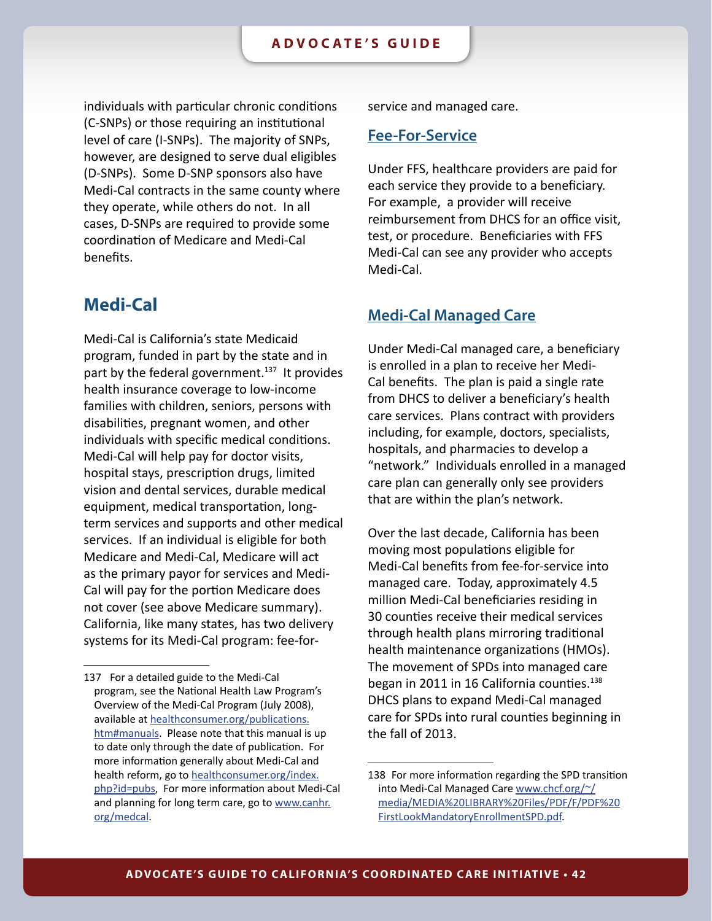individuals with particular chronic conditions (C-SNPs) or those requiring an institutional level of care (I-SNPs). The majority of SNPs, however, are designed to serve dual eligibles (D-SNPs). Some D-SNP sponsors also have Medi-Cal contracts in the same county where they operate, while others do not. In all cases, D-SNPs are required to provide some coordination of Medicare and Medi-Cal benefits.

## Medi-Cal

Medi-Cal is California's state Medicaid program, funded in part by the state and in part by the federal government.[137] It provides health insurance coverage to low-income families with children, seniors, persons with disabilities, pregnant women, and other individuals with specific medical conditions. Medi-Cal will help pay for doctor visits, hospital stays, prescription drugs, limited vision and dental services, durable medical equipment, medical transportation, long-term services and supports and other medical services. If an individual is eligible for both Medicare and Medi-Cal, Medicare will act as the primary payor for services and Medi-Cal will pay for the portion Medicare does not cover (see above Medicare summary). California, like many states, has two delivery systems for its Medi-Cal program: fee-for-service and managed care.

### Fee-For-Service

Under FFS, healthcare providers are paid for each service they provide to a beneficiary. For example, a provider will receive reimbursement from DHCS for an office visit, test, or procedure. Beneficiaries with FFS Medi-Cal can see any provider who accepts Medi-Cal.

### Medi-Cal Managed Care

Under Medi-Cal managed care, a beneficiary is enrolled in a plan to receive her Medi-Cal benefits. The plan is paid a single rate from DHCS to deliver a beneficiary's health care services. Plans contract with providers including, for example, doctors, specialists, hospitals, and pharmacies to develop a "network." Individuals enrolled in a managed care plan can generally only see providers that are within the plan's network.

Over the last decade, California has been moving most populations eligible for Medi-Cal benefits from fee-for-service into managed care. Today, approximately 4.5 million Medi-Cal beneficiaries residing in 30 counties receive their medical services through health plans mirroring traditional health maintenance organizations (HMOs). The movement of SPDs into managed care began in 2011 in 16 California counties.[138] DHCS plans to expand Medi-Cal managed care for SPDs into rural counties beginning in the fall of 2013.

---

137 For a detailed guide to the Medi-Cal program, see the National Health Law Program's Overview of the Medi-Cal Program (July 2008), available at healthconsumer.org/publications.htm#manuals. Please note that this manual is up to date only through the date of publication. For more information generally about Medi-Cal and health reform, go to healthconsumer.org/index.php?id=pubs, For more information about Medi-Cal and planning for long term care, go to www.canhr.org/medcal.

138 For more information regarding the SPD transition into Medi-Cal Managed Care www.chcf.org/~/media/MEDIA%20LIBRARY%20Files/PDF/F/PDF%20FirstLookMandatoryEnrollmentSPD.pdf.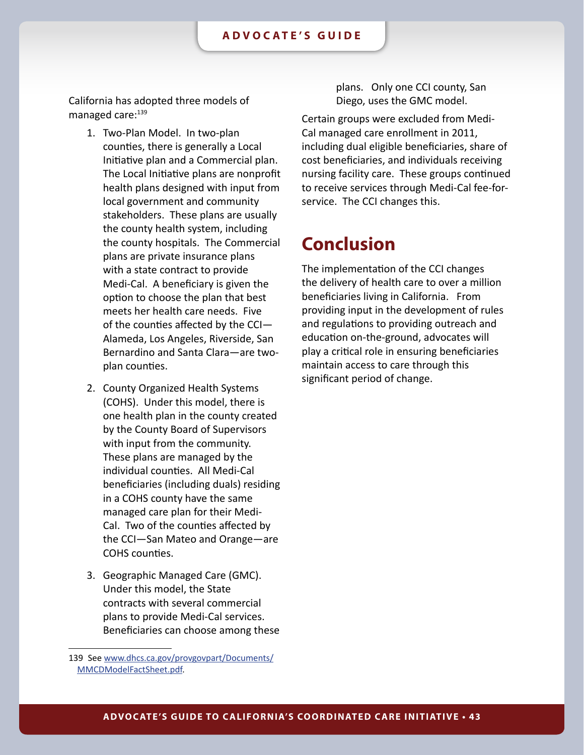California has adopted three models of managed care:[139]

1. Two-Plan Model. In two-plan counties, there is generally a Local Initiative plan and a Commercial plan. The Local Initiative plans are nonprofit health plans designed with input from local government and community stakeholders. These plans are usually the county health system, including the county hospitals. The Commercial plans are private insurance plans with a state contract to provide Medi-Cal. A beneficiary is given the option to choose the plan that best meets her health care needs. Five of the counties affected by the CCI—Alameda, Los Angeles, Riverside, San Bernardino and Santa Clara—are two-plan counties.

2. County Organized Health Systems (COHS). Under this model, there is one health plan in the county created by the County Board of Supervisors with input from the community. These plans are managed by the individual counties. All Medi-Cal beneficiaries (including duals) residing in a COHS county have the same managed care plan for their Medi-Cal. Two of the counties affected by the CCI—San Mateo and Orange—are COHS counties.

3. Geographic Managed Care (GMC). Under this model, the State contracts with several commercial plans to provide Medi-Cal services. Beneficiaries can choose among these plans. Only one CCI county, San Diego, uses the GMC model.

Certain groups were excluded from Medi-Cal managed care enrollment in 2011, including dual eligible beneficiaries, share of cost beneficiaries, and individuals receiving nursing facility care. These groups continued to receive services through Medi-Cal fee-for-service. The CCI changes this.

# Conclusion

The implementation of the CCI changes the delivery of health care to over a million beneficiaries living in California. From providing input in the development of rules and regulations to providing outreach and education on-the-ground, advocates will play a critical role in ensuring beneficiaries maintain access to care through this significant period of change.

---

139 See www.dhcs.ca.gov/provgovpart/Documents/MMCDModelFactSheet.pdf.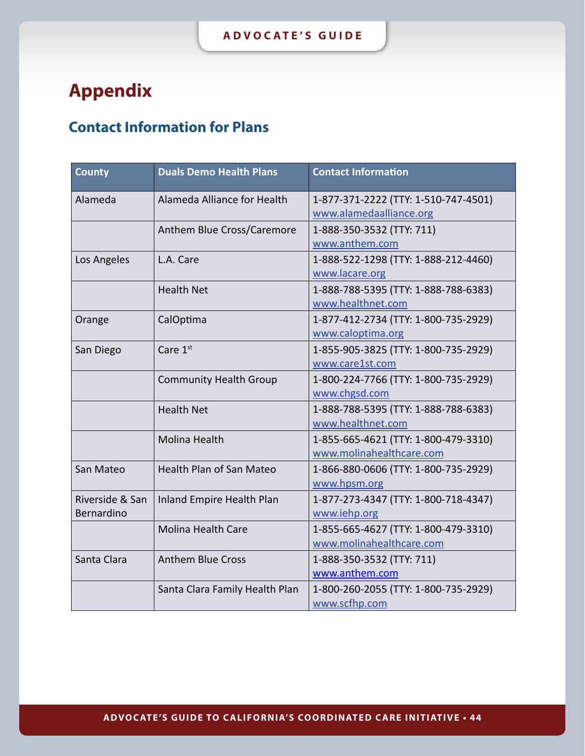# Appendix

## Contact Information for Plans

| County | Duals Demo Health Plans | Contact Information |
| --- | --- | --- |
| Alameda | Alameda Alliance for Health | 1-877-371-2222 (TTY: 1-510-747-4501) www.alamedaalliance.org |
| | Anthem Blue Cross/Caremore | 1-888-350-3532 (TTY: 711) www.anthem.com |
| Los Angeles | L.A. Care | 1-888-522-1298 (TTY: 1-888-212-4460) www.lacare.org |
| | Health Net | 1-888-788-5395 (TTY: 1-888-788-6383) www.healthnet.com |
| Orange | CalOptima | 1-877-412-2734 (TTY: 1-800-735-2929) www.caloptima.org |
| San Diego | Care 1st | 1-855-905-3825 (TTY: 1-800-735-2929) www.care1st.com |
| | Community Health Group | 1-800-224-7766 (TTY: 1-800-735-2929) www.chgsd.com |
| | Health Net | 1-888-788-5395 (TTY: 1-888-788-6383) www.healthnet.com |
| | Molina Health | 1-855-665-4621 (TTY: 1-800-479-3310) www.molinahealthcare.com |
| San Mateo | Health Plan of San Mateo | 1-866-880-0606 (TTY: 1-800-735-2929) www.hpsm.org |
| Riverside & San Bernardino | Inland Empire Health Plan | 1-877-273-4347 (TTY: 1-800-718-4347) www.iehp.org |
| | Molina Health Care | 1-855-665-4627 (TTY: 1-800-479-3310) www.molinahealthcare.com |
| Santa Clara | Anthem Blue Cross | 1-888-350-3532 (TTY: 711) www.anthem.com |
| | Santa Clara Family Health Plan | 1-800-260-2055 (TTY: 1-800-735-2929) www.scfhp.com |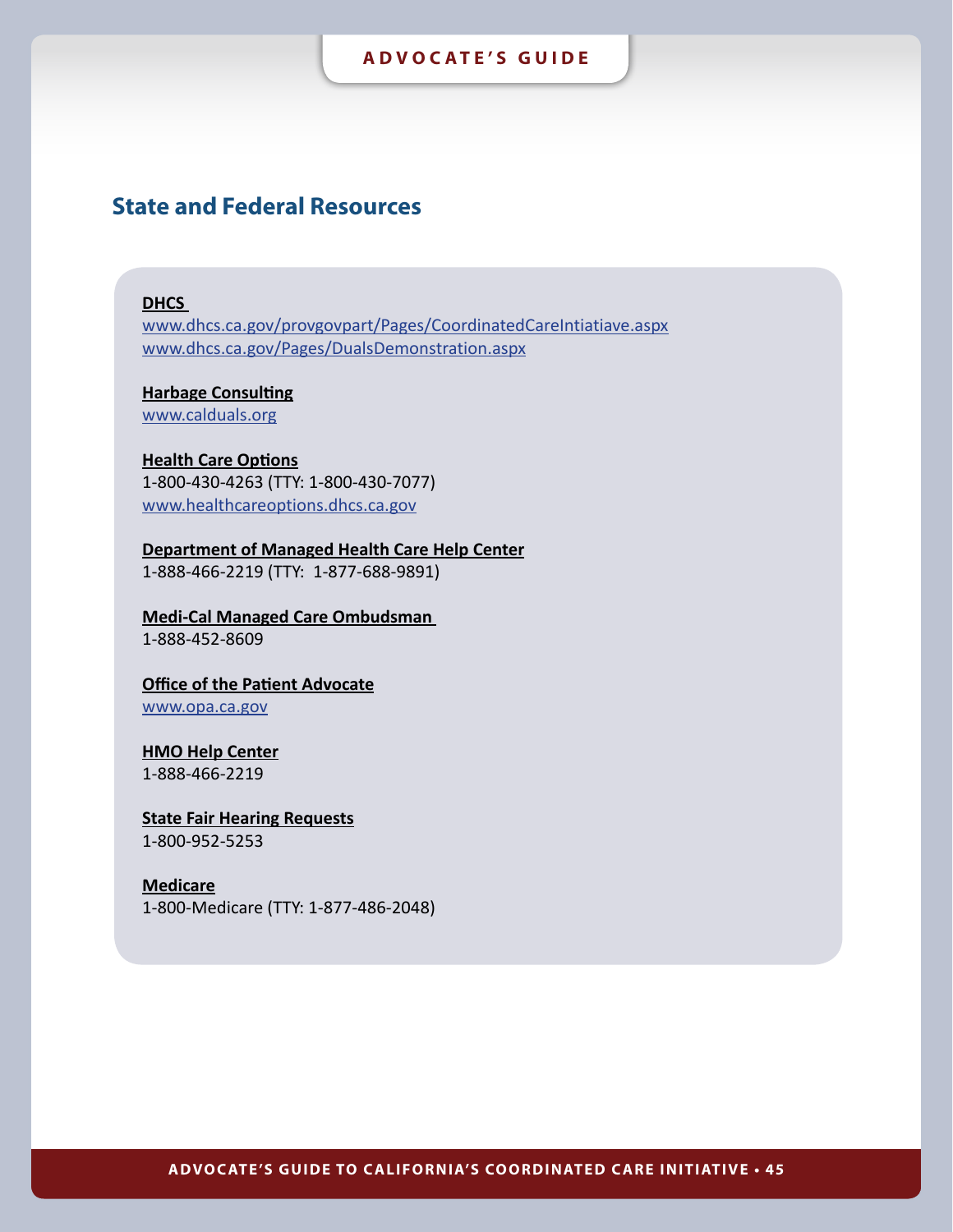## State and Federal Resources

**DHCS**
www.dhcs.ca.gov/provgovpart/Pages/CoordinatedCareIntiatiave.aspx
www.dhcs.ca.gov/Pages/DualsDemonstration.aspx

**Harbage Consulting**
www.calduals.org

**Health Care Options**
1-800-430-4263 (TTY: 1-800-430-7077)
www.healthcareoptions.dhcs.ca.gov

**Department of Managed Health Care Help Center**
1-888-466-2219 (TTY: 1-877-688-9891)

**Medi-Cal Managed Care Ombudsman**
1-888-452-8609

**Office of the Patient Advocate**
www.opa.ca.gov

**HMO Help Center**
1-888-466-2219

**State Fair Hearing Requests**
1-800-952-5253

**Medicare**
1-800-Medicare (TTY: 1-877-486-2048)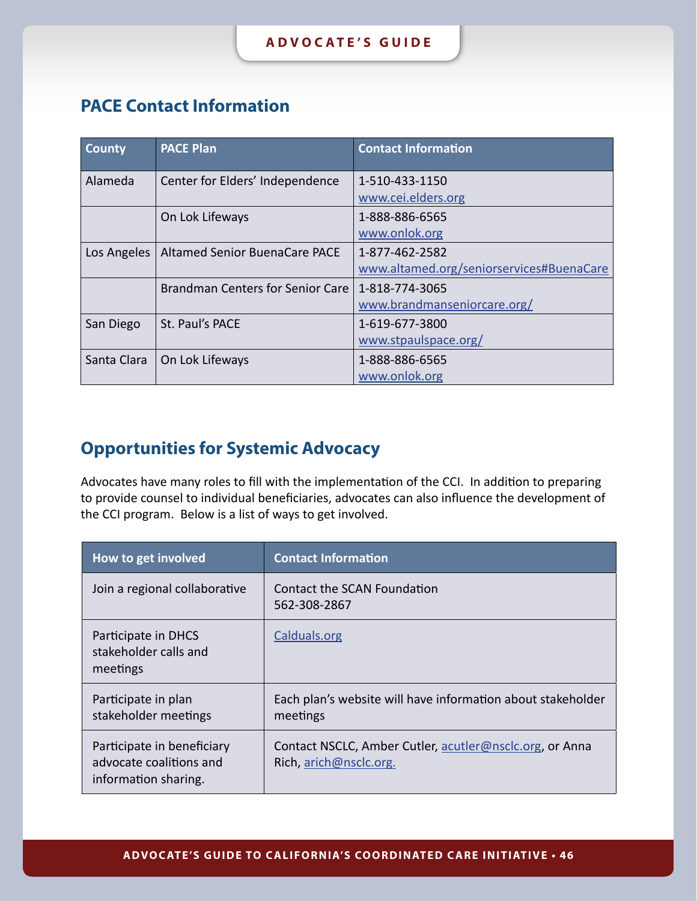## PACE Contact Information

| County | PACE Plan | Contact Information |
| --- | --- | --- |
| Alameda | Center for Elders' Independence | 1-510-433-1150 www.cei.elders.org |
| | On Lok Lifeways | 1-888-886-6565 www.onlok.org |
| Los Angeles | Altamed Senior BuenaCare PACE | 1-877-462-2582 www.altamed.org/seniorservices#BuenaCare |
| | Brandman Centers for Senior Care | 1-818-774-3065 www.brandmanseniorcare.org/ |
| San Diego | St. Paul's PACE | 1-619-677-3800 www.stpaulspace.org/ |
| Santa Clara | On Lok Lifeways | 1-888-886-6565 www.onlok.org |

## Opportunities for Systemic Advocacy

Advocates have many roles to fill with the implementation of the CCI. In addition to preparing to provide counsel to individual beneficiaries, advocates can also influence the development of the CCI program. Below is a list of ways to get involved.

| How to get involved | Contact Information |
| --- | --- |
| Join a regional collaborative | Contact the SCAN Foundation 562-308-2867 |
| Participate in DHCS stakeholder calls and meetings | Calduals.org |
| Participate in plan stakeholder meetings | Each plan's website will have information about stakeholder meetings |
| Participate in beneficiary advocate coalitions and information sharing. | Contact NSCLC, Amber Cutler, acutler@nsclc.org, or Anna Rich, arich@nsclc.org. |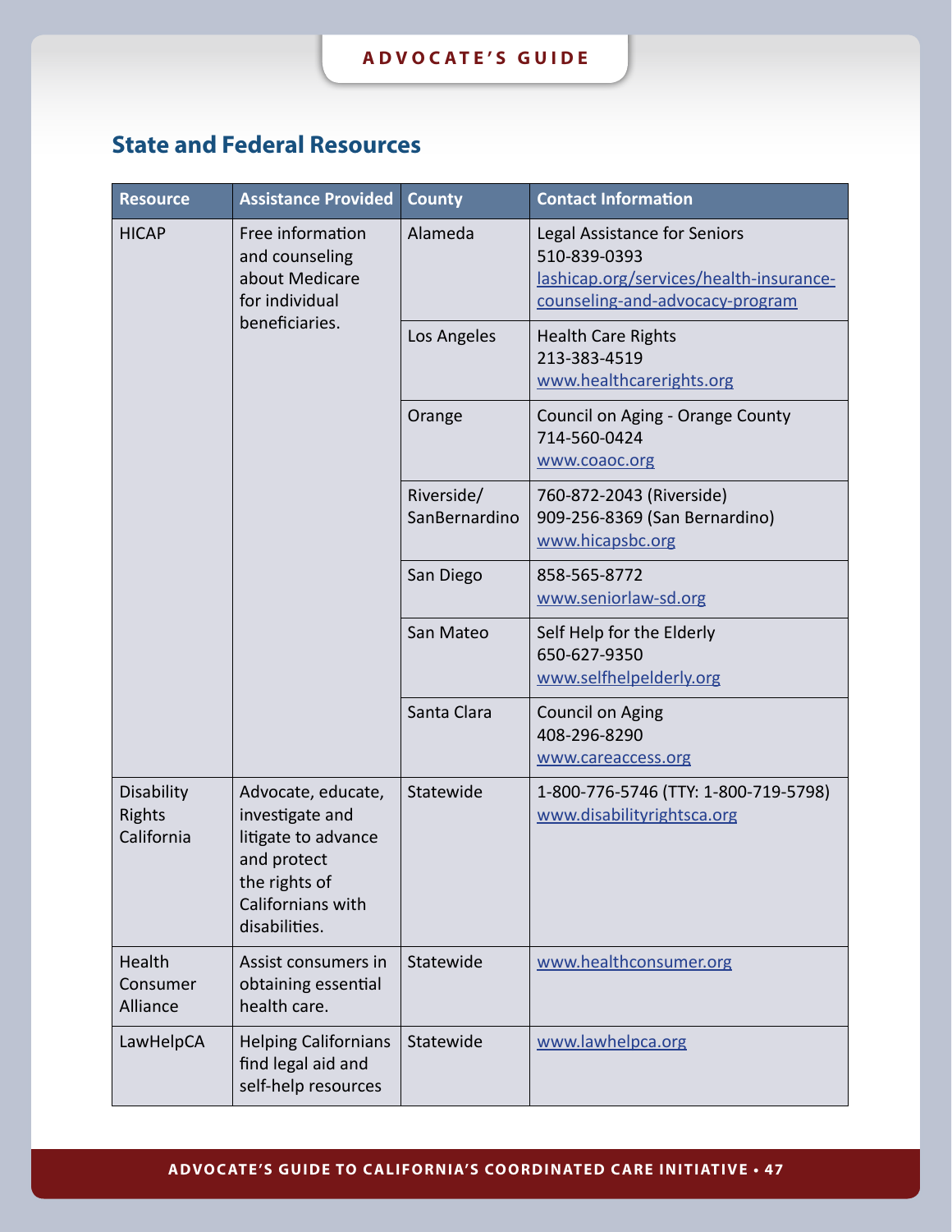## State and Federal Resources

| Resource | Assistance Provided | County | Contact Information |
|---|---|---|---|
| HICAP | Free information and counseling about Medicare for individual beneficiaries. | Alameda | Legal Assistance for Seniors<br>510-839-0393<br>lashicap.org/services/health-insurance-counseling-and-advocacy-program |
| | | Los Angeles | Health Care Rights<br>213-383-4519<br>www.healthcarerights.org |
| | | Orange | Council on Aging - Orange County<br>714-560-0424<br>www.coaoc.org |
| | | Riverside/ SanBernardino | 760-872-2043 (Riverside)<br>909-256-8369 (San Bernardino)<br>www.hicapsbc.org |
| | | San Diego | 858-565-8772<br>www.seniorlaw-sd.org |
| | | San Mateo | Self Help for the Elderly<br>650-627-9350<br>www.selfhelpelderly.org |
| | | Santa Clara | Council on Aging<br>408-296-8290<br>www.careaccess.org |
| Disability Rights California | Advocate, educate, investigate and litigate to advance and protect the rights of Californians with disabilities. | Statewide | 1-800-776-5746 (TTY: 1-800-719-5798)<br>www.disabilityrightsca.org |
| Health Consumer Alliance | Assist consumers in obtaining essential health care. | Statewide | www.healthconsumer.org |
| LawHelpCA | Helping Californians find legal aid and self-help resources | Statewide | www.lawhelpca.org |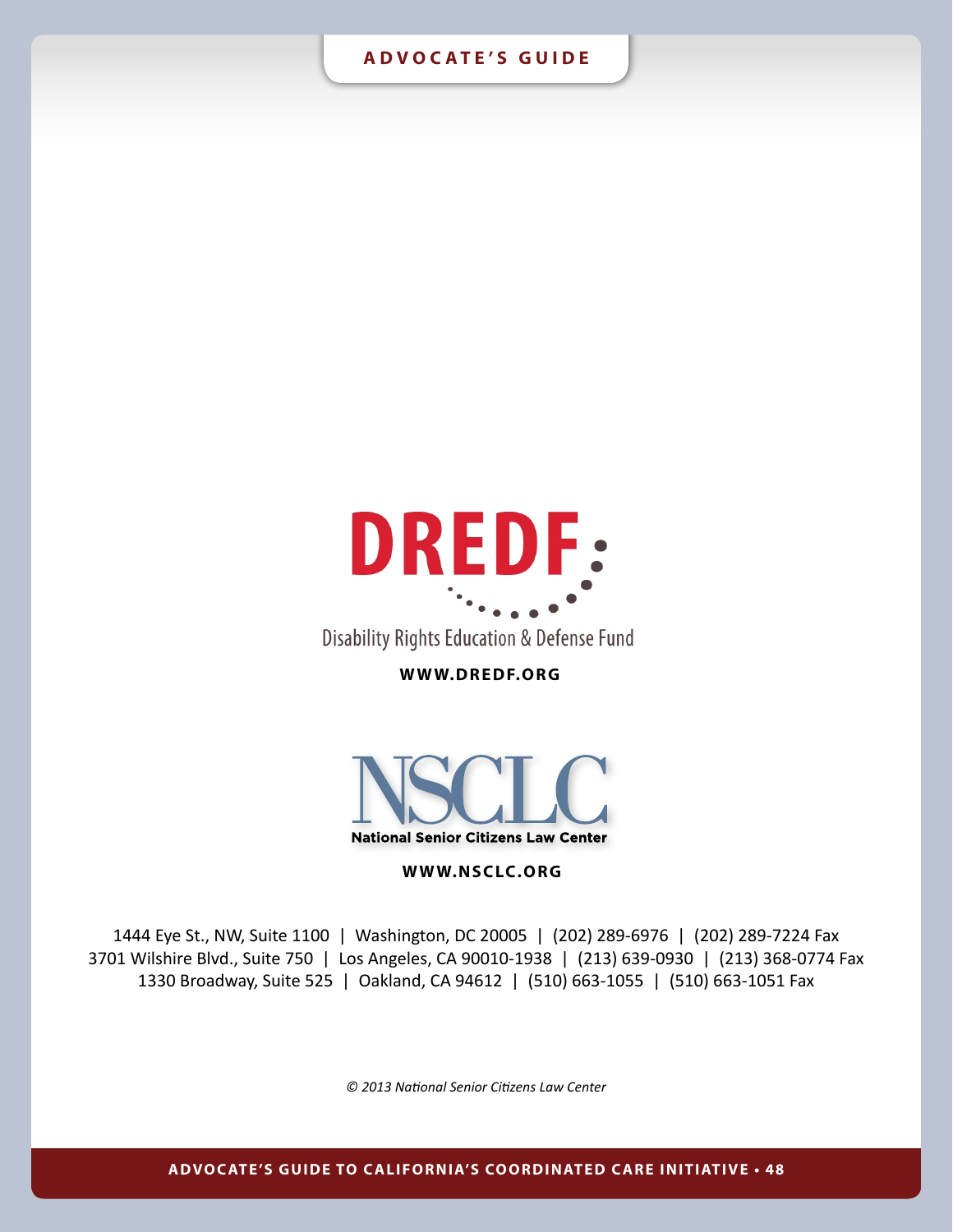DREDF

Disability Rights Education & Defense Fund

**WWW.DREDF.ORG**

NSCLC

National Senior Citizens Law Center

**WWW.NSCLC.ORG**

1444 Eye St., NW, Suite 1100 | Washington, DC 20005 | (202) 289-6976 | (202) 289-7224 Fax
3701 Wilshire Blvd., Suite 750 | Los Angeles, CA 90010-1938 | (213) 639-0930 | (213) 368-0774 Fax
1330 Broadway, Suite 525 | Oakland, CA 94612 | (510) 663-1055 | (510) 663-1051 Fax

*© 2013 National Senior Citizens Law Center*